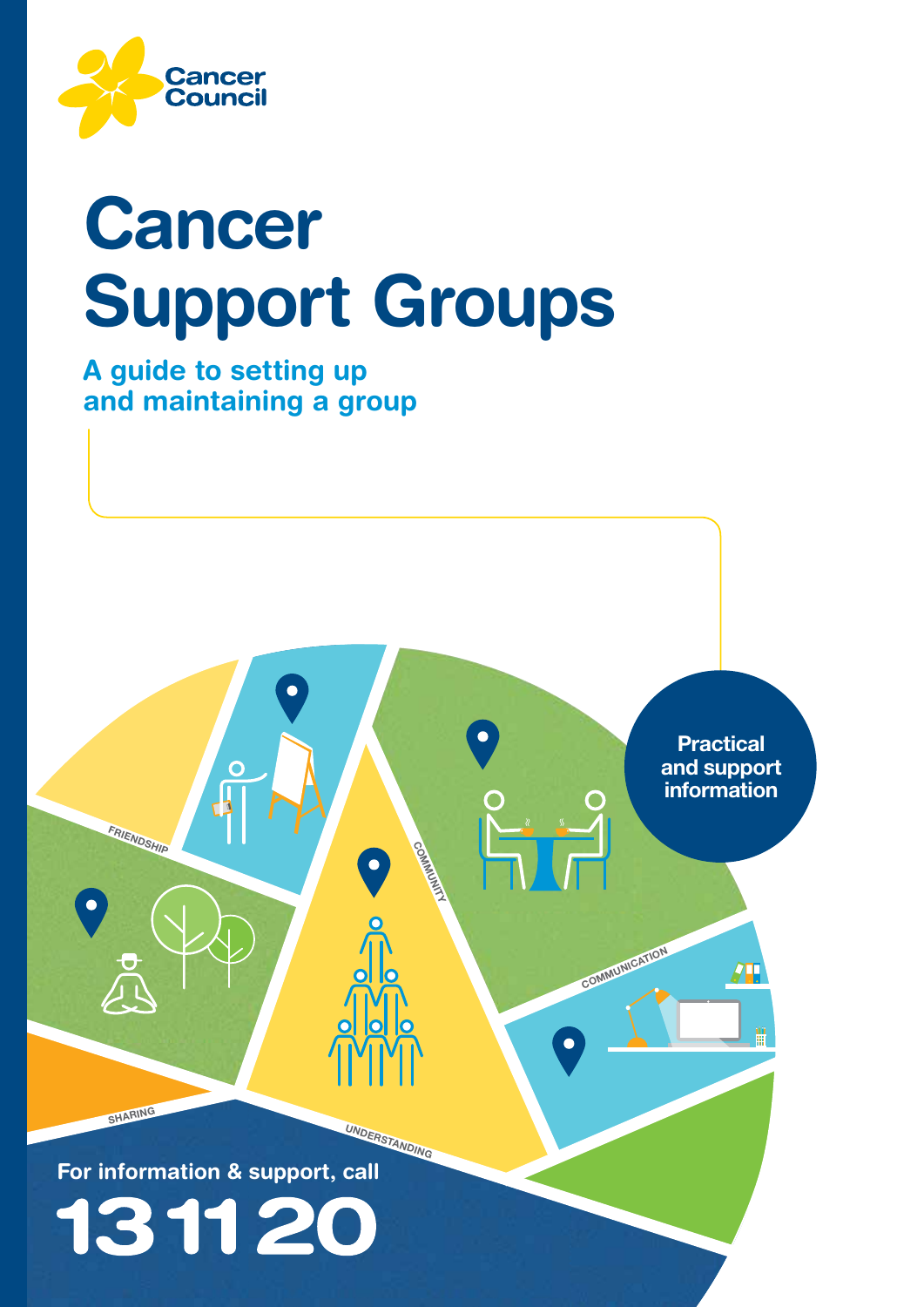Cancer Council

# Cancer Support Groups

## A guide to setting up and maintaining a group

Practical and support information

For information & support, call

**13 11 20**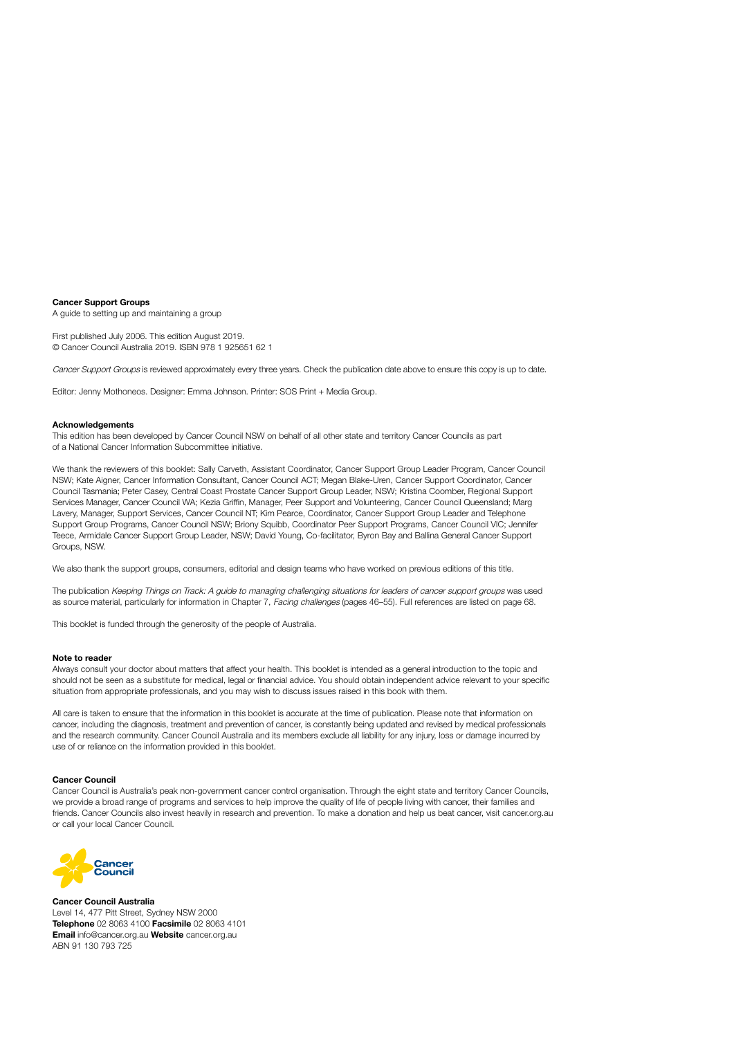**Cancer Support Groups**
A guide to setting up and maintaining a group

First published July 2006. This edition August 2019.
© Cancer Council Australia 2019. ISBN 978 1 925651 62 1

*Cancer Support Groups* is reviewed approximately every three years. Check the publication date above to ensure this copy is up to date.

Editor: Jenny Mothoneos. Designer: Emma Johnson. Printer: SOS Print + Media Group.

**Acknowledgements**
This edition has been developed by Cancer Council NSW on behalf of all other state and territory Cancer Councils as part of a National Cancer Information Subcommittee initiative.

We thank the reviewers of this booklet: Sally Carveth, Assistant Coordinator, Cancer Support Group Leader Program, Cancer Council NSW; Kate Aigner, Cancer Information Consultant, Cancer Council ACT; Megan Blake-Uren, Cancer Support Coordinator, Cancer Council Tasmania; Peter Casey, Central Coast Prostate Cancer Support Group Leader, NSW; Kristina Coomber, Regional Support Services Manager, Cancer Council WA; Kezia Griffin, Manager, Peer Support and Volunteering, Cancer Council Queensland; Marg Lavery, Manager, Support Services, Cancer Council NT; Kim Pearce, Coordinator, Cancer Support Group Leader and Telephone Support Group Programs, Cancer Council NSW; Briony Squibb, Coordinator Peer Support Programs, Cancer Council VIC; Jennifer Teece, Armidale Cancer Support Group Leader, NSW; David Young, Co-facilitator, Byron Bay and Ballina General Cancer Support Groups, NSW.

We also thank the support groups, consumers, editorial and design teams who have worked on previous editions of this title.

The publication *Keeping Things on Track: A guide to managing challenging situations for leaders of cancer support groups* was used as source material, particularly for information in Chapter 7, *Facing challenges* (pages 46–55). Full references are listed on page 68.

This booklet is funded through the generosity of the people of Australia.

**Note to reader**
Always consult your doctor about matters that affect your health. This booklet is intended as a general introduction to the topic and should not be seen as a substitute for medical, legal or financial advice. You should obtain independent advice relevant to your specific situation from appropriate professionals, and you may wish to discuss issues raised in this book with them.

All care is taken to ensure that the information in this booklet is accurate at the time of publication. Please note that information on cancer, including the diagnosis, treatment and prevention of cancer, is constantly being updated and revised by medical professionals and the research community. Cancer Council Australia and its members exclude all liability for any injury, loss or damage incurred by use of or reliance on the information provided in this booklet.

**Cancer Council**
Cancer Council is Australia's peak non-government cancer control organisation. Through the eight state and territory Cancer Councils, we provide a broad range of programs and services to help improve the quality of life of people living with cancer, their families and friends. Cancer Councils also invest heavily in research and prevention. To make a donation and help us beat cancer, visit cancer.org.au or call your local Cancer Council.

Cancer Council

**Cancer Council Australia**
Level 14, 477 Pitt Street, Sydney NSW 2000
**Telephone** 02 8063 4100 **Facsimile** 02 8063 4101
**Email** info@cancer.org.au **Website** cancer.org.au
ABN 91 130 793 725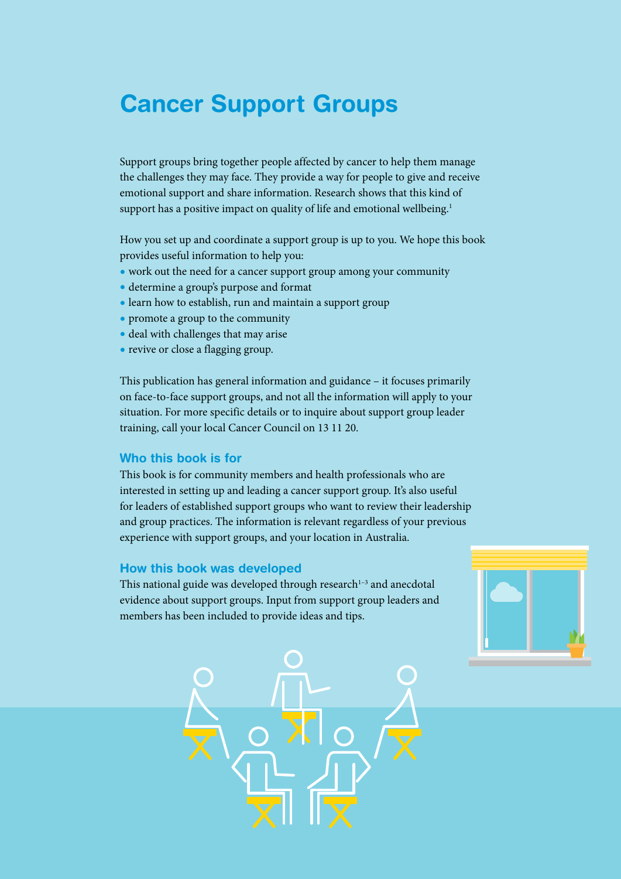# Cancer Support Groups

Support groups bring together people affected by cancer to help them manage the challenges they may face. They provide a way for people to give and receive emotional support and share information. Research shows that this kind of support has a positive impact on quality of life and emotional wellbeing.[1]

How you set up and coordinate a support group is up to you. We hope this book provides useful information to help you:

- work out the need for a cancer support group among your community
- determine a group's purpose and format
- learn how to establish, run and maintain a support group
- promote a group to the community
- deal with challenges that may arise
- revive or close a flagging group.

This publication has general information and guidance – it focuses primarily on face-to-face support groups, and not all the information will apply to your situation. For more specific details or to inquire about support group leader training, call your local Cancer Council on 13 11 20.

### Who this book is for

This book is for community members and health professionals who are interested in setting up and leading a cancer support group. It's also useful for leaders of established support groups who want to review their leadership and group practices. The information is relevant regardless of your previous experience with support groups, and your location in Australia.

### How this book was developed

This national guide was developed through research[1–3] and anecdotal evidence about support groups. Input from support group leaders and members has been included to provide ideas and tips.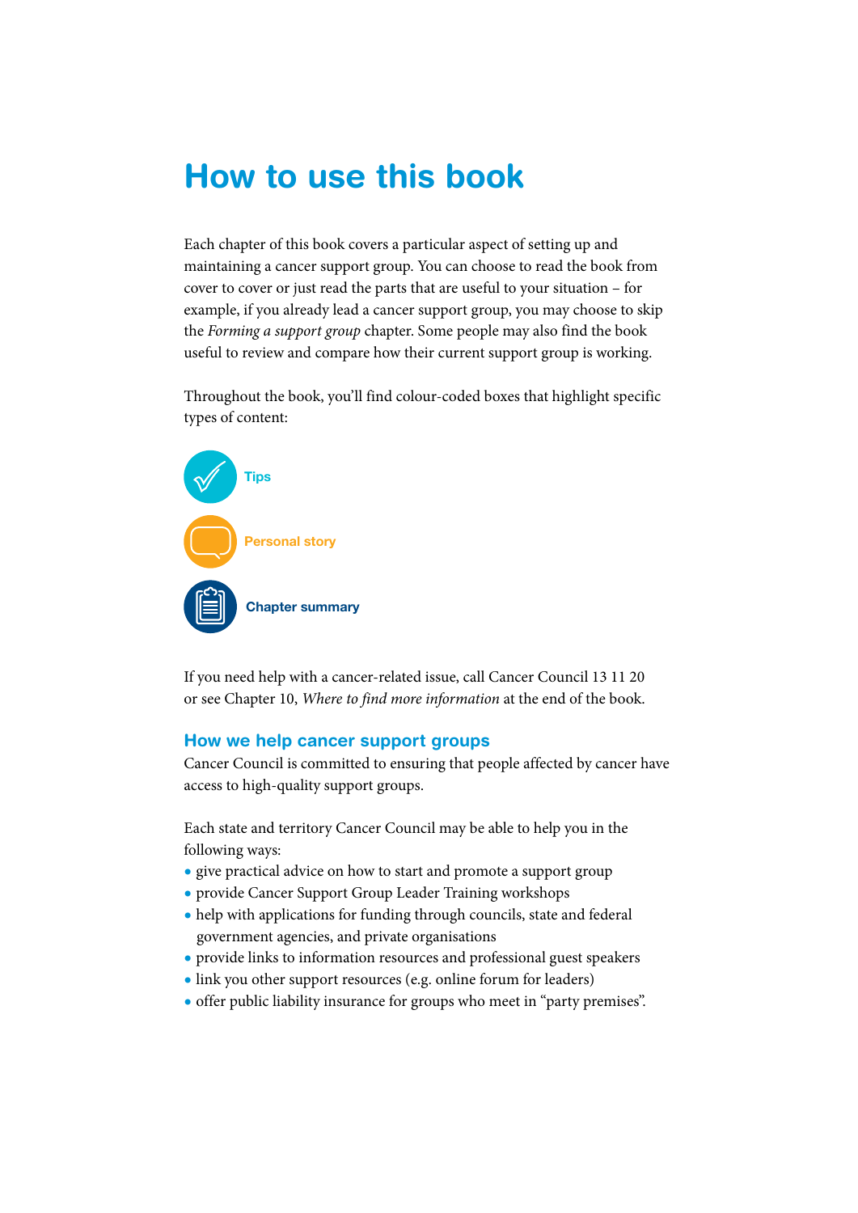# How to use this book

Each chapter of this book covers a particular aspect of setting up and maintaining a cancer support group. You can choose to read the book from cover to cover or just read the parts that are useful to your situation – for example, if you already lead a cancer support group, you may choose to skip the *Forming a support group* chapter. Some people may also find the book useful to review and compare how their current support group is working.

Throughout the book, you'll find colour-coded boxes that highlight specific types of content:

- **Tips**
- **Personal story**
- **Chapter summary**

If you need help with a cancer-related issue, call Cancer Council 13 11 20 or see Chapter 10, *Where to find more information* at the end of the book.

## How we help cancer support groups

Cancer Council is committed to ensuring that people affected by cancer have access to high-quality support groups.

Each state and territory Cancer Council may be able to help you in the following ways:

- give practical advice on how to start and promote a support group
- provide Cancer Support Group Leader Training workshops
- help with applications for funding through councils, state and federal government agencies, and private organisations
- provide links to information resources and professional guest speakers
- link you other support resources (e.g. online forum for leaders)
- offer public liability insurance for groups who meet in "party premises".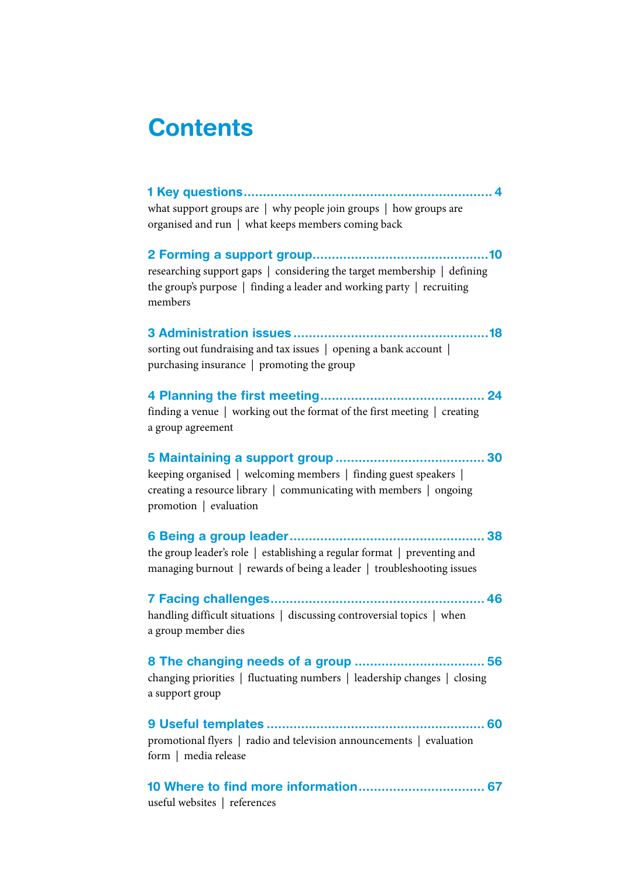# Contents

**1 Key questions** ........................................................................ 4
what support groups are | why people join groups | how groups are organised and run | what keeps members coming back

**2 Forming a support group** ........................................................ 10
researching support gaps | considering the target membership | defining the group's purpose | finding a leader and working party | recruiting members

**3 Administration issues** ............................................................ 18
sorting out fundraising and tax issues | opening a bank account | purchasing insurance | promoting the group

**4 Planning the first meeting** ...................................................... 24
finding a venue | working out the format of the first meeting | creating a group agreement

**5 Maintaining a support group** .................................................. 30
keeping organised | welcoming members | finding guest speakers | creating a resource library | communicating with members | ongoing promotion | evaluation

**6 Being a group leader** .............................................................. 38
the group leader's role | establishing a regular format | preventing and managing burnout | rewards of being a leader | troubleshooting issues

**7 Facing challenges** ................................................................... 46
handling difficult situations | discussing controversial topics | when a group member dies

**8 The changing needs of a group** ............................................... 56
changing priorities | fluctuating numbers | leadership changes | closing a support group

**9 Useful templates** ..................................................................... 60
promotional flyers | radio and television announcements | evaluation form | media release

**10 Where to find more information** ............................................ 67
useful websites | references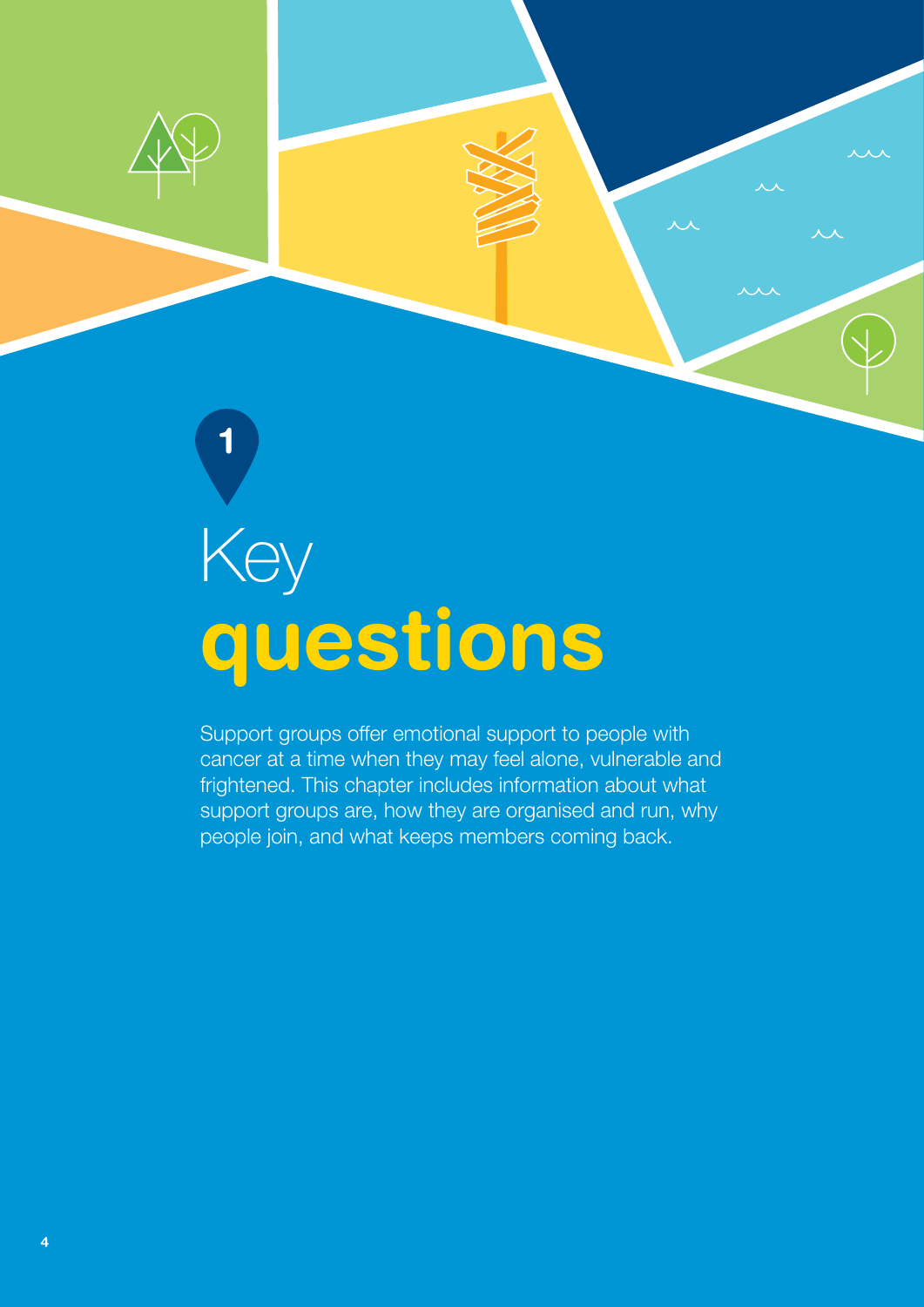# 1 Key questions

Support groups offer emotional support to people with cancer at a time when they may feel alone, vulnerable and frightened. This chapter includes information about what support groups are, how they are organised and run, why people join, and what keeps members coming back.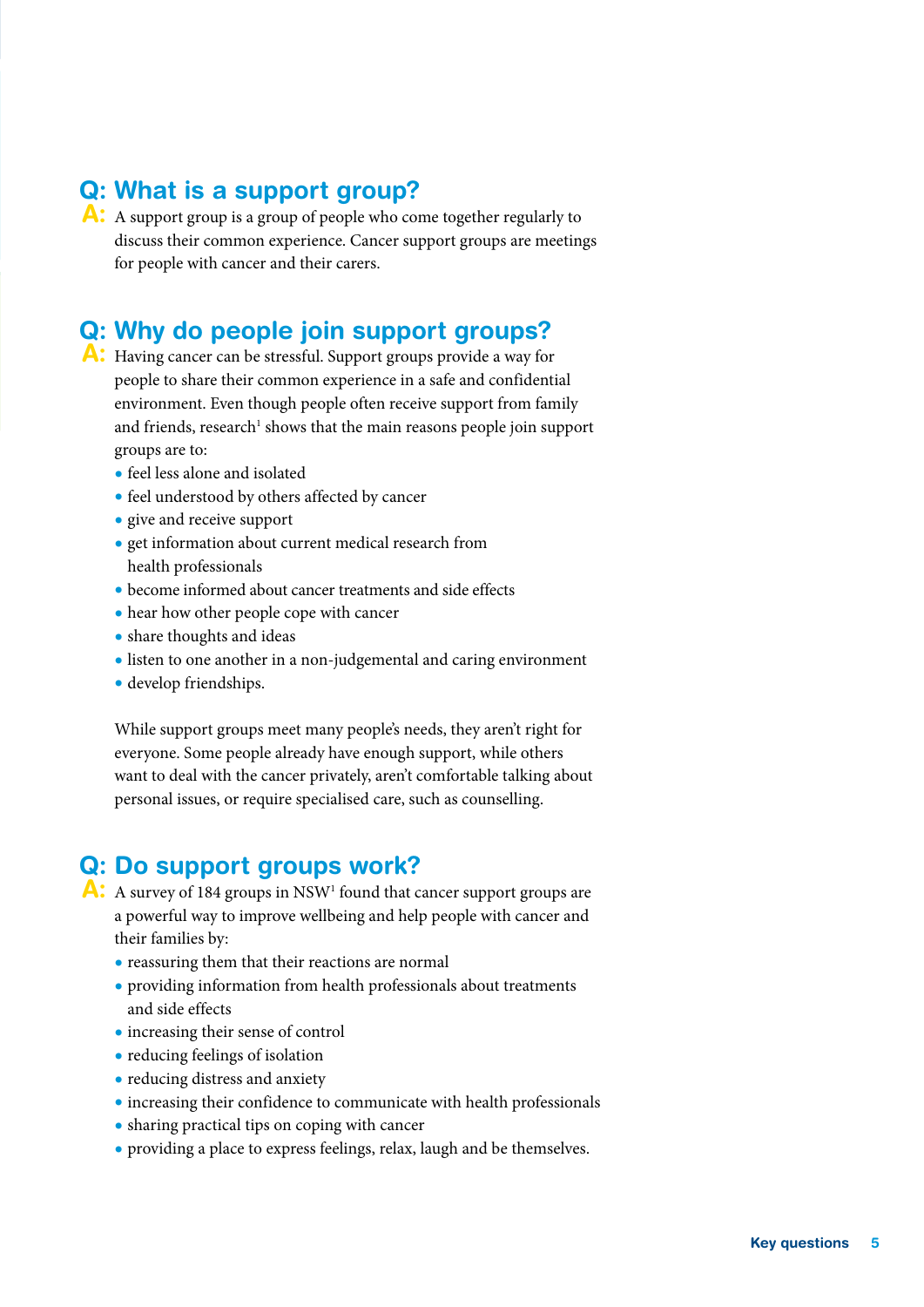## Q: What is a support group?

**A:** A support group is a group of people who come together regularly to discuss their common experience. Cancer support groups are meetings for people with cancer and their carers.

## Q: Why do people join support groups?

**A:** Having cancer can be stressful. Support groups provide a way for people to share their common experience in a safe and confidential environment. Even though people often receive support from family and friends, research[1] shows that the main reasons people join support groups are to:

- feel less alone and isolated
- feel understood by others affected by cancer
- give and receive support
- get information about current medical research from health professionals
- become informed about cancer treatments and side effects
- hear how other people cope with cancer
- share thoughts and ideas
- listen to one another in a non-judgemental and caring environment
- develop friendships.

While support groups meet many people's needs, they aren't right for everyone. Some people already have enough support, while others want to deal with the cancer privately, aren't comfortable talking about personal issues, or require specialised care, such as counselling.

## Q: Do support groups work?

**A:** A survey of 184 groups in NSW[1] found that cancer support groups are a powerful way to improve wellbeing and help people with cancer and their families by:

- reassuring them that their reactions are normal
- providing information from health professionals about treatments and side effects
- increasing their sense of control
- reducing feelings of isolation
- reducing distress and anxiety
- increasing their confidence to communicate with health professionals
- sharing practical tips on coping with cancer
- providing a place to express feelings, relax, laugh and be themselves.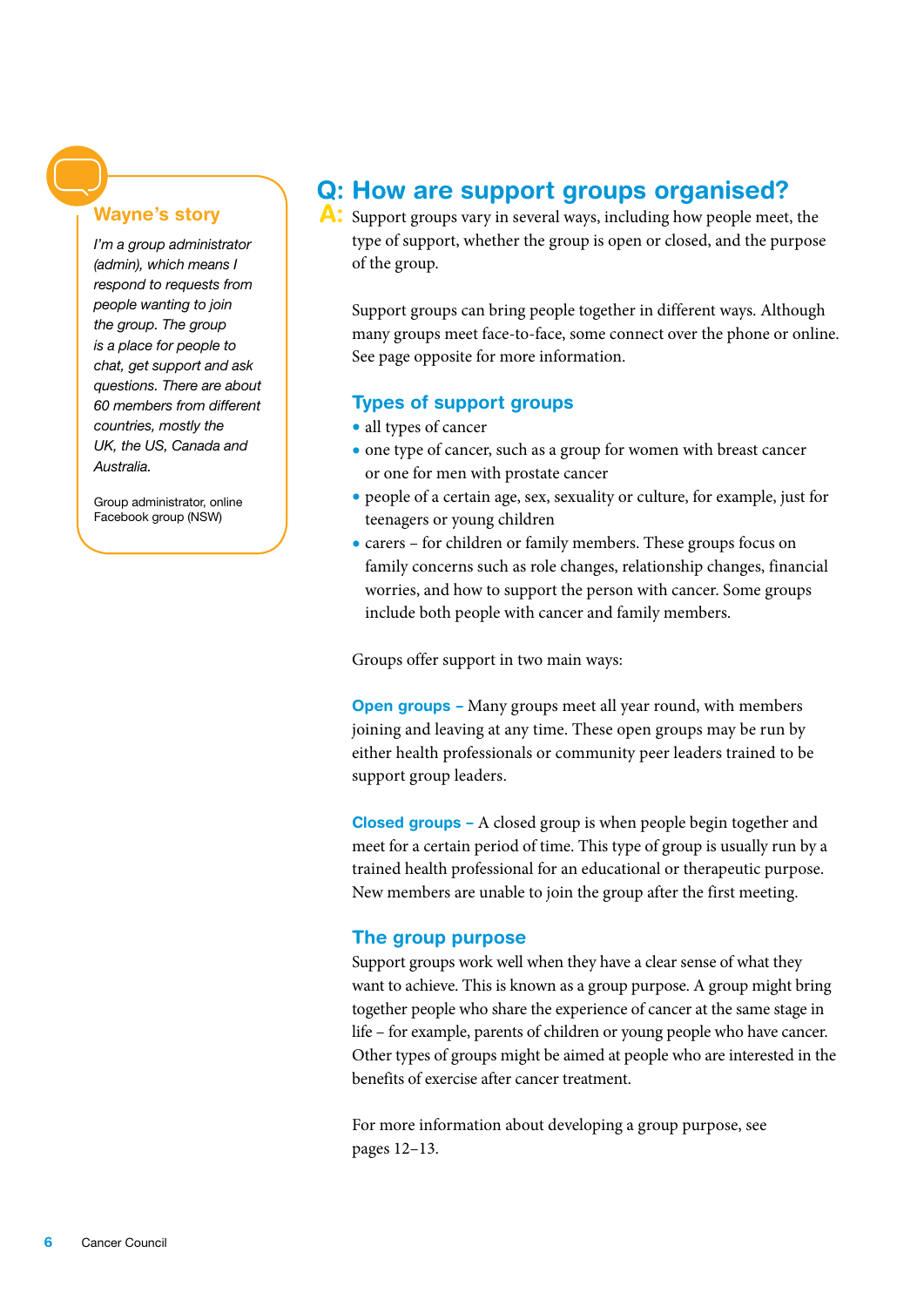### Wayne's story

*I'm a group administrator (admin), which means I respond to requests from people wanting to join the group. The group is a place for people to chat, get support and ask questions. There are about 60 members from different countries, mostly the UK, the US, Canada and Australia.*

Group administrator, online Facebook group (NSW)

## Q: How are support groups organised?

**A:** Support groups vary in several ways, including how people meet, the type of support, whether the group is open or closed, and the purpose of the group.

Support groups can bring people together in different ways. Although many groups meet face-to-face, some connect over the phone or online. See page opposite for more information.

### Types of support groups

- all types of cancer
- one type of cancer, such as a group for women with breast cancer or one for men with prostate cancer
- people of a certain age, sex, sexuality or culture, for example, just for teenagers or young children
- carers – for children or family members. These groups focus on family concerns such as role changes, relationship changes, financial worries, and how to support the person with cancer. Some groups include both people with cancer and family members.

Groups offer support in two main ways:

**Open groups –** Many groups meet all year round, with members joining and leaving at any time. These open groups may be run by either health professionals or community peer leaders trained to be support group leaders.

**Closed groups –** A closed group is when people begin together and meet for a certain period of time. This type of group is usually run by a trained health professional for an educational or therapeutic purpose. New members are unable to join the group after the first meeting.

### The group purpose

Support groups work well when they have a clear sense of what they want to achieve. This is known as a group purpose. A group might bring together people who share the experience of cancer at the same stage in life – for example, parents of children or young people who have cancer. Other types of groups might be aimed at people who are interested in the benefits of exercise after cancer treatment.

For more information about developing a group purpose, see pages 12–13.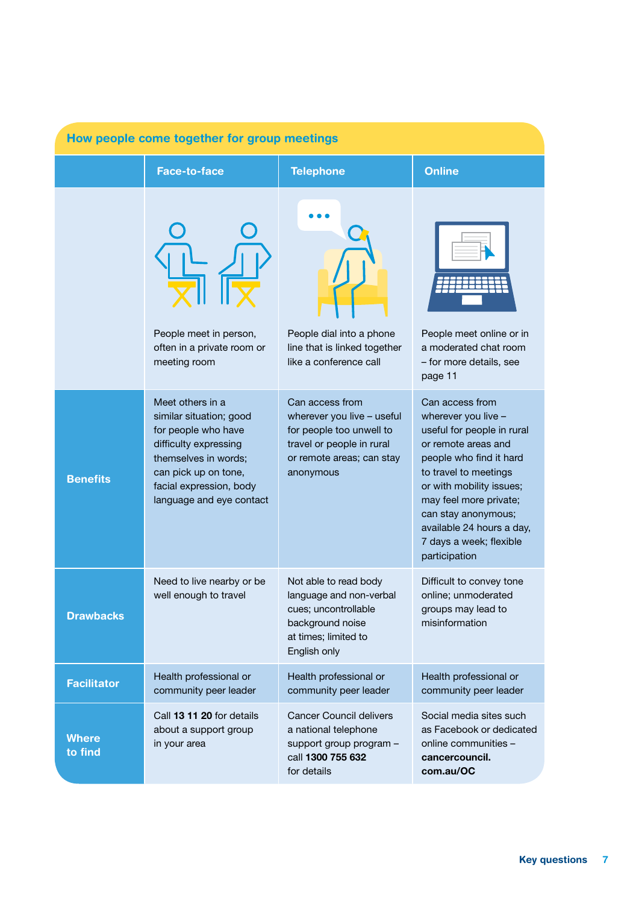## How people come together for group meetings

| | Face-to-face | Telephone | Online |
|---|---|---|---|
| | People meet in person, often in a private room or meeting room | People dial into a phone line that is linked together like a conference call | People meet online or in a moderated chat room – for more details, see page 11 |
| **Benefits** | Meet others in a similar situation; good for people who have difficulty expressing themselves in words; can pick up on tone, facial expression, body language and eye contact | Can access from wherever you live – useful for people too unwell to travel or people in rural or remote areas; can stay anonymous | Can access from wherever you live – useful for people in rural or remote areas and people who find it hard to travel to meetings or with mobility issues; may feel more private; can stay anonymous; available 24 hours a day, 7 days a week; flexible participation |
| **Drawbacks** | Need to live nearby or be well enough to travel | Not able to read body language and non-verbal cues; uncontrollable background noise at times; limited to English only | Difficult to convey tone online; unmoderated groups may lead to misinformation |
| **Facilitator** | Health professional or community peer leader | Health professional or community peer leader | Health professional or community peer leader |
| **Where to find** | Call **13 11 20** for details about a support group in your area | Cancer Council delivers a national telephone support group program – call **1300 755 632** for details | Social media sites such as Facebook or dedicated online communities – **cancercouncil.com.au/OC** |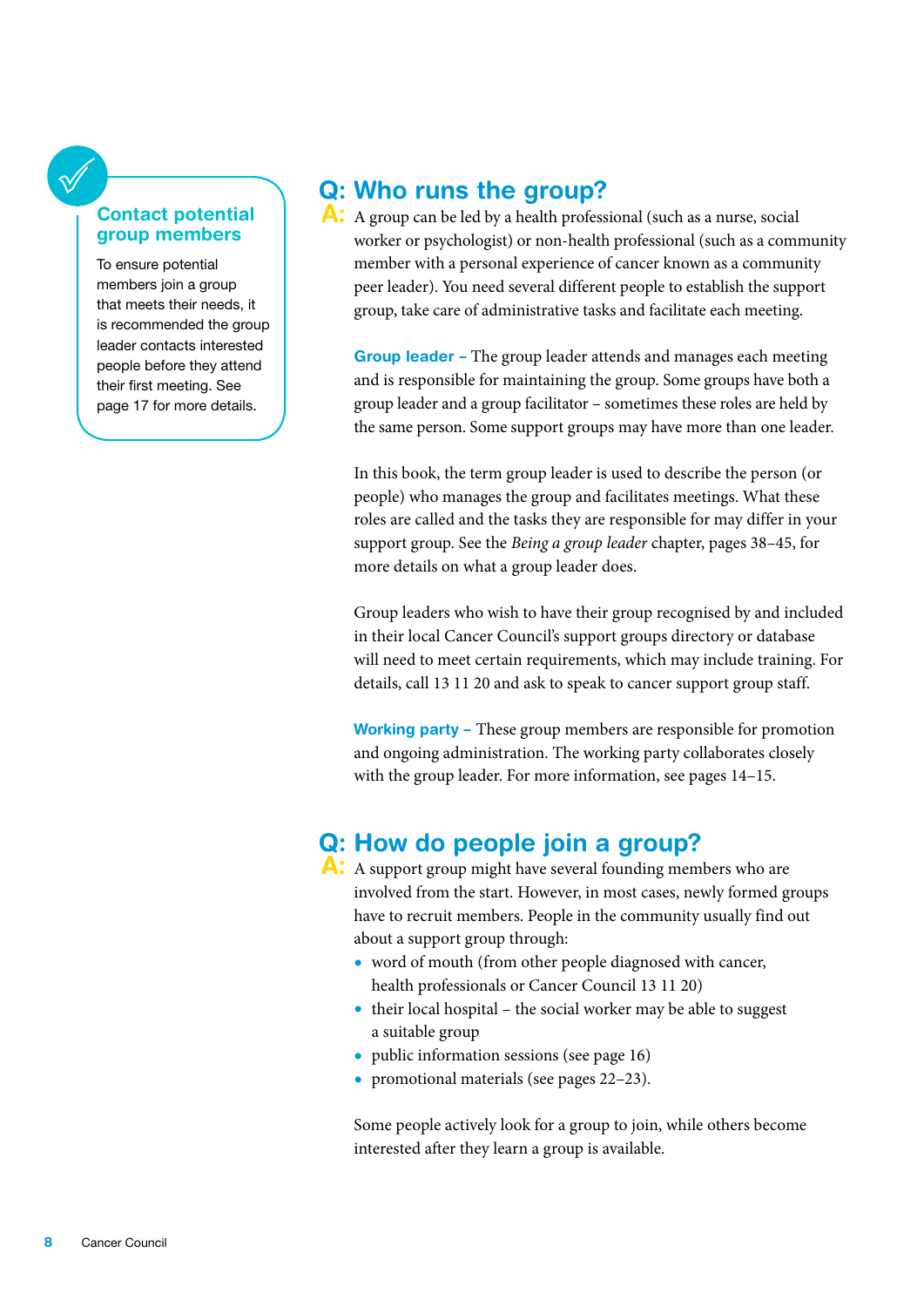### Contact potential group members

To ensure potential members join a group that meets their needs, it is recommended the group leader contacts interested people before they attend their first meeting. See page 17 for more details.

## Q: Who runs the group?

**A:** A group can be led by a health professional (such as a nurse, social worker or psychologist) or non-health professional (such as a community member with a personal experience of cancer known as a community peer leader). You need several different people to establish the support group, take care of administrative tasks and facilitate each meeting.

**Group leader –** The group leader attends and manages each meeting and is responsible for maintaining the group. Some groups have both a group leader and a group facilitator – sometimes these roles are held by the same person. Some support groups may have more than one leader.

In this book, the term group leader is used to describe the person (or people) who manages the group and facilitates meetings. What these roles are called and the tasks they are responsible for may differ in your support group. See the *Being a group leader* chapter, pages 38–45, for more details on what a group leader does.

Group leaders who wish to have their group recognised by and included in their local Cancer Council's support groups directory or database will need to meet certain requirements, which may include training. For details, call 13 11 20 and ask to speak to cancer support group staff.

**Working party –** These group members are responsible for promotion and ongoing administration. The working party collaborates closely with the group leader. For more information, see pages 14–15.

## Q: How do people join a group?

**A:** A support group might have several founding members who are involved from the start. However, in most cases, newly formed groups have to recruit members. People in the community usually find out about a support group through:

- word of mouth (from other people diagnosed with cancer, health professionals or Cancer Council 13 11 20)
- their local hospital – the social worker may be able to suggest a suitable group
- public information sessions (see page 16)
- promotional materials (see pages 22–23).

Some people actively look for a group to join, while others become interested after they learn a group is available.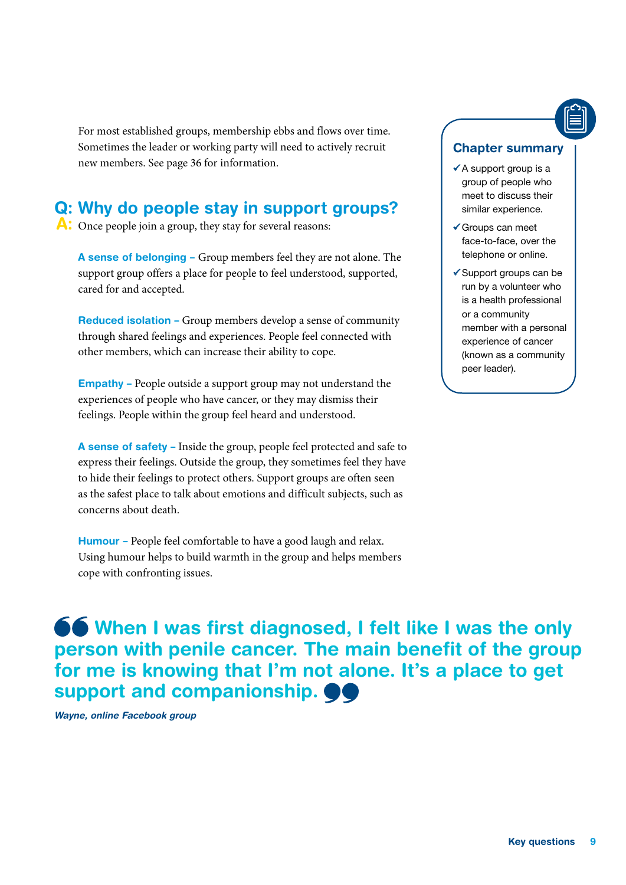For most established groups, membership ebbs and flows over time. Sometimes the leader or working party will need to actively recruit new members. See page 36 for information.

## Q: Why do people stay in support groups?

**A:** Once people join a group, they stay for several reasons:

**A sense of belonging –** Group members feel they are not alone. The support group offers a place for people to feel understood, supported, cared for and accepted.

**Reduced isolation –** Group members develop a sense of community through shared feelings and experiences. People feel connected with other members, which can increase their ability to cope.

**Empathy –** People outside a support group may not understand the experiences of people who have cancer, or they may dismiss their feelings. People within the group feel heard and understood.

**A sense of safety –** Inside the group, people feel protected and safe to express their feelings. Outside the group, they sometimes feel they have to hide their feelings to protect others. Support groups are often seen as the safest place to talk about emotions and difficult subjects, such as concerns about death.

**Humour –** People feel comfortable to have a good laugh and relax. Using humour helps to build warmth in the group and helps members cope with confronting issues.

### Chapter summary

- ✓ A support group is a group of people who meet to discuss their similar experience.
- ✓ Groups can meet face-to-face, over the telephone or online.
- ✓ Support groups can be run by a volunteer who is a health professional or a community member with a personal experience of cancer (known as a community peer leader).

> **"When I was first diagnosed, I felt like I was the only person with penile cancer. The main benefit of the group for me is knowing that I'm not alone. It's a place to get support and companionship."**
>
> *Wayne, online Facebook group*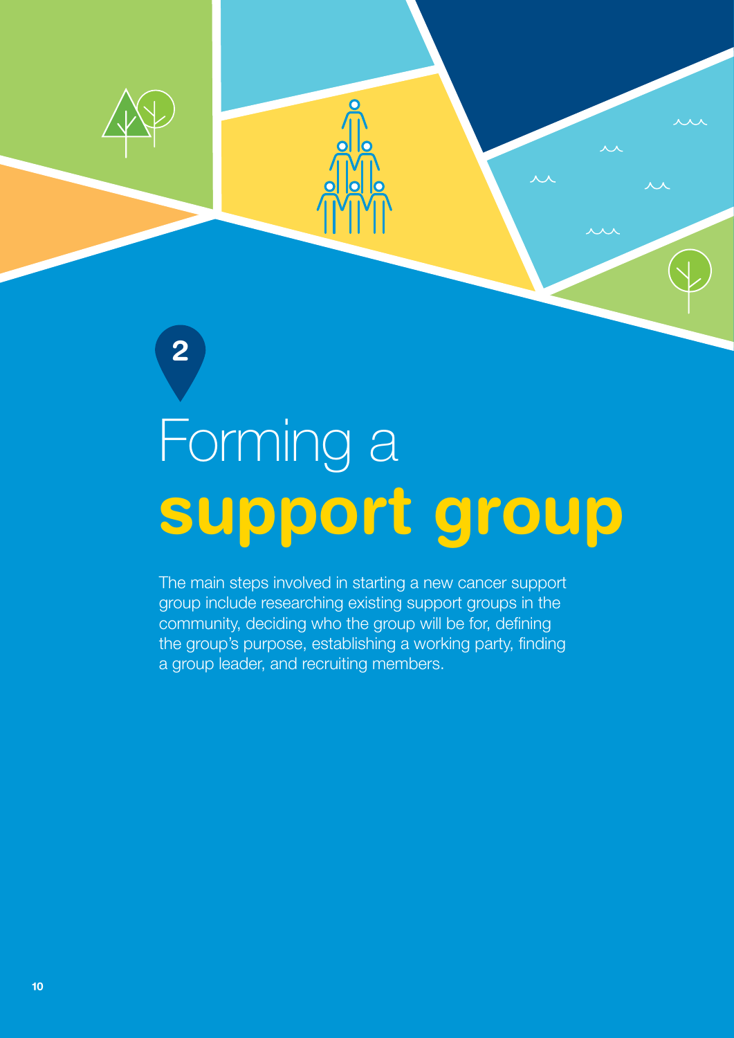# 2

# Forming a **support group**

The main steps involved in starting a new cancer support group include researching existing support groups in the community, deciding who the group will be for, defining the group's purpose, establishing a working party, finding a group leader, and recruiting members.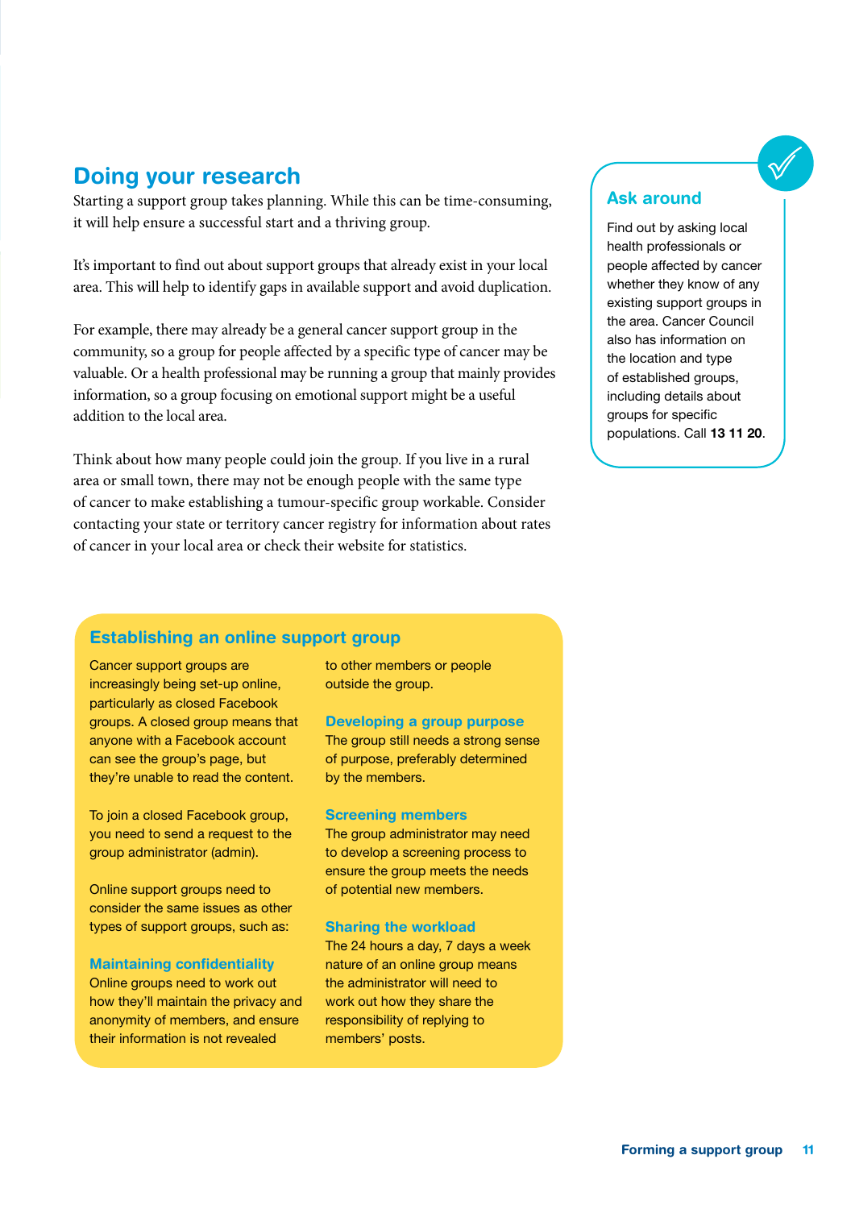## Doing your research

Starting a support group takes planning. While this can be time-consuming, it will help ensure a successful start and a thriving group.

It's important to find out about support groups that already exist in your local area. This will help to identify gaps in available support and avoid duplication.

For example, there may already be a general cancer support group in the community, so a group for people affected by a specific type of cancer may be valuable. Or a health professional may be running a group that mainly provides information, so a group focusing on emotional support might be a useful addition to the local area.

Think about how many people could join the group. If you live in a rural area or small town, there may not be enough people with the same type of cancer to make establishing a tumour-specific group workable. Consider contacting your state or territory cancer registry for information about rates of cancer in your local area or check their website for statistics.

### Ask around

Find out by asking local health professionals or people affected by cancer whether they know of any existing support groups in the area. Cancer Council also has information on the location and type of established groups, including details about groups for specific populations. Call **13 11 20**.

### Establishing an online support group

Cancer support groups are increasingly being set-up online, particularly as closed Facebook groups. A closed group means that anyone with a Facebook account can see the group's page, but they're unable to read the content.

To join a closed Facebook group, you need to send a request to the group administrator (admin).

Online support groups need to consider the same issues as other types of support groups, such as:

**Maintaining confidentiality**
Online groups need to work out how they'll maintain the privacy and anonymity of members, and ensure their information is not revealed to other members or people outside the group.

**Developing a group purpose**
The group still needs a strong sense of purpose, preferably determined by the members.

**Screening members**
The group administrator may need to develop a screening process to ensure the group meets the needs of potential new members.

**Sharing the workload**
The 24 hours a day, 7 days a week nature of an online group means the administrator will need to work out how they share the responsibility of replying to members' posts.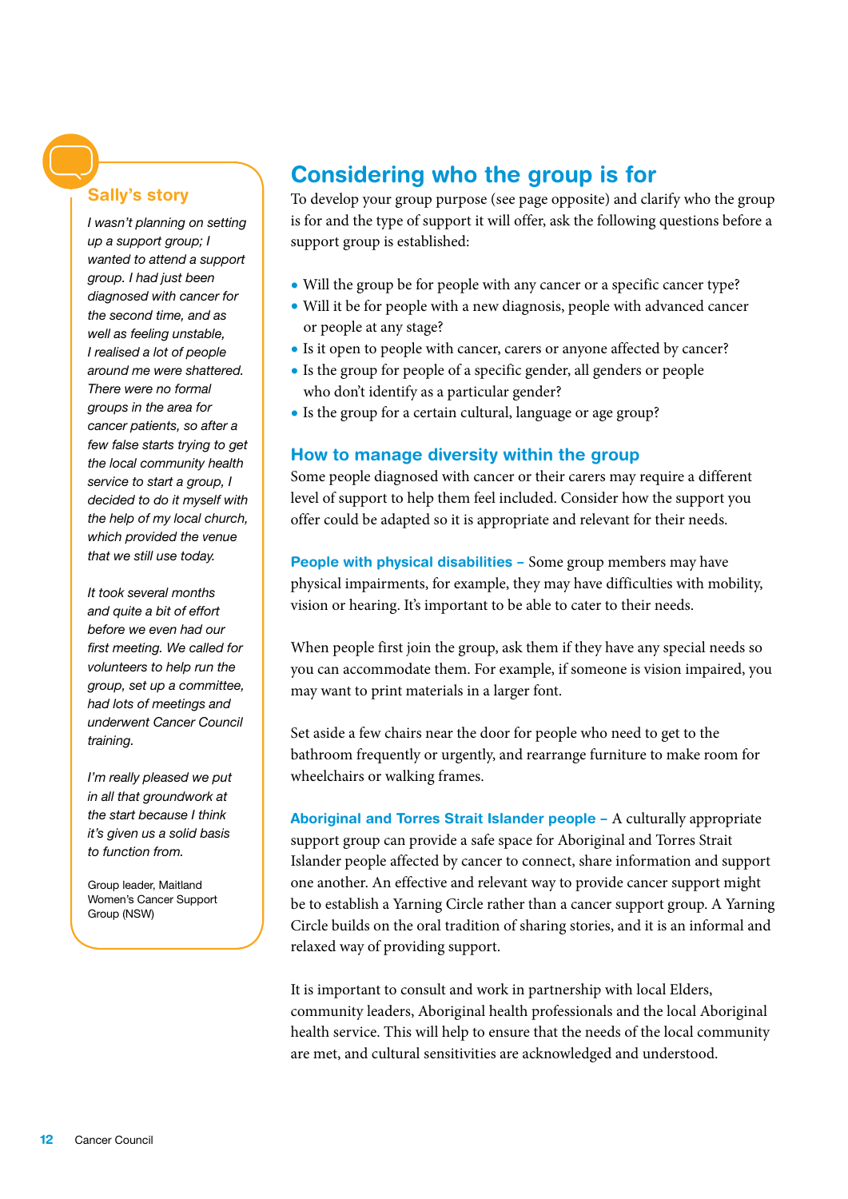## Considering who the group is for

To develop your group purpose (see page opposite) and clarify who the group is for and the type of support it will offer, ask the following questions before a support group is established:

- Will the group be for people with any cancer or a specific cancer type?
- Will it be for people with a new diagnosis, people with advanced cancer or people at any stage?
- Is it open to people with cancer, carers or anyone affected by cancer?
- Is the group for people of a specific gender, all genders or people who don't identify as a particular gender?
- Is the group for a certain cultural, language or age group?

### How to manage diversity within the group

Some people diagnosed with cancer or their carers may require a different level of support to help them feel included. Consider how the support you offer could be adapted so it is appropriate and relevant for their needs.

**People with physical disabilities –** Some group members may have physical impairments, for example, they may have difficulties with mobility, vision or hearing. It's important to be able to cater to their needs.

When people first join the group, ask them if they have any special needs so you can accommodate them. For example, if someone is vision impaired, you may want to print materials in a larger font.

Set aside a few chairs near the door for people who need to get to the bathroom frequently or urgently, and rearrange furniture to make room for wheelchairs or walking frames.

**Aboriginal and Torres Strait Islander people –** A culturally appropriate support group can provide a safe space for Aboriginal and Torres Strait Islander people affected by cancer to connect, share information and support one another. An effective and relevant way to provide cancer support might be to establish a Yarning Circle rather than a cancer support group. A Yarning Circle builds on the oral tradition of sharing stories, and it is an informal and relaxed way of providing support.

It is important to consult and work in partnership with local Elders, community leaders, Aboriginal health professionals and the local Aboriginal health service. This will help to ensure that the needs of the local community are met, and cultural sensitivities are acknowledged and understood.

### Sally's story

*I wasn't planning on setting up a support group; I wanted to attend a support group. I had just been diagnosed with cancer for the second time, and as well as feeling unstable, I realised a lot of people around me were shattered. There were no formal groups in the area for cancer patients, so after a few false starts trying to get the local community health service to start a group, I decided to do it myself with the help of my local church, which provided the venue that we still use today.*

*It took several months and quite a bit of effort before we even had our first meeting. We called for volunteers to help run the group, set up a committee, had lots of meetings and underwent Cancer Council training.*

*I'm really pleased we put in all that groundwork at the start because I think it's given us a solid basis to function from.*

Group leader, Maitland Women's Cancer Support Group (NSW)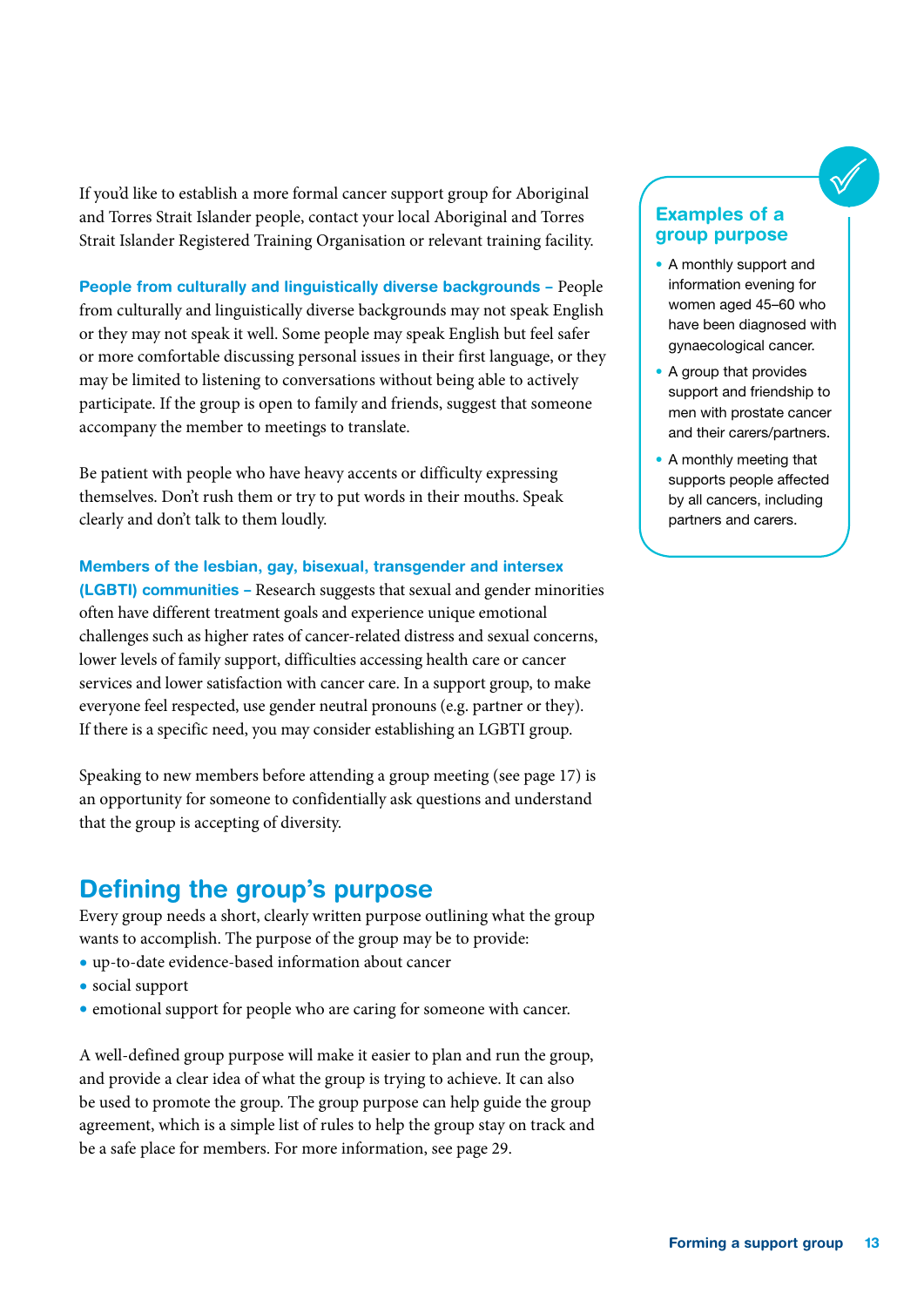If you'd like to establish a more formal cancer support group for Aboriginal and Torres Strait Islander people, contact your local Aboriginal and Torres Strait Islander Registered Training Organisation or relevant training facility.

**People from culturally and linguistically diverse backgrounds –** People from culturally and linguistically diverse backgrounds may not speak English or they may not speak it well. Some people may speak English but feel safer or more comfortable discussing personal issues in their first language, or they may be limited to listening to conversations without being able to actively participate. If the group is open to family and friends, suggest that someone accompany the member to meetings to translate.

Be patient with people who have heavy accents or difficulty expressing themselves. Don't rush them or try to put words in their mouths. Speak clearly and don't talk to them loudly.

**Members of the lesbian, gay, bisexual, transgender and intersex (LGBTI) communities –** Research suggests that sexual and gender minorities often have different treatment goals and experience unique emotional challenges such as higher rates of cancer-related distress and sexual concerns, lower levels of family support, difficulties accessing health care or cancer services and lower satisfaction with cancer care. In a support group, to make everyone feel respected, use gender neutral pronouns (e.g. partner or they). If there is a specific need, you may consider establishing an LGBTI group.

Speaking to new members before attending a group meeting (see page 17) is an opportunity for someone to confidentially ask questions and understand that the group is accepting of diversity.

## Defining the group's purpose

Every group needs a short, clearly written purpose outlining what the group wants to accomplish. The purpose of the group may be to provide:

- up-to-date evidence-based information about cancer
- social support
- emotional support for people who are caring for someone with cancer.

A well-defined group purpose will make it easier to plan and run the group, and provide a clear idea of what the group is trying to achieve. It can also be used to promote the group. The group purpose can help guide the group agreement, which is a simple list of rules to help the group stay on track and be a safe place for members. For more information, see page 29.

### Examples of a group purpose

- A monthly support and information evening for women aged 45–60 who have been diagnosed with gynaecological cancer.
- A group that provides support and friendship to men with prostate cancer and their carers/partners.
- A monthly meeting that supports people affected by all cancers, including partners and carers.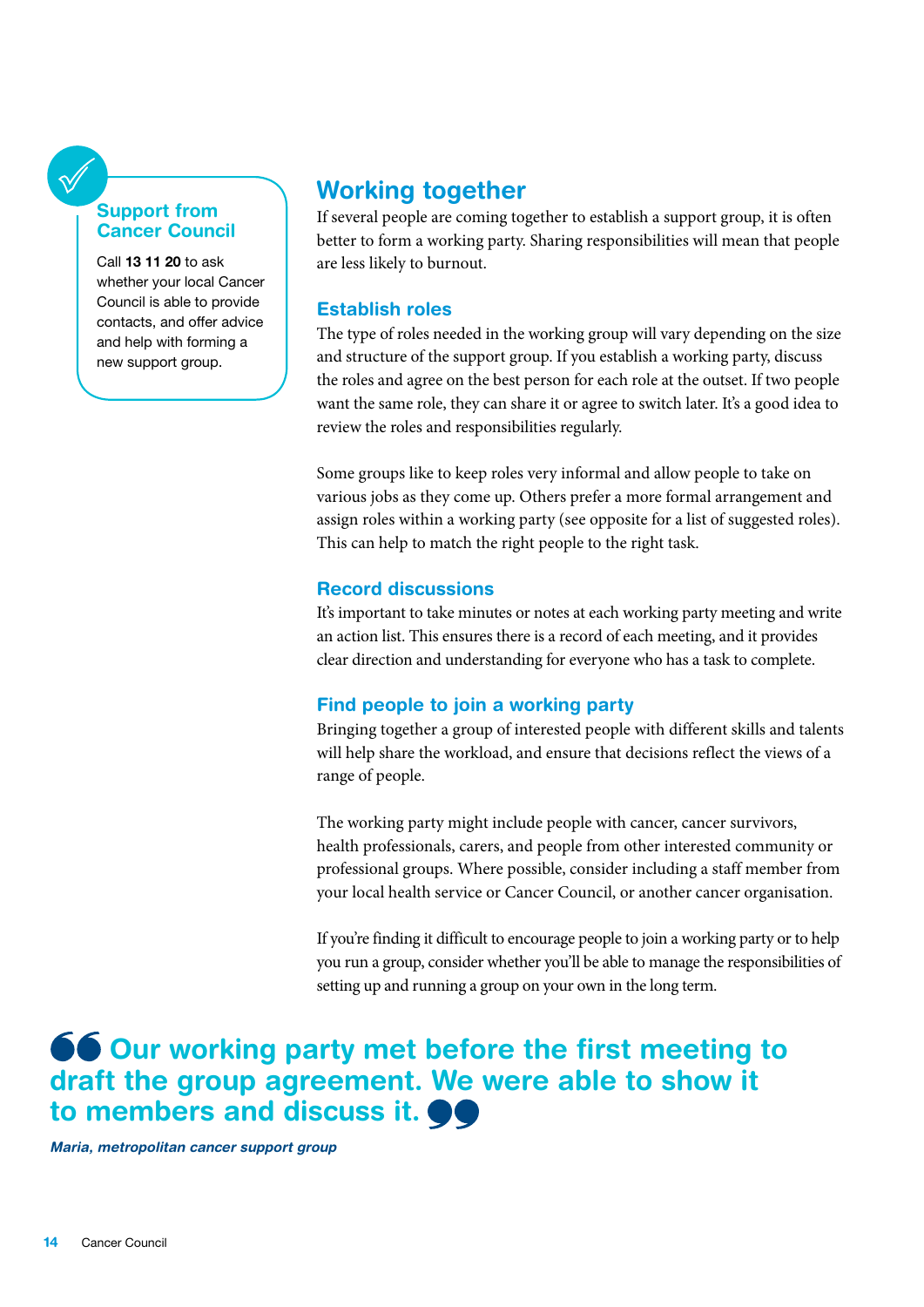## Working together

If several people are coming together to establish a support group, it is often better to form a working party. Sharing responsibilities will mean that people are less likely to burnout.

### Establish roles

The type of roles needed in the working group will vary depending on the size and structure of the support group. If you establish a working party, discuss the roles and agree on the best person for each role at the outset. If two people want the same role, they can share it or agree to switch later. It's a good idea to review the roles and responsibilities regularly.

Some groups like to keep roles very informal and allow people to take on various jobs as they come up. Others prefer a more formal arrangement and assign roles within a working party (see opposite for a list of suggested roles). This can help to match the right people to the right task.

### Record discussions

It's important to take minutes or notes at each working party meeting and write an action list. This ensures there is a record of each meeting, and it provides clear direction and understanding for everyone who has a task to complete.

### Find people to join a working party

Bringing together a group of interested people with different skills and talents will help share the workload, and ensure that decisions reflect the views of a range of people.

The working party might include people with cancer, cancer survivors, health professionals, carers, and people from other interested community or professional groups. Where possible, consider including a staff member from your local health service or Cancer Council, or another cancer organisation.

If you're finding it difficult to encourage people to join a working party or to help you run a group, consider whether you'll be able to manage the responsibilities of setting up and running a group on your own in the long term.

**Support from Cancer Council**

Call **13 11 20** to ask whether your local Cancer Council is able to provide contacts, and offer advice and help with forming a new support group.

> **Our working party met before the first meeting to draft the group agreement. We were able to show it to members and discuss it.**
>
> *Maria, metropolitan cancer support group*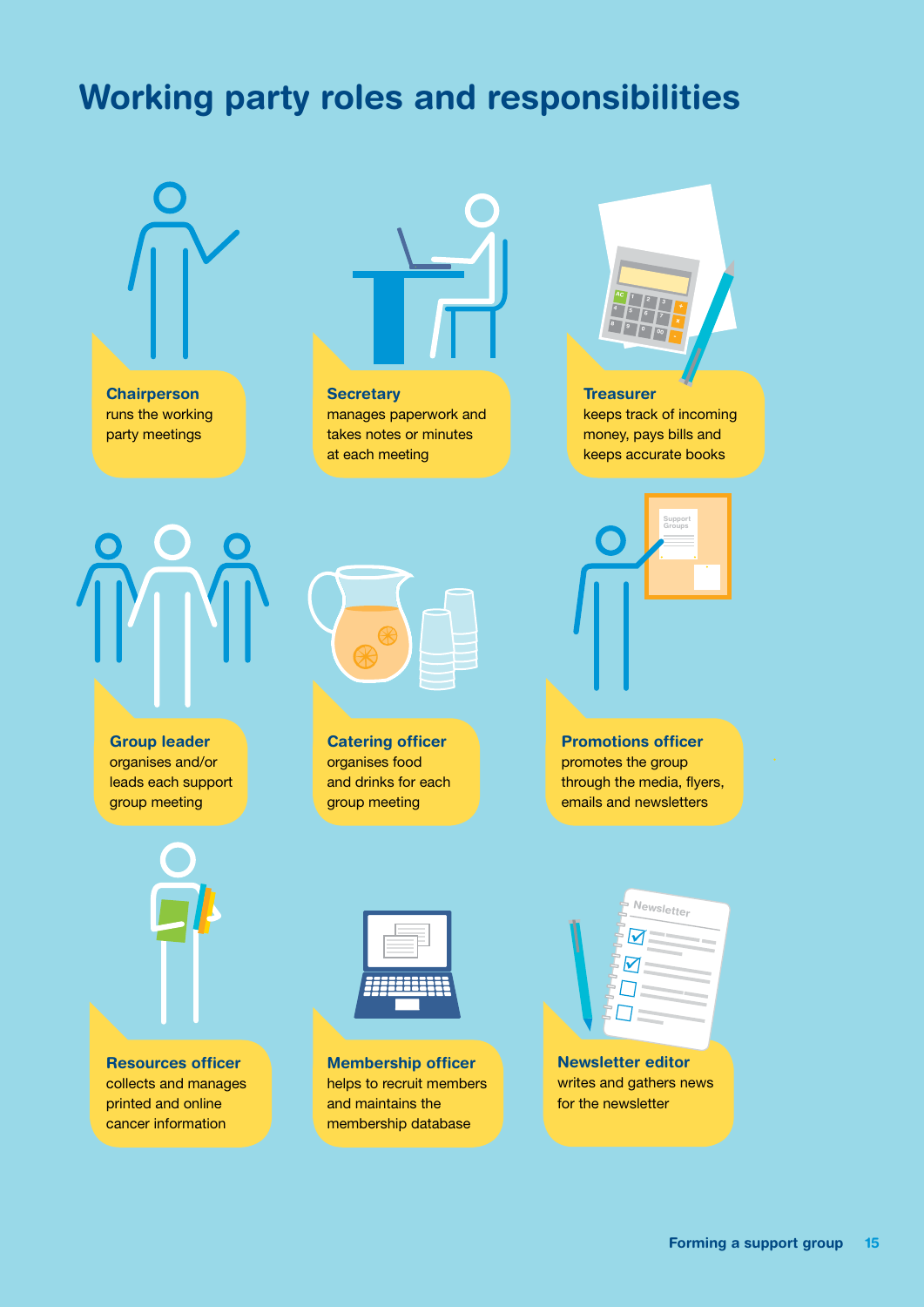# Working party roles and responsibilities

**Chairperson**
runs the working party meetings

**Secretary**
manages paperwork and takes notes or minutes at each meeting

**Treasurer**
keeps track of incoming money, pays bills and keeps accurate books

**Group leader**
organises and/or leads each support group meeting

**Catering officer**
organises food and drinks for each group meeting

**Promotions officer**
promotes the group through the media, flyers, emails and newsletters

**Resources officer**
collects and manages printed and online cancer information

**Membership officer**
helps to recruit members and maintains the membership database

**Newsletter editor**
writes and gathers news for the newsletter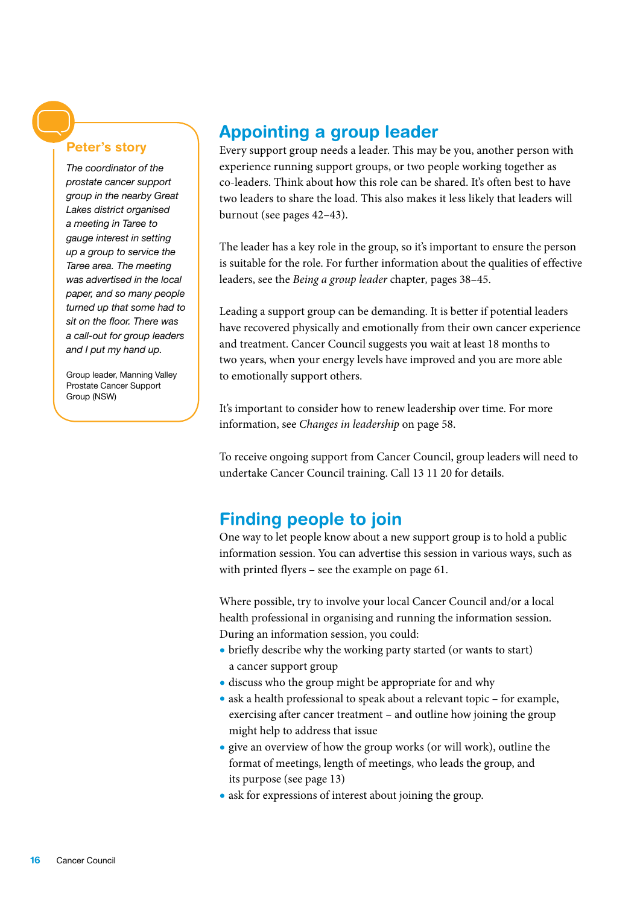### Peter's story

*The coordinator of the prostate cancer support group in the nearby Great Lakes district organised a meeting in Taree to gauge interest in setting up a group to service the Taree area. The meeting was advertised in the local paper, and so many people turned up that some had to sit on the floor. There was a call-out for group leaders and I put my hand up.*

Group leader, Manning Valley Prostate Cancer Support Group (NSW)

## Appointing a group leader

Every support group needs a leader. This may be you, another person with experience running support groups, or two people working together as co-leaders. Think about how this role can be shared. It's often best to have two leaders to share the load. This also makes it less likely that leaders will burnout (see pages 42–43).

The leader has a key role in the group, so it's important to ensure the person is suitable for the role. For further information about the qualities of effective leaders, see the *Being a group leader* chapter, pages 38–45.

Leading a support group can be demanding. It is better if potential leaders have recovered physically and emotionally from their own cancer experience and treatment. Cancer Council suggests you wait at least 18 months to two years, when your energy levels have improved and you are more able to emotionally support others.

It's important to consider how to renew leadership over time. For more information, see *Changes in leadership* on page 58.

To receive ongoing support from Cancer Council, group leaders will need to undertake Cancer Council training. Call 13 11 20 for details.

## Finding people to join

One way to let people know about a new support group is to hold a public information session. You can advertise this session in various ways, such as with printed flyers – see the example on page 61.

Where possible, try to involve your local Cancer Council and/or a local health professional in organising and running the information session. During an information session, you could:

- briefly describe why the working party started (or wants to start) a cancer support group
- discuss who the group might be appropriate for and why
- ask a health professional to speak about a relevant topic – for example, exercising after cancer treatment – and outline how joining the group might help to address that issue
- give an overview of how the group works (or will work), outline the format of meetings, length of meetings, who leads the group, and its purpose (see page 13)
- ask for expressions of interest about joining the group.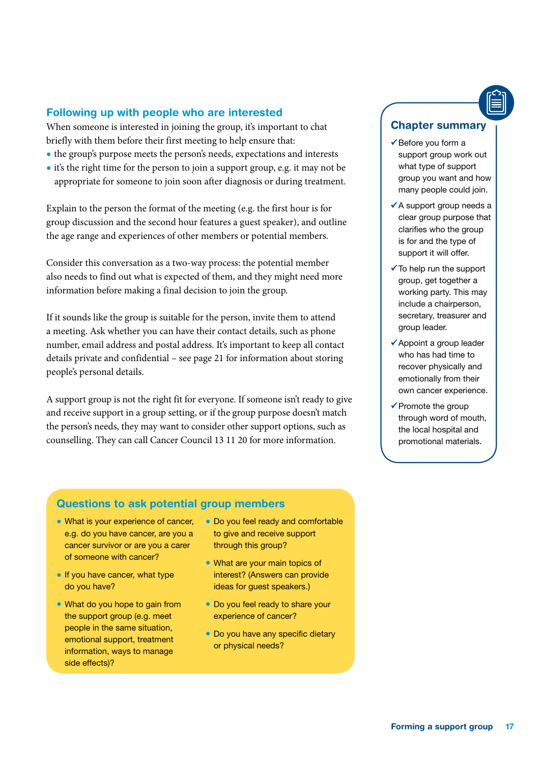## Following up with people who are interested

When someone is interested in joining the group, it's important to chat briefly with them before their first meeting to help ensure that:

- the group's purpose meets the person's needs, expectations and interests
- it's the right time for the person to join a support group, e.g. it may not be appropriate for someone to join soon after diagnosis or during treatment.

Explain to the person the format of the meeting (e.g. the first hour is for group discussion and the second hour features a guest speaker), and outline the age range and experiences of other members or potential members.

Consider this conversation as a two-way process: the potential member also needs to find out what is expected of them, and they might need more information before making a final decision to join the group.

If it sounds like the group is suitable for the person, invite them to attend a meeting. Ask whether you can have their contact details, such as phone number, email address and postal address. It's important to keep all contact details private and confidential – see page 21 for information about storing people's personal details.

A support group is not the right fit for everyone. If someone isn't ready to give and receive support in a group setting, or if the group purpose doesn't match the person's needs, they may want to consider other support options, such as counselling. They can call Cancer Council 13 11 20 for more information.

### Questions to ask potential group members

- What is your experience of cancer, e.g. do you have cancer, are you a cancer survivor or are you a carer of someone with cancer?
- If you have cancer, what type do you have?
- What do you hope to gain from the support group (e.g. meet people in the same situation, emotional support, treatment information, ways to manage side effects)?
- Do you feel ready and comfortable to give and receive support through this group?
- What are your main topics of interest? (Answers can provide ideas for guest speakers.)
- Do you feel ready to share your experience of cancer?
- Do you have any specific dietary or physical needs?

### Chapter summary

- ✓ Before you form a support group work out what type of support group you want and how many people could join.
- ✓ A support group needs a clear group purpose that clarifies who the group is for and the type of support it will offer.
- ✓ To help run the support group, get together a working party. This may include a chairperson, secretary, treasurer and group leader.
- ✓ Appoint a group leader who has had time to recover physically and emotionally from their own cancer experience.
- ✓ Promote the group through word of mouth, the local hospital and promotional materials.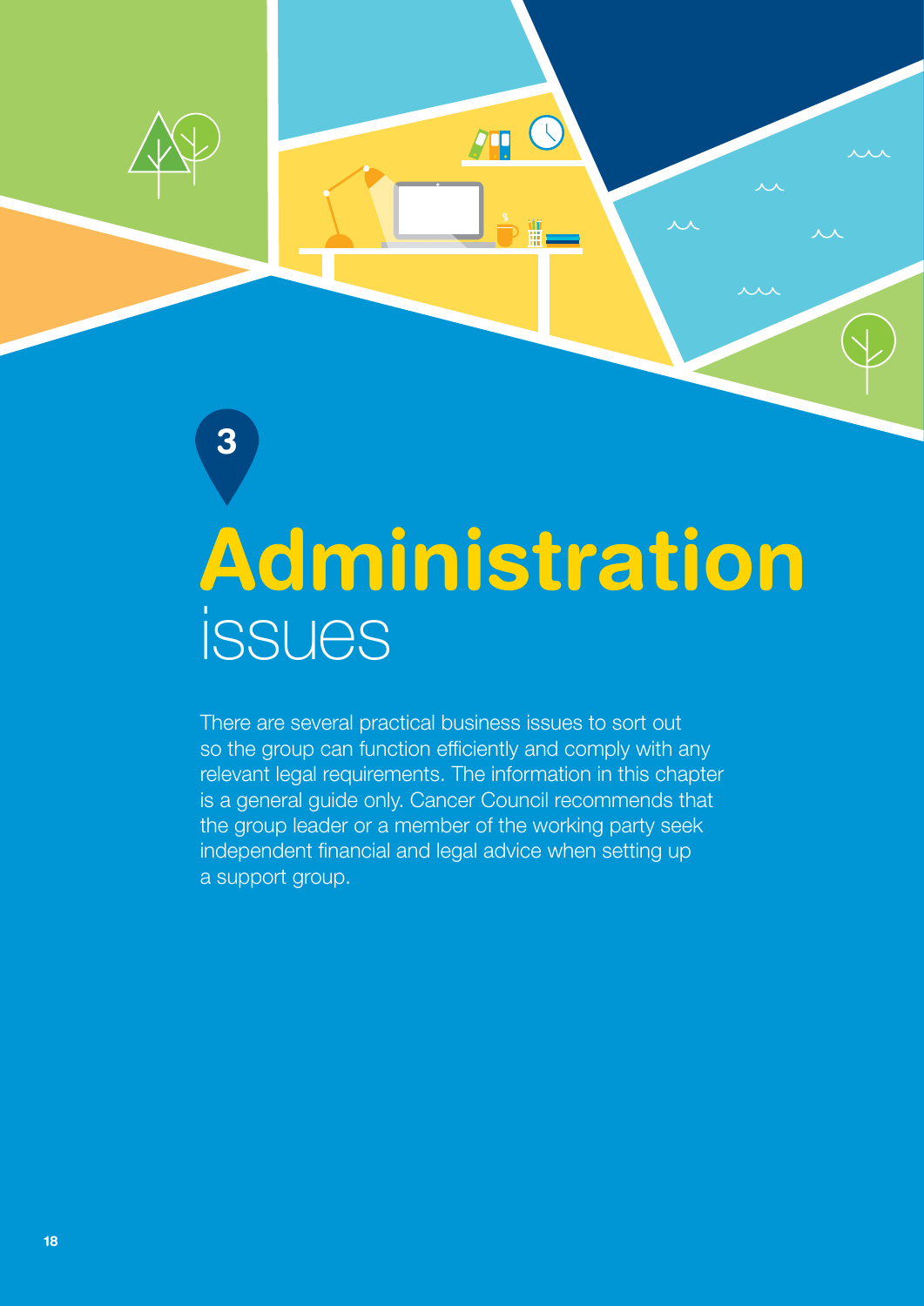3

# Administration issues

There are several practical business issues to sort out so the group can function efficiently and comply with any relevant legal requirements. The information in this chapter is a general guide only. Cancer Council recommends that the group leader or a member of the working party seek independent financial and legal advice when setting up a support group.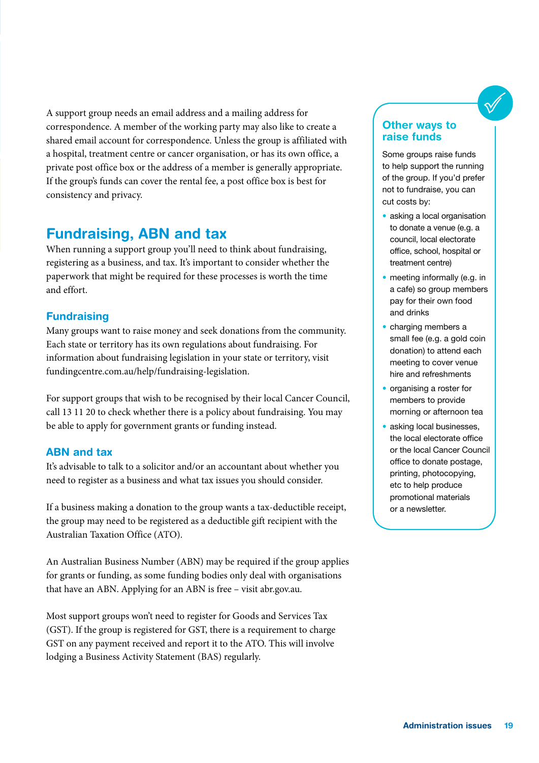A support group needs an email address and a mailing address for correspondence. A member of the working party may also like to create a shared email account for correspondence. Unless the group is affiliated with a hospital, treatment centre or cancer organisation, or has its own office, a private post office box or the address of a member is generally appropriate. If the group's funds can cover the rental fee, a post office box is best for consistency and privacy.

## Fundraising, ABN and tax

When running a support group you'll need to think about fundraising, registering as a business, and tax. It's important to consider whether the paperwork that might be required for these processes is worth the time and effort.

### Fundraising

Many groups want to raise money and seek donations from the community. Each state or territory has its own regulations about fundraising. For information about fundraising legislation in your state or territory, visit fundingcentre.com.au/help/fundraising-legislation.

For support groups that wish to be recognised by their local Cancer Council, call 13 11 20 to check whether there is a policy about fundraising. You may be able to apply for government grants or funding instead.

### ABN and tax

It's advisable to talk to a solicitor and/or an accountant about whether you need to register as a business and what tax issues you should consider.

If a business making a donation to the group wants a tax-deductible receipt, the group may need to be registered as a deductible gift recipient with the Australian Taxation Office (ATO).

An Australian Business Number (ABN) may be required if the group applies for grants or funding, as some funding bodies only deal with organisations that have an ABN. Applying for an ABN is free – visit abr.gov.au.

Most support groups won't need to register for Goods and Services Tax (GST). If the group is registered for GST, there is a requirement to charge GST on any payment received and report it to the ATO. This will involve lodging a Business Activity Statement (BAS) regularly.

### Other ways to raise funds

Some groups raise funds to help support the running of the group. If you'd prefer not to fundraise, you can cut costs by:

- asking a local organisation to donate a venue (e.g. a council, local electorate office, school, hospital or treatment centre)
- meeting informally (e.g. in a cafe) so group members pay for their own food and drinks
- charging members a small fee (e.g. a gold coin donation) to attend each meeting to cover venue hire and refreshments
- organising a roster for members to provide morning or afternoon tea
- asking local businesses, the local electorate office or the local Cancer Council office to donate postage, printing, photocopying, etc to help produce promotional materials or a newsletter.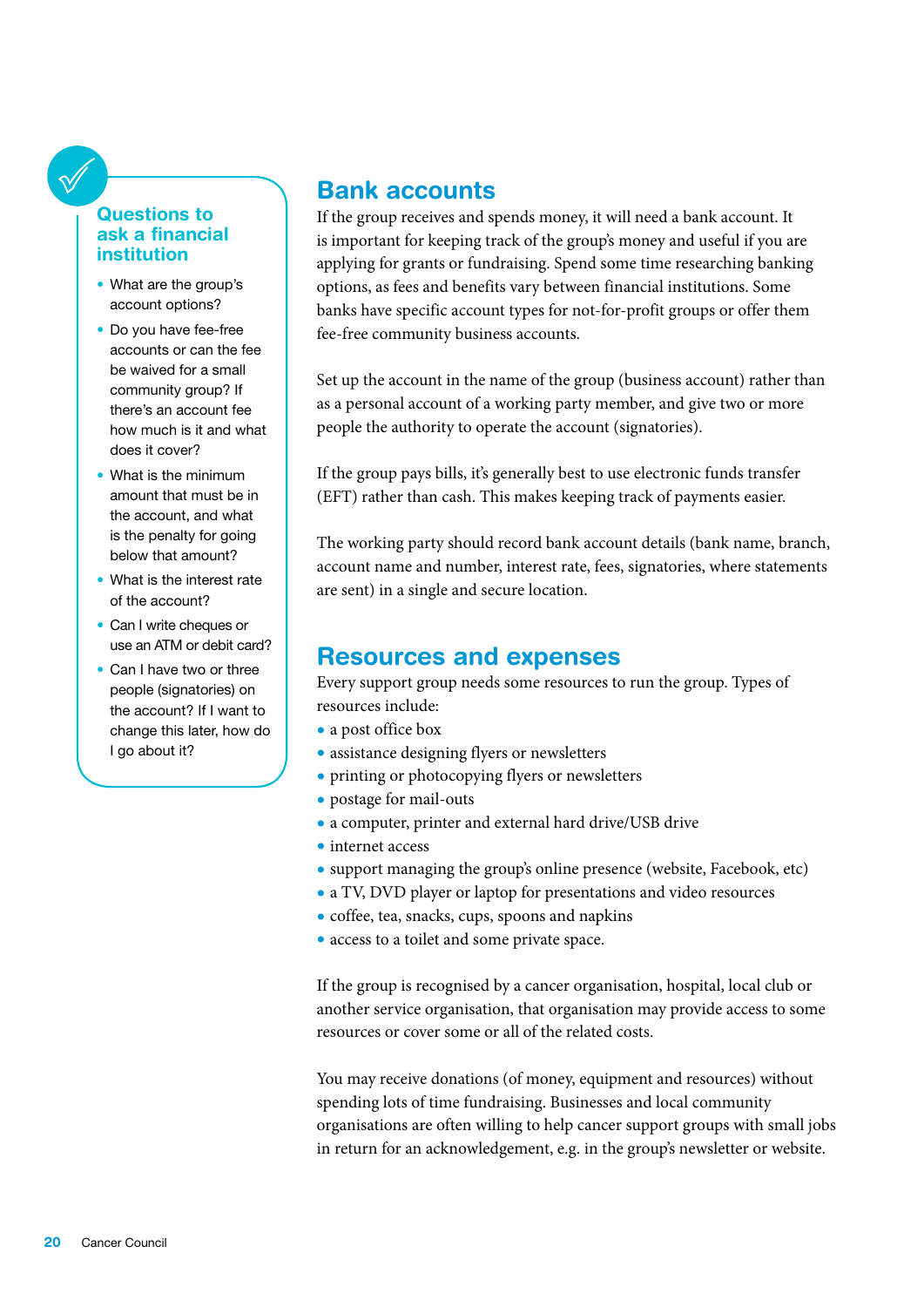### Questions to ask a financial institution

- What are the group's account options?
- Do you have fee-free accounts or can the fee be waived for a small community group? If there's an account fee how much is it and what does it cover?
- What is the minimum amount that must be in the account, and what is the penalty for going below that amount?
- What is the interest rate of the account?
- Can I write cheques or use an ATM or debit card?
- Can I have two or three people (signatories) on the account? If I want to change this later, how do I go about it?

## Bank accounts

If the group receives and spends money, it will need a bank account. It is important for keeping track of the group's money and useful if you are applying for grants or fundraising. Spend some time researching banking options, as fees and benefits vary between financial institutions. Some banks have specific account types for not-for-profit groups or offer them fee-free community business accounts.

Set up the account in the name of the group (business account) rather than as a personal account of a working party member, and give two or more people the authority to operate the account (signatories).

If the group pays bills, it's generally best to use electronic funds transfer (EFT) rather than cash. This makes keeping track of payments easier.

The working party should record bank account details (bank name, branch, account name and number, interest rate, fees, signatories, where statements are sent) in a single and secure location.

## Resources and expenses

Every support group needs some resources to run the group. Types of resources include:

- a post office box
- assistance designing flyers or newsletters
- printing or photocopying flyers or newsletters
- postage for mail-outs
- a computer, printer and external hard drive/USB drive
- internet access
- support managing the group's online presence (website, Facebook, etc)
- a TV, DVD player or laptop for presentations and video resources
- coffee, tea, snacks, cups, spoons and napkins
- access to a toilet and some private space.

If the group is recognised by a cancer organisation, hospital, local club or another service organisation, that organisation may provide access to some resources or cover some or all of the related costs.

You may receive donations (of money, equipment and resources) without spending lots of time fundraising. Businesses and local community organisations are often willing to help cancer support groups with small jobs in return for an acknowledgement, e.g. in the group's newsletter or website.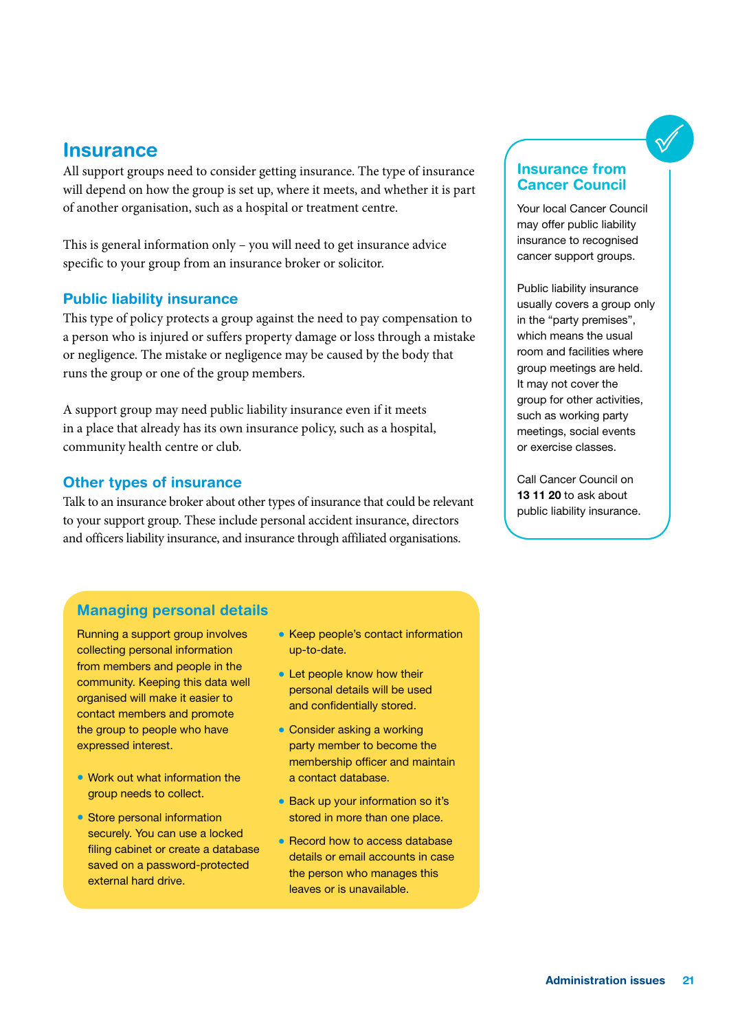## Insurance

All support groups need to consider getting insurance. The type of insurance will depend on how the group is set up, where it meets, and whether it is part of another organisation, such as a hospital or treatment centre.

This is general information only – you will need to get insurance advice specific to your group from an insurance broker or solicitor.

### Public liability insurance

This type of policy protects a group against the need to pay compensation to a person who is injured or suffers property damage or loss through a mistake or negligence. The mistake or negligence may be caused by the body that runs the group or one of the group members.

A support group may need public liability insurance even if it meets in a place that already has its own insurance policy, such as a hospital, community health centre or club.

### Other types of insurance

Talk to an insurance broker about other types of insurance that could be relevant to your support group. These include personal accident insurance, directors and officers liability insurance, and insurance through affiliated organisations.

### Insurance from Cancer Council

Your local Cancer Council may offer public liability insurance to recognised cancer support groups.

Public liability insurance usually covers a group only in the "party premises", which means the usual room and facilities where group meetings are held. It may not cover the group for other activities, such as working party meetings, social events or exercise classes.

Call Cancer Council on **13 11 20** to ask about public liability insurance.

### Managing personal details

Running a support group involves collecting personal information from members and people in the community. Keeping this data well organised will make it easier to contact members and promote the group to people who have expressed interest.

- Work out what information the group needs to collect.
- Store personal information securely. You can use a locked filing cabinet or create a database saved on a password-protected external hard drive.
- Keep people's contact information up-to-date.
- Let people know how their personal details will be used and confidentially stored.
- Consider asking a working party member to become the membership officer and maintain a contact database.
- Back up your information so it's stored in more than one place.
- Record how to access database details or email accounts in case the person who manages this leaves or is unavailable.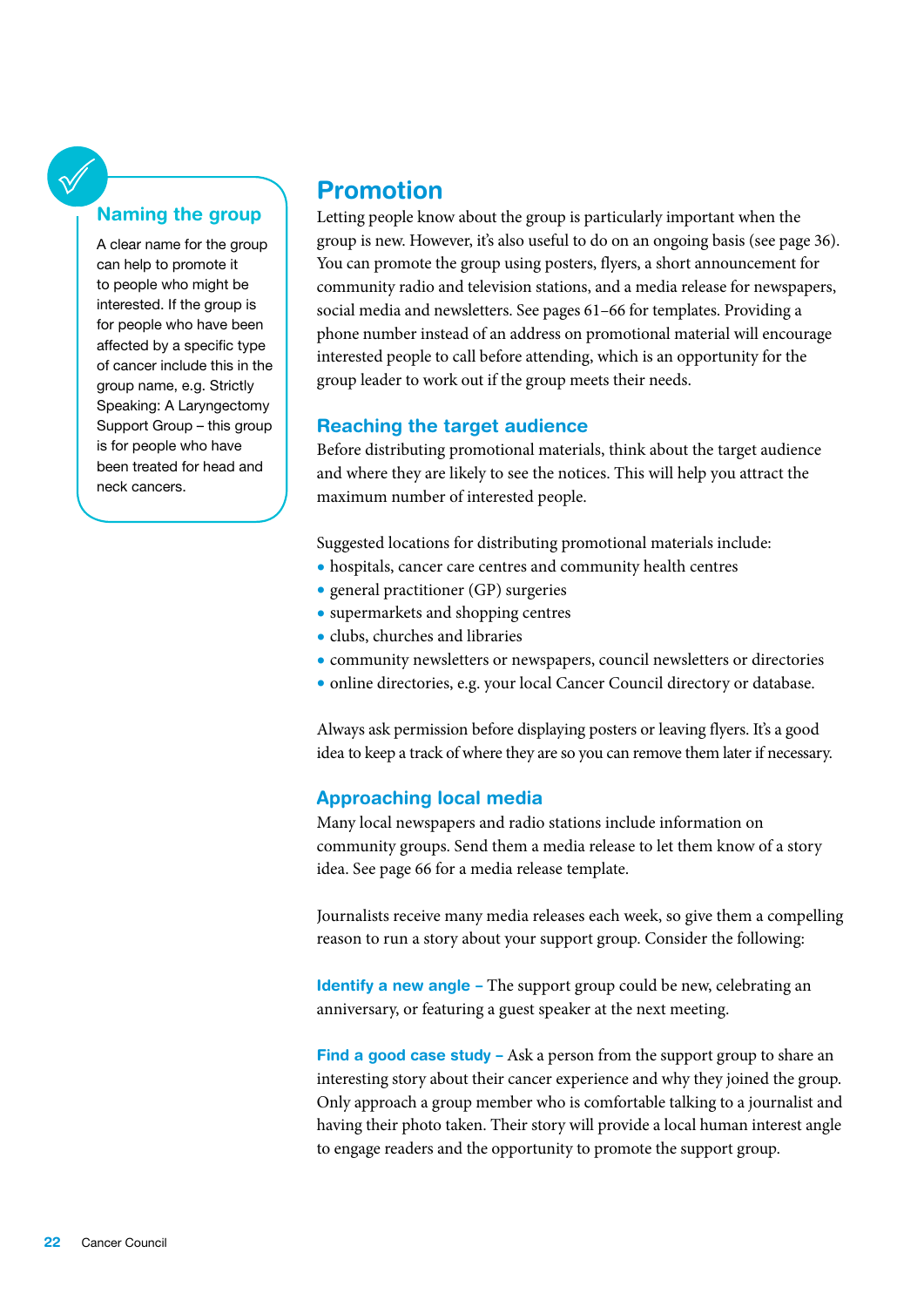## Naming the group

A clear name for the group can help to promote it to people who might be interested. If the group is for people who have been affected by a specific type of cancer include this in the group name, e.g. Strictly Speaking: A Laryngectomy Support Group – this group is for people who have been treated for head and neck cancers.

# Promotion

Letting people know about the group is particularly important when the group is new. However, it's also useful to do on an ongoing basis (see page 36). You can promote the group using posters, flyers, a short announcement for community radio and television stations, and a media release for newspapers, social media and newsletters. See pages 61–66 for templates. Providing a phone number instead of an address on promotional material will encourage interested people to call before attending, which is an opportunity for the group leader to work out if the group meets their needs.

## Reaching the target audience

Before distributing promotional materials, think about the target audience and where they are likely to see the notices. This will help you attract the maximum number of interested people.

Suggested locations for distributing promotional materials include:

- hospitals, cancer care centres and community health centres
- general practitioner (GP) surgeries
- supermarkets and shopping centres
- clubs, churches and libraries
- community newsletters or newspapers, council newsletters or directories
- online directories, e.g. your local Cancer Council directory or database.

Always ask permission before displaying posters or leaving flyers. It's a good idea to keep a track of where they are so you can remove them later if necessary.

## Approaching local media

Many local newspapers and radio stations include information on community groups. Send them a media release to let them know of a story idea. See page 66 for a media release template.

Journalists receive many media releases each week, so give them a compelling reason to run a story about your support group. Consider the following:

**Identify a new angle –** The support group could be new, celebrating an anniversary, or featuring a guest speaker at the next meeting.

**Find a good case study –** Ask a person from the support group to share an interesting story about their cancer experience and why they joined the group. Only approach a group member who is comfortable talking to a journalist and having their photo taken. Their story will provide a local human interest angle to engage readers and the opportunity to promote the support group.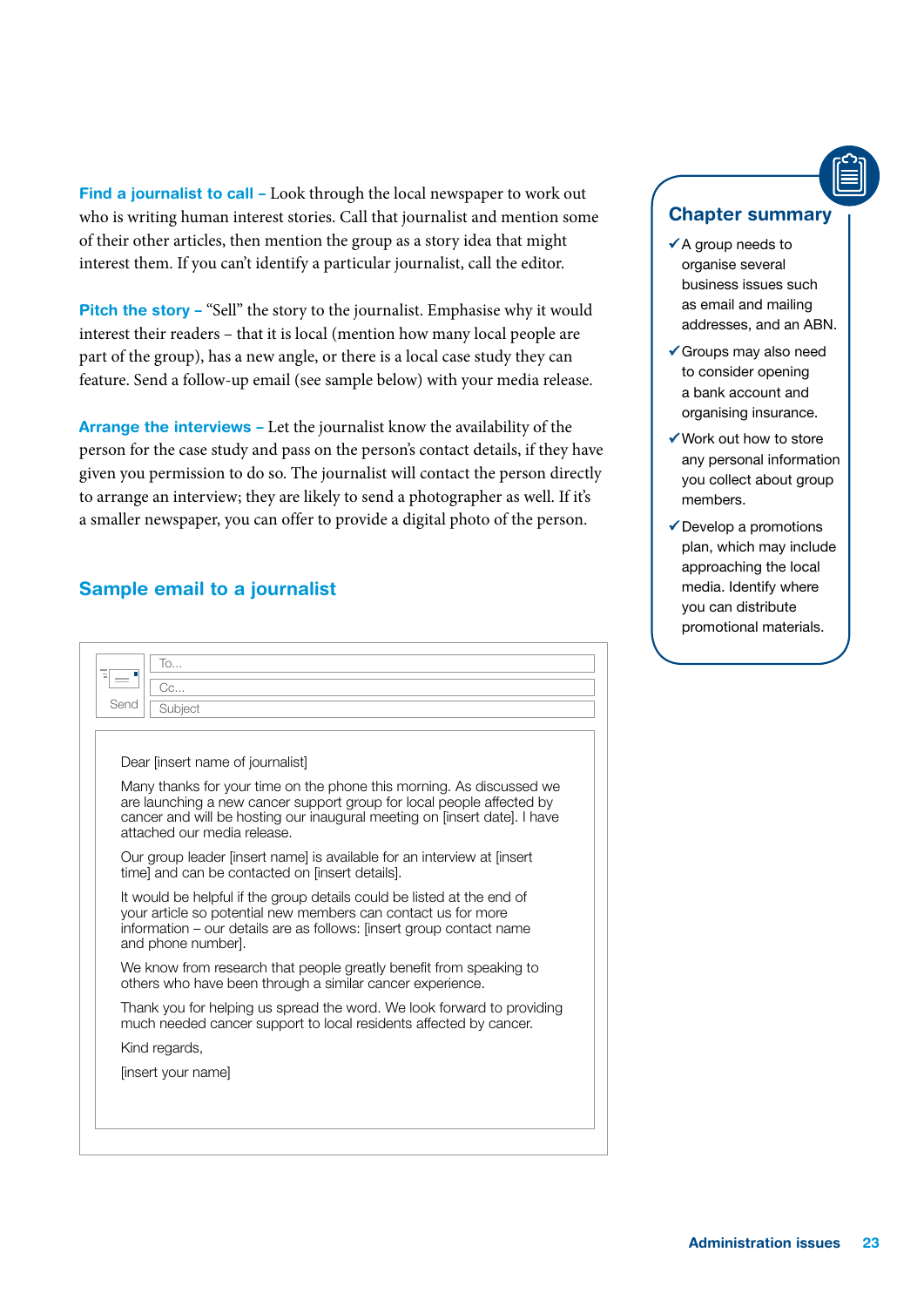**Find a journalist to call –** Look through the local newspaper to work out who is writing human interest stories. Call that journalist and mention some of their other articles, then mention the group as a story idea that might interest them. If you can't identify a particular journalist, call the editor.

**Pitch the story –** "Sell" the story to the journalist. Emphasise why it would interest their readers – that it is local (mention how many local people are part of the group), has a new angle, or there is a local case study they can feature. Send a follow-up email (see sample below) with your media release.

**Arrange the interviews –** Let the journalist know the availability of the person for the case study and pass on the person's contact details, if they have given you permission to do so. The journalist will contact the person directly to arrange an interview; they are likely to send a photographer as well. If it's a smaller newspaper, you can offer to provide a digital photo of the person.

## Sample email to a journalist

> To...
>
> Cc...
>
> Subject
>
> Send
>
> Dear [insert name of journalist]
>
> Many thanks for your time on the phone this morning. As discussed we are launching a new cancer support group for local people affected by cancer and will be hosting our inaugural meeting on [insert date]. I have attached our media release.
>
> Our group leader [insert name] is available for an interview at [insert time] and can be contacted on [insert details].
>
> It would be helpful if the group details could be listed at the end of your article so potential new members can contact us for more information – our details are as follows: [insert group contact name and phone number].
>
> We know from research that people greatly benefit from speaking to others who have been through a similar cancer experience.
>
> Thank you for helping us spread the word. We look forward to providing much needed cancer support to local residents affected by cancer.
>
> Kind regards,
>
> [insert your name]

### Chapter summary

- ✓ A group needs to organise several business issues such as email and mailing addresses, and an ABN.
- ✓ Groups may also need to consider opening a bank account and organising insurance.
- ✓ Work out how to store any personal information you collect about group members.
- ✓ Develop a promotions plan, which may include approaching the local media. Identify where you can distribute promotional materials.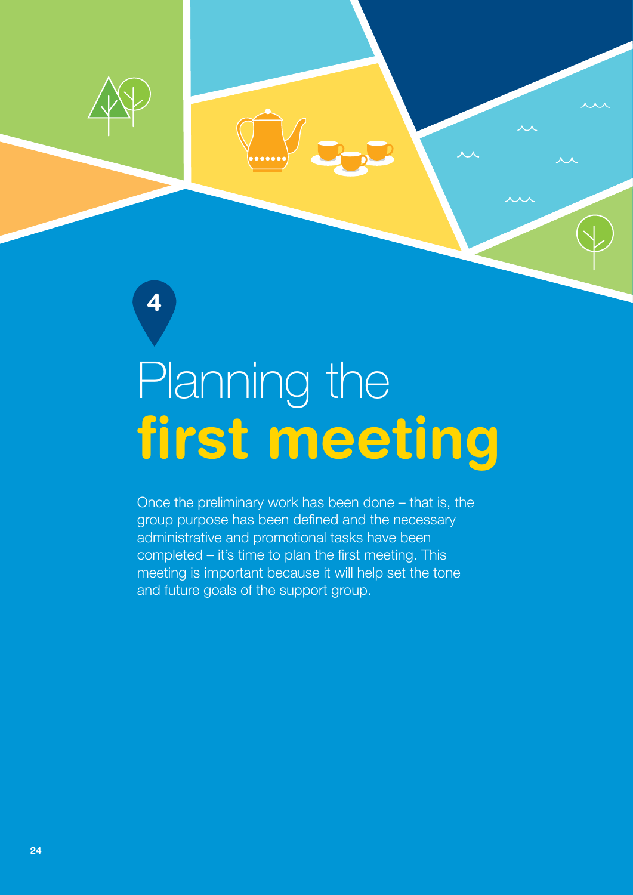4

# Planning the **first meeting**

Once the preliminary work has been done – that is, the group purpose has been defined and the necessary administrative and promotional tasks have been completed – it's time to plan the first meeting. This meeting is important because it will help set the tone and future goals of the support group.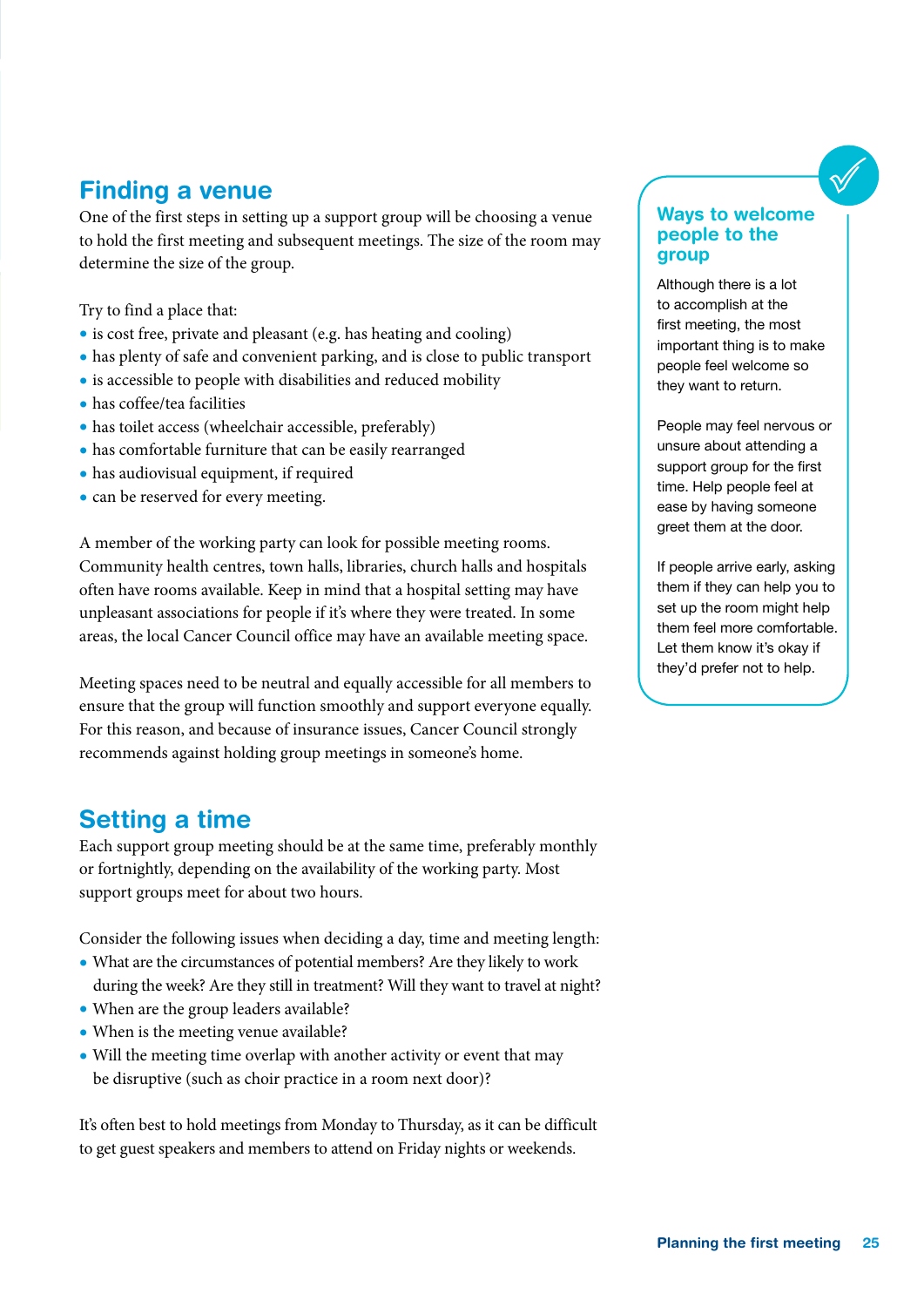## Finding a venue

One of the first steps in setting up a support group will be choosing a venue to hold the first meeting and subsequent meetings. The size of the room may determine the size of the group.

Try to find a place that:

- is cost free, private and pleasant (e.g. has heating and cooling)
- has plenty of safe and convenient parking, and is close to public transport
- is accessible to people with disabilities and reduced mobility
- has coffee/tea facilities
- has toilet access (wheelchair accessible, preferably)
- has comfortable furniture that can be easily rearranged
- has audiovisual equipment, if required
- can be reserved for every meeting.

A member of the working party can look for possible meeting rooms. Community health centres, town halls, libraries, church halls and hospitals often have rooms available. Keep in mind that a hospital setting may have unpleasant associations for people if it's where they were treated. In some areas, the local Cancer Council office may have an available meeting space.

Meeting spaces need to be neutral and equally accessible for all members to ensure that the group will function smoothly and support everyone equally. For this reason, and because of insurance issues, Cancer Council strongly recommends against holding group meetings in someone's home.

## Setting a time

Each support group meeting should be at the same time, preferably monthly or fortnightly, depending on the availability of the working party. Most support groups meet for about two hours.

Consider the following issues when deciding a day, time and meeting length:

- What are the circumstances of potential members? Are they likely to work during the week? Are they still in treatment? Will they want to travel at night?
- When are the group leaders available?
- When is the meeting venue available?
- Will the meeting time overlap with another activity or event that may be disruptive (such as choir practice in a room next door)?

It's often best to hold meetings from Monday to Thursday, as it can be difficult to get guest speakers and members to attend on Friday nights or weekends.

### Ways to welcome people to the group

Although there is a lot to accomplish at the first meeting, the most important thing is to make people feel welcome so they want to return.

People may feel nervous or unsure about attending a support group for the first time. Help people feel at ease by having someone greet them at the door.

If people arrive early, asking them if they can help you to set up the room might help them feel more comfortable. Let them know it's okay if they'd prefer not to help.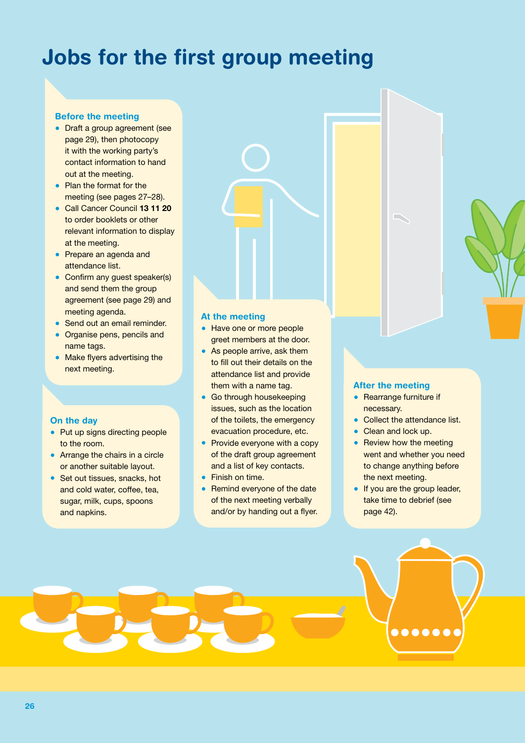# Jobs for the first group meeting

### Before the meeting

- Draft a group agreement (see page 29), then photocopy it with the working party's contact information to hand out at the meeting.
- Plan the format for the meeting (see pages 27–28).
- Call Cancer Council **13 11 20** to order booklets or other relevant information to display at the meeting.
- Prepare an agenda and attendance list.
- Confirm any guest speaker(s) and send them the group agreement (see page 29) and meeting agenda.
- Send out an email reminder.
- Organise pens, pencils and name tags.
- Make flyers advertising the next meeting.

### On the day

- Put up signs directing people to the room.
- Arrange the chairs in a circle or another suitable layout.
- Set out tissues, snacks, hot and cold water, coffee, tea, sugar, milk, cups, spoons and napkins.

### At the meeting

- Have one or more people greet members at the door.
- As people arrive, ask them to fill out their details on the attendance list and provide them with a name tag.
- Go through housekeeping issues, such as the location of the toilets, the emergency evacuation procedure, etc.
- Provide everyone with a copy of the draft group agreement and a list of key contacts.
- Finish on time.
- Remind everyone of the date of the next meeting verbally and/or by handing out a flyer.

### After the meeting

- Rearrange furniture if necessary.
- Collect the attendance list.
- Clean and lock up.
- Review how the meeting went and whether you need to change anything before the next meeting.
- If you are the group leader, take time to debrief (see page 42).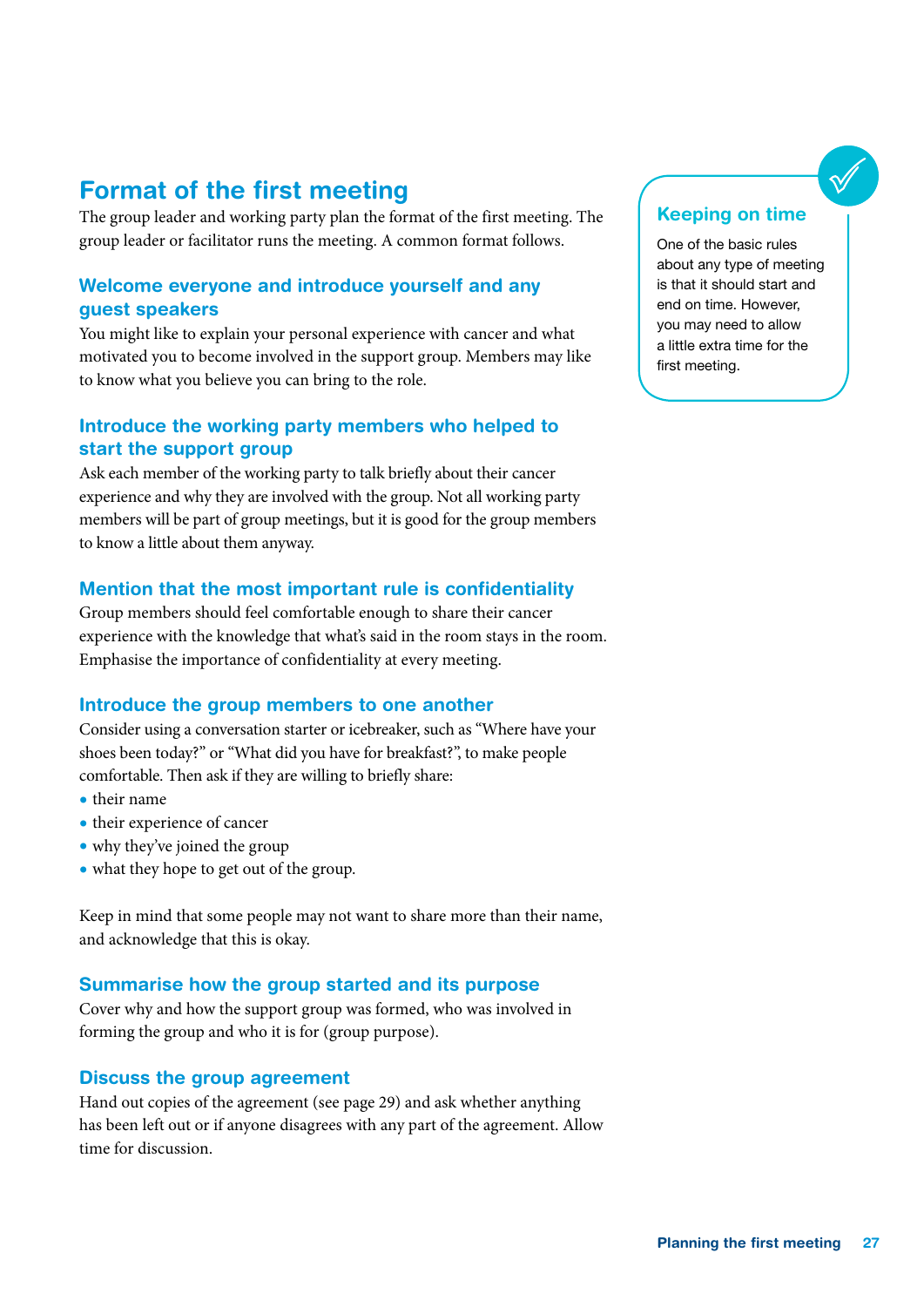## Format of the first meeting

The group leader and working party plan the format of the first meeting. The group leader or facilitator runs the meeting. A common format follows.

### Welcome everyone and introduce yourself and any guest speakers

You might like to explain your personal experience with cancer and what motivated you to become involved in the support group. Members may like to know what you believe you can bring to the role.

### Introduce the working party members who helped to start the support group

Ask each member of the working party to talk briefly about their cancer experience and why they are involved with the group. Not all working party members will be part of group meetings, but it is good for the group members to know a little about them anyway.

### Mention that the most important rule is confidentiality

Group members should feel comfortable enough to share their cancer experience with the knowledge that what's said in the room stays in the room. Emphasise the importance of confidentiality at every meeting.

### Introduce the group members to one another

Consider using a conversation starter or icebreaker, such as "Where have your shoes been today?" or "What did you have for breakfast?", to make people comfortable. Then ask if they are willing to briefly share:

- their name
- their experience of cancer
- why they've joined the group
- what they hope to get out of the group.

Keep in mind that some people may not want to share more than their name, and acknowledge that this is okay.

### Summarise how the group started and its purpose

Cover why and how the support group was formed, who was involved in forming the group and who it is for (group purpose).

### Discuss the group agreement

Hand out copies of the agreement (see page 29) and ask whether anything has been left out or if anyone disagrees with any part of the agreement. Allow time for discussion.

### Keeping on time

One of the basic rules about any type of meeting is that it should start and end on time. However, you may need to allow a little extra time for the first meeting.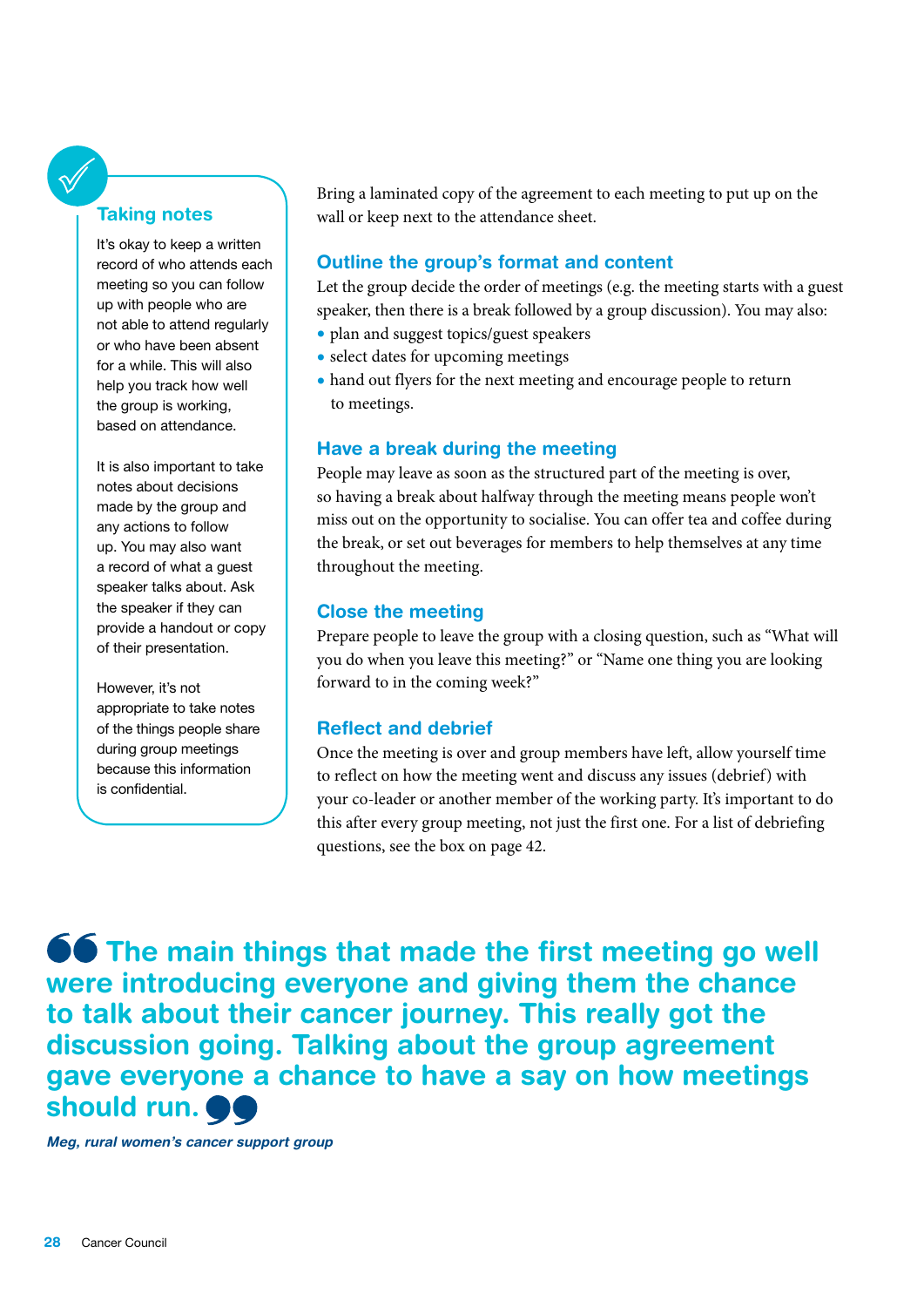### Taking notes

It's okay to keep a written record of who attends each meeting so you can follow up with people who are not able to attend regularly or who have been absent for a while. This will also help you track how well the group is working, based on attendance.

It is also important to take notes about decisions made by the group and any actions to follow up. You may also want a record of what a guest speaker talks about. Ask the speaker if they can provide a handout or copy of their presentation.

However, it's not appropriate to take notes of the things people share during group meetings because this information is confidential.

Bring a laminated copy of the agreement to each meeting to put up on the wall or keep next to the attendance sheet.

### Outline the group's format and content

Let the group decide the order of meetings (e.g. the meeting starts with a guest speaker, then there is a break followed by a group discussion). You may also:

- plan and suggest topics/guest speakers
- select dates for upcoming meetings
- hand out flyers for the next meeting and encourage people to return to meetings.

### Have a break during the meeting

People may leave as soon as the structured part of the meeting is over, so having a break about halfway through the meeting means people won't miss out on the opportunity to socialise. You can offer tea and coffee during the break, or set out beverages for members to help themselves at any time throughout the meeting.

### Close the meeting

Prepare people to leave the group with a closing question, such as "What will you do when you leave this meeting?" or "Name one thing you are looking forward to in the coming week?"

### Reflect and debrief

Once the meeting is over and group members have left, allow yourself time to reflect on how the meeting went and discuss any issues (debrief) with your co-leader or another member of the working party. It's important to do this after every group meeting, not just the first one. For a list of debriefing questions, see the box on page 42.

> **"The main things that made the first meeting go well were introducing everyone and giving them the chance to talk about their cancer journey. This really got the discussion going. Talking about the group agreement gave everyone a chance to have a say on how meetings should run."**
>
> ***Meg, rural women's cancer support group***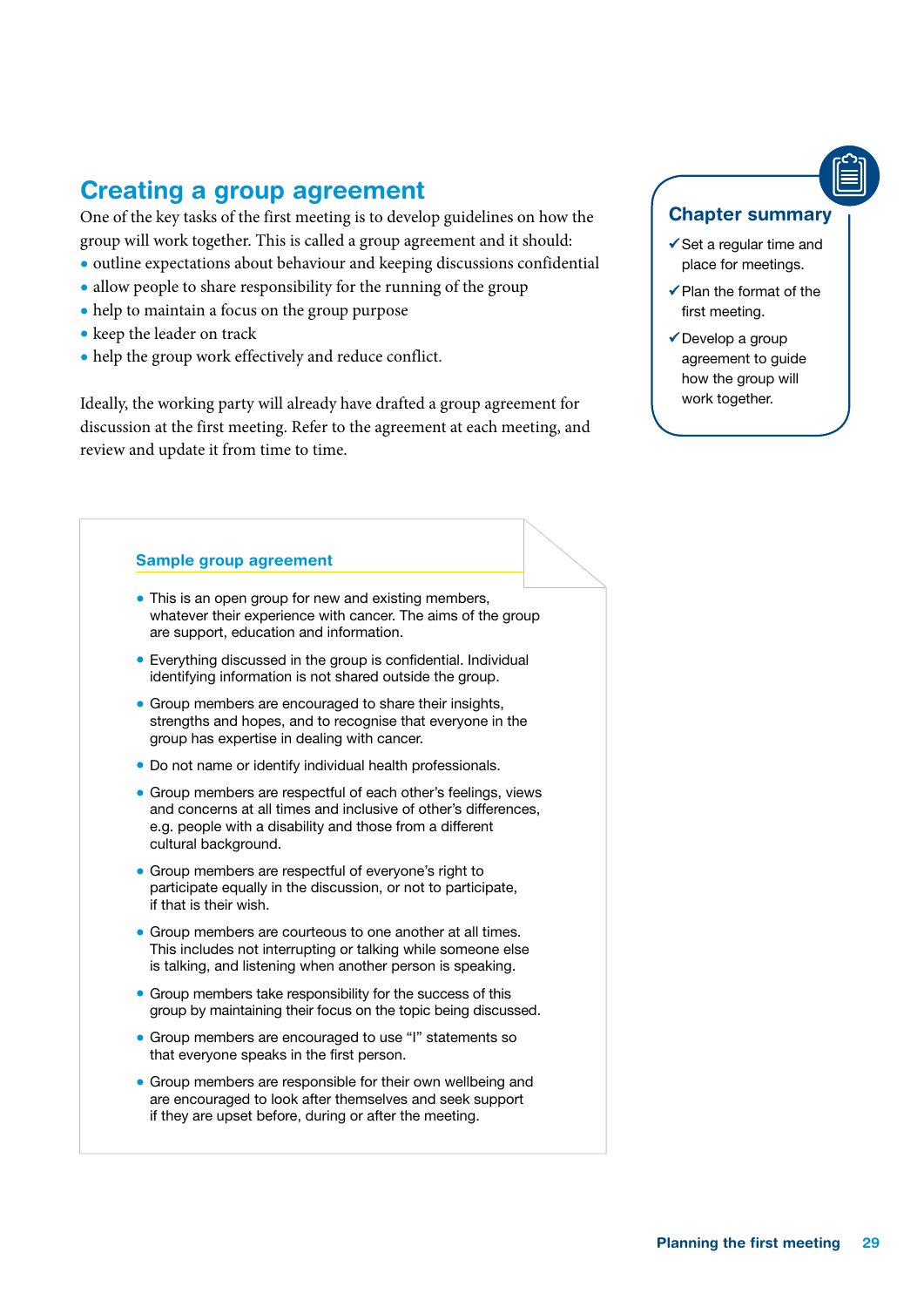## Creating a group agreement

One of the key tasks of the first meeting is to develop guidelines on how the group will work together. This is called a group agreement and it should:

- outline expectations about behaviour and keeping discussions confidential
- allow people to share responsibility for the running of the group
- help to maintain a focus on the group purpose
- keep the leader on track
- help the group work effectively and reduce conflict.

Ideally, the working party will already have drafted a group agreement for discussion at the first meeting. Refer to the agreement at each meeting, and review and update it from time to time.

### Chapter summary

- ✓ Set a regular time and place for meetings.
- ✓ Plan the format of the first meeting.
- ✓ Develop a group agreement to guide how the group will work together.

### Sample group agreement

- This is an open group for new and existing members, whatever their experience with cancer. The aims of the group are support, education and information.
- Everything discussed in the group is confidential. Individual identifying information is not shared outside the group.
- Group members are encouraged to share their insights, strengths and hopes, and to recognise that everyone in the group has expertise in dealing with cancer.
- Do not name or identify individual health professionals.
- Group members are respectful of each other's feelings, views and concerns at all times and inclusive of other's differences, e.g. people with a disability and those from a different cultural background.
- Group members are respectful of everyone's right to participate equally in the discussion, or not to participate, if that is their wish.
- Group members are courteous to one another at all times. This includes not interrupting or talking while someone else is talking, and listening when another person is speaking.
- Group members take responsibility for the success of this group by maintaining their focus on the topic being discussed.
- Group members are encouraged to use "I" statements so that everyone speaks in the first person.
- Group members are responsible for their own wellbeing and are encouraged to look after themselves and seek support if they are upset before, during or after the meeting.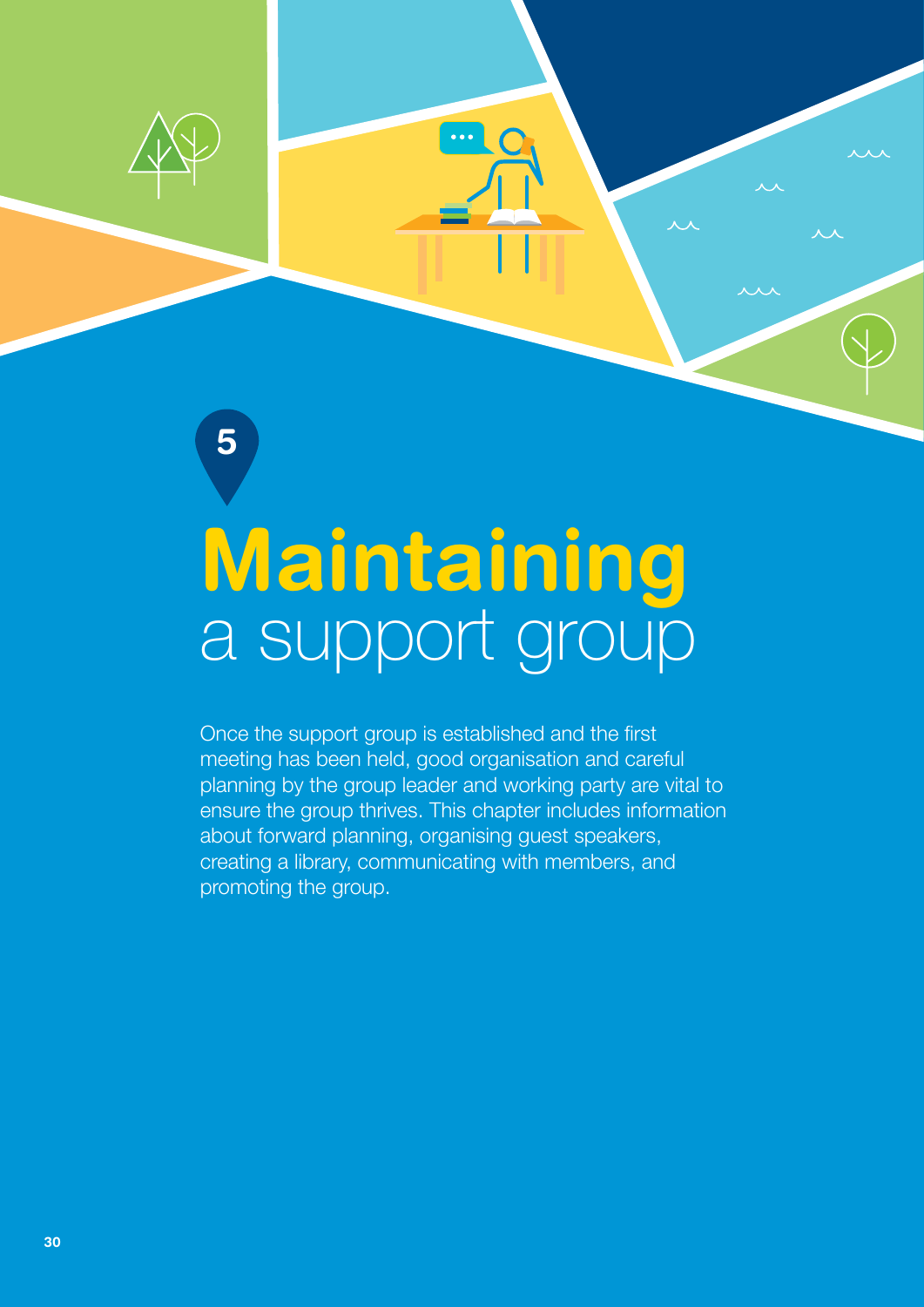5

# Maintaining a support group

Once the support group is established and the first meeting has been held, good organisation and careful planning by the group leader and working party are vital to ensure the group thrives. This chapter includes information about forward planning, organising guest speakers, creating a library, communicating with members, and promoting the group.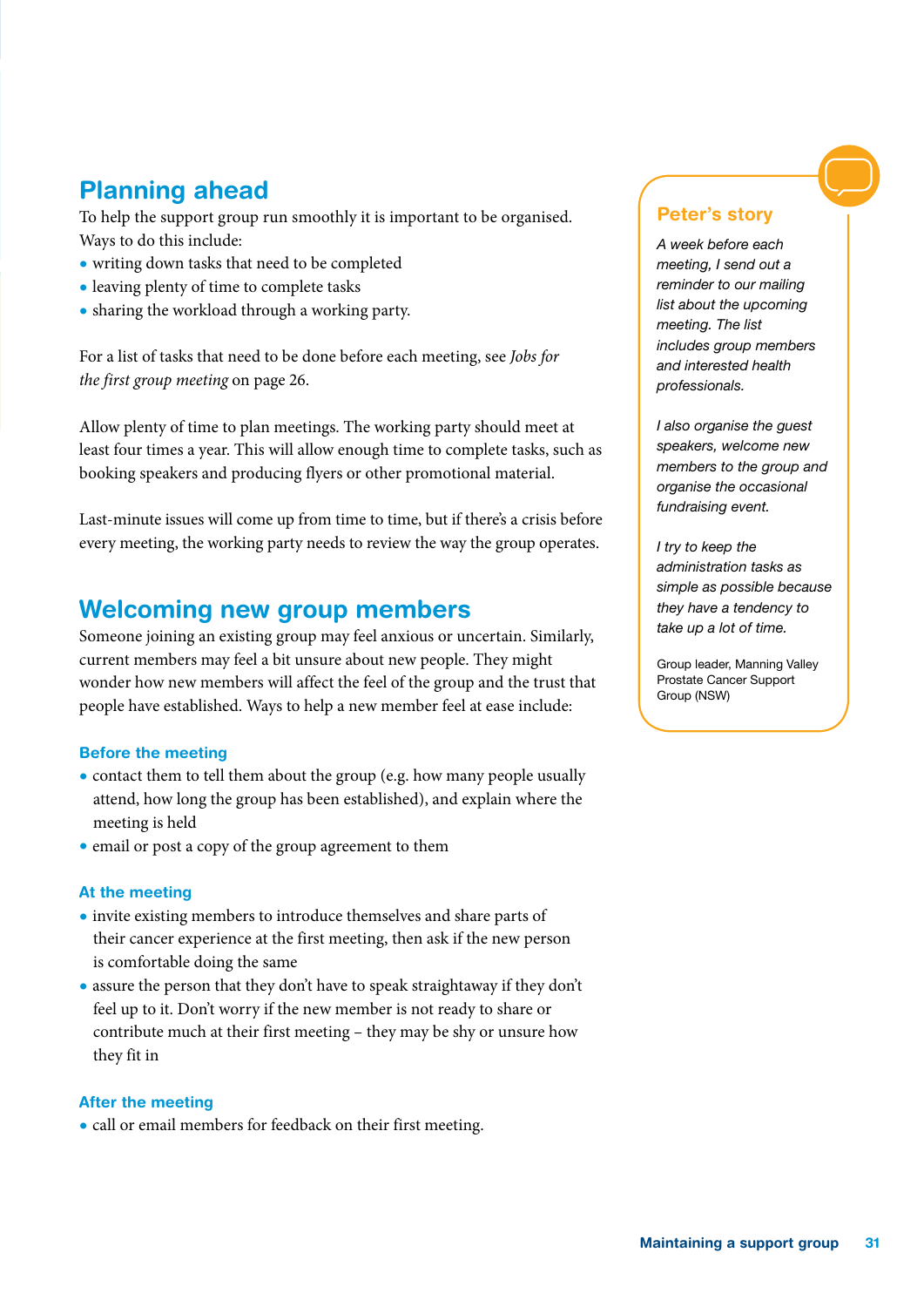## Planning ahead

To help the support group run smoothly it is important to be organised. Ways to do this include:

- writing down tasks that need to be completed
- leaving plenty of time to complete tasks
- sharing the workload through a working party.

For a list of tasks that need to be done before each meeting, see *Jobs for the first group meeting* on page 26.

Allow plenty of time to plan meetings. The working party should meet at least four times a year. This will allow enough time to complete tasks, such as booking speakers and producing flyers or other promotional material.

Last-minute issues will come up from time to time, but if there's a crisis before every meeting, the working party needs to review the way the group operates.

## Welcoming new group members

Someone joining an existing group may feel anxious or uncertain. Similarly, current members may feel a bit unsure about new people. They might wonder how new members will affect the feel of the group and the trust that people have established. Ways to help a new member feel at ease include:

### Before the meeting

- contact them to tell them about the group (e.g. how many people usually attend, how long the group has been established), and explain where the meeting is held
- email or post a copy of the group agreement to them

### At the meeting

- invite existing members to introduce themselves and share parts of their cancer experience at the first meeting, then ask if the new person is comfortable doing the same
- assure the person that they don't have to speak straightaway if they don't feel up to it. Don't worry if the new member is not ready to share or contribute much at their first meeting – they may be shy or unsure how they fit in

### After the meeting

- call or email members for feedback on their first meeting.

### Peter's story

*A week before each meeting, I send out a reminder to our mailing list about the upcoming meeting. The list includes group members and interested health professionals.*

*I also organise the guest speakers, welcome new members to the group and organise the occasional fundraising event.*

*I try to keep the administration tasks as simple as possible because they have a tendency to take up a lot of time.*

Group leader, Manning Valley Prostate Cancer Support Group (NSW)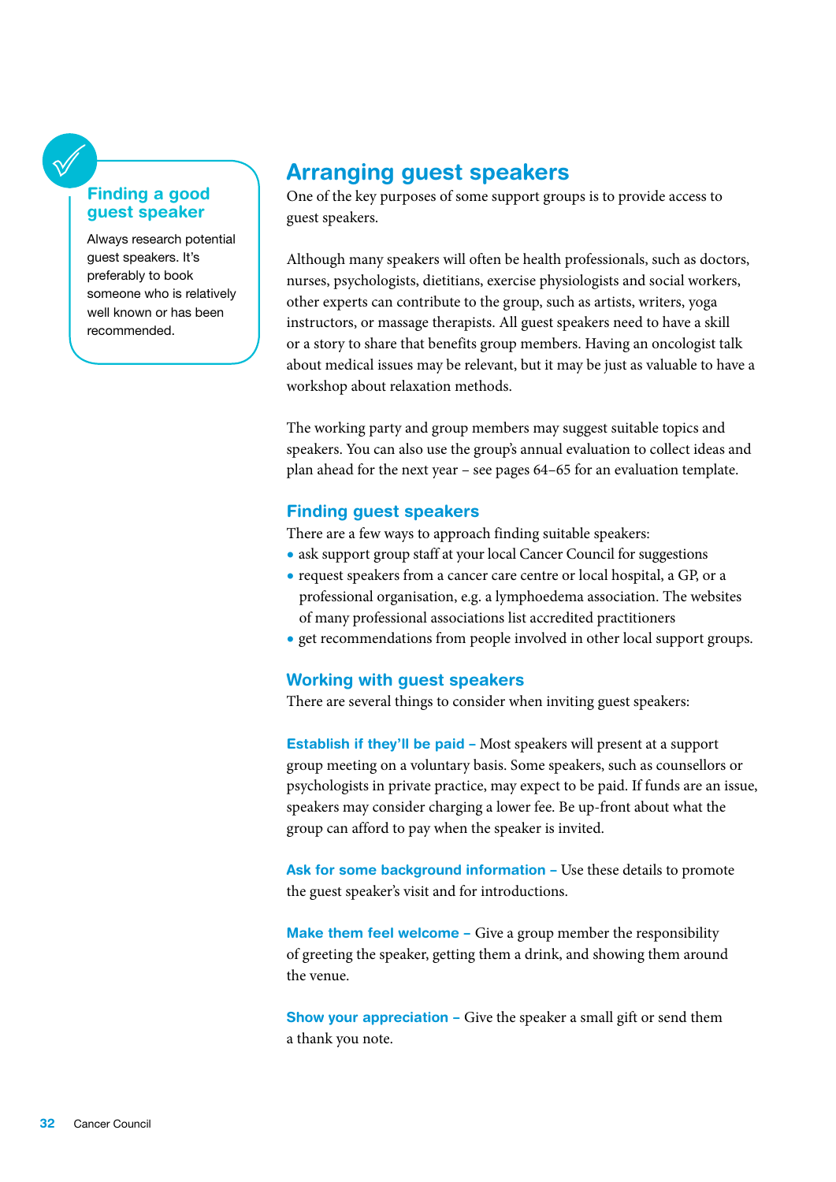## Arranging guest speakers

One of the key purposes of some support groups is to provide access to guest speakers.

Although many speakers will often be health professionals, such as doctors, nurses, psychologists, dietitians, exercise physiologists and social workers, other experts can contribute to the group, such as artists, writers, yoga instructors, or massage therapists. All guest speakers need to have a skill or a story to share that benefits group members. Having an oncologist talk about medical issues may be relevant, but it may be just as valuable to have a workshop about relaxation methods.

The working party and group members may suggest suitable topics and speakers. You can also use the group's annual evaluation to collect ideas and plan ahead for the next year – see pages 64–65 for an evaluation template.

> **Finding a good guest speaker**
>
> Always research potential guest speakers. It's preferably to book someone who is relatively well known or has been recommended.

### Finding guest speakers

There are a few ways to approach finding suitable speakers:

- ask support group staff at your local Cancer Council for suggestions
- request speakers from a cancer care centre or local hospital, a GP, or a professional organisation, e.g. a lymphoedema association. The websites of many professional associations list accredited practitioners
- get recommendations from people involved in other local support groups.

### Working with guest speakers

There are several things to consider when inviting guest speakers:

**Establish if they'll be paid –** Most speakers will present at a support group meeting on a voluntary basis. Some speakers, such as counsellors or psychologists in private practice, may expect to be paid. If funds are an issue, speakers may consider charging a lower fee. Be up-front about what the group can afford to pay when the speaker is invited.

**Ask for some background information –** Use these details to promote the guest speaker's visit and for introductions.

**Make them feel welcome –** Give a group member the responsibility of greeting the speaker, getting them a drink, and showing them around the venue.

**Show your appreciation –** Give the speaker a small gift or send them a thank you note.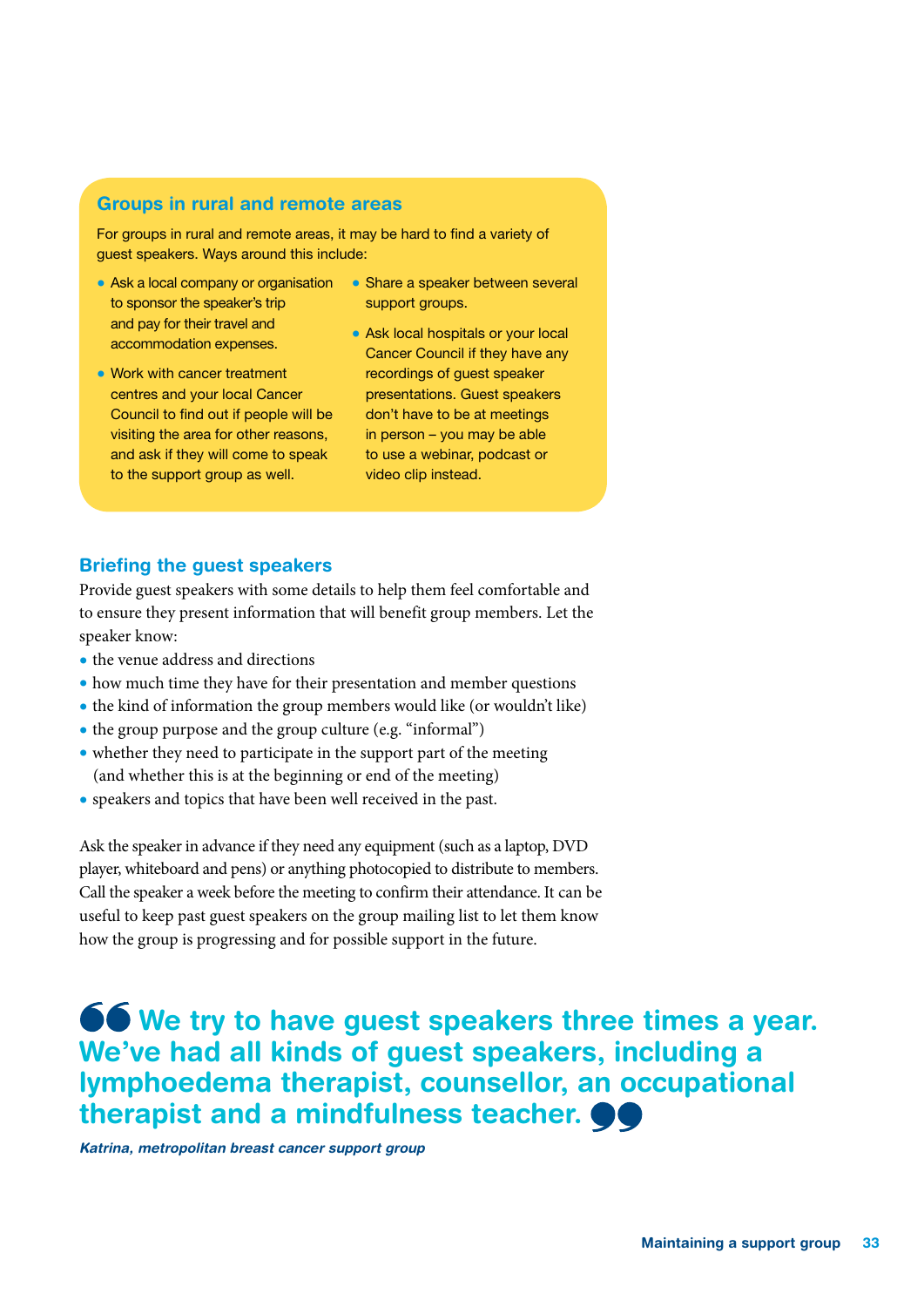## Groups in rural and remote areas

For groups in rural and remote areas, it may be hard to find a variety of guest speakers. Ways around this include:

- Ask a local company or organisation to sponsor the speaker's trip and pay for their travel and accommodation expenses.
- Work with cancer treatment centres and your local Cancer Council to find out if people will be visiting the area for other reasons, and ask if they will come to speak to the support group as well.
- Share a speaker between several support groups.
- Ask local hospitals or your local Cancer Council if they have any recordings of guest speaker presentations. Guest speakers don't have to be at meetings in person – you may be able to use a webinar, podcast or video clip instead.

### Briefing the guest speakers

Provide guest speakers with some details to help them feel comfortable and to ensure they present information that will benefit group members. Let the speaker know:

- the venue address and directions
- how much time they have for their presentation and member questions
- the kind of information the group members would like (or wouldn't like)
- the group purpose and the group culture (e.g. "informal")
- whether they need to participate in the support part of the meeting (and whether this is at the beginning or end of the meeting)
- speakers and topics that have been well received in the past.

Ask the speaker in advance if they need any equipment (such as a laptop, DVD player, whiteboard and pens) or anything photocopied to distribute to members. Call the speaker a week before the meeting to confirm their attendance. It can be useful to keep past guest speakers on the group mailing list to let them know how the group is progressing and for possible support in the future.

> **We try to have guest speakers three times a year. We've had all kinds of guest speakers, including a lymphoedema therapist, counsellor, an occupational therapist and a mindfulness teacher.**
>
> ***Katrina, metropolitan breast cancer support group***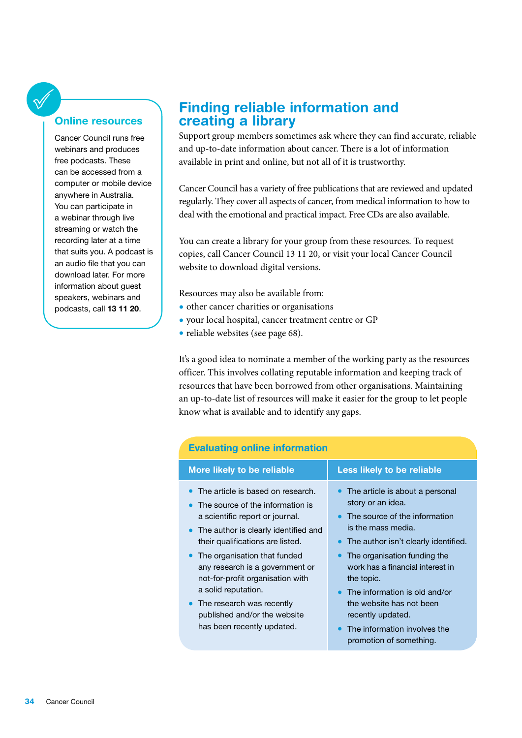## Online resources

Cancer Council runs free webinars and produces free podcasts. These can be accessed from a computer or mobile device anywhere in Australia. You can participate in a webinar through live streaming or watch the recording later at a time that suits you. A podcast is an audio file that you can download later. For more information about guest speakers, webinars and podcasts, call **13 11 20**.

# Finding reliable information and creating a library

Support group members sometimes ask where they can find accurate, reliable and up-to-date information about cancer. There is a lot of information available in print and online, but not all of it is trustworthy.

Cancer Council has a variety of free publications that are reviewed and updated regularly. They cover all aspects of cancer, from medical information to how to deal with the emotional and practical impact. Free CDs are also available.

You can create a library for your group from these resources. To request copies, call Cancer Council 13 11 20, or visit your local Cancer Council website to download digital versions.

Resources may also be available from:

- other cancer charities or organisations
- your local hospital, cancer treatment centre or GP
- reliable websites (see page 68).

It's a good idea to nominate a member of the working party as the resources officer. This involves collating reputable information and keeping track of resources that have been borrowed from other organisations. Maintaining an up-to-date list of resources will make it easier for the group to let people know what is available and to identify any gaps.

### Evaluating online information

| More likely to be reliable | Less likely to be reliable |
|---|---|
| • The article is based on research.<br>• The source of the information is a scientific report or journal.<br>• The author is clearly identified and their qualifications are listed.<br>• The organisation that funded any research is a government or not-for-profit organisation with a solid reputation.<br>• The research was recently published and/or the website has been recently updated. | • The article is about a personal story or an idea.<br>• The source of the information is the mass media.<br>• The author isn't clearly identified.<br>• The organisation funding the work has a financial interest in the topic.<br>• The information is old and/or the website has not been recently updated.<br>• The information involves the promotion of something. |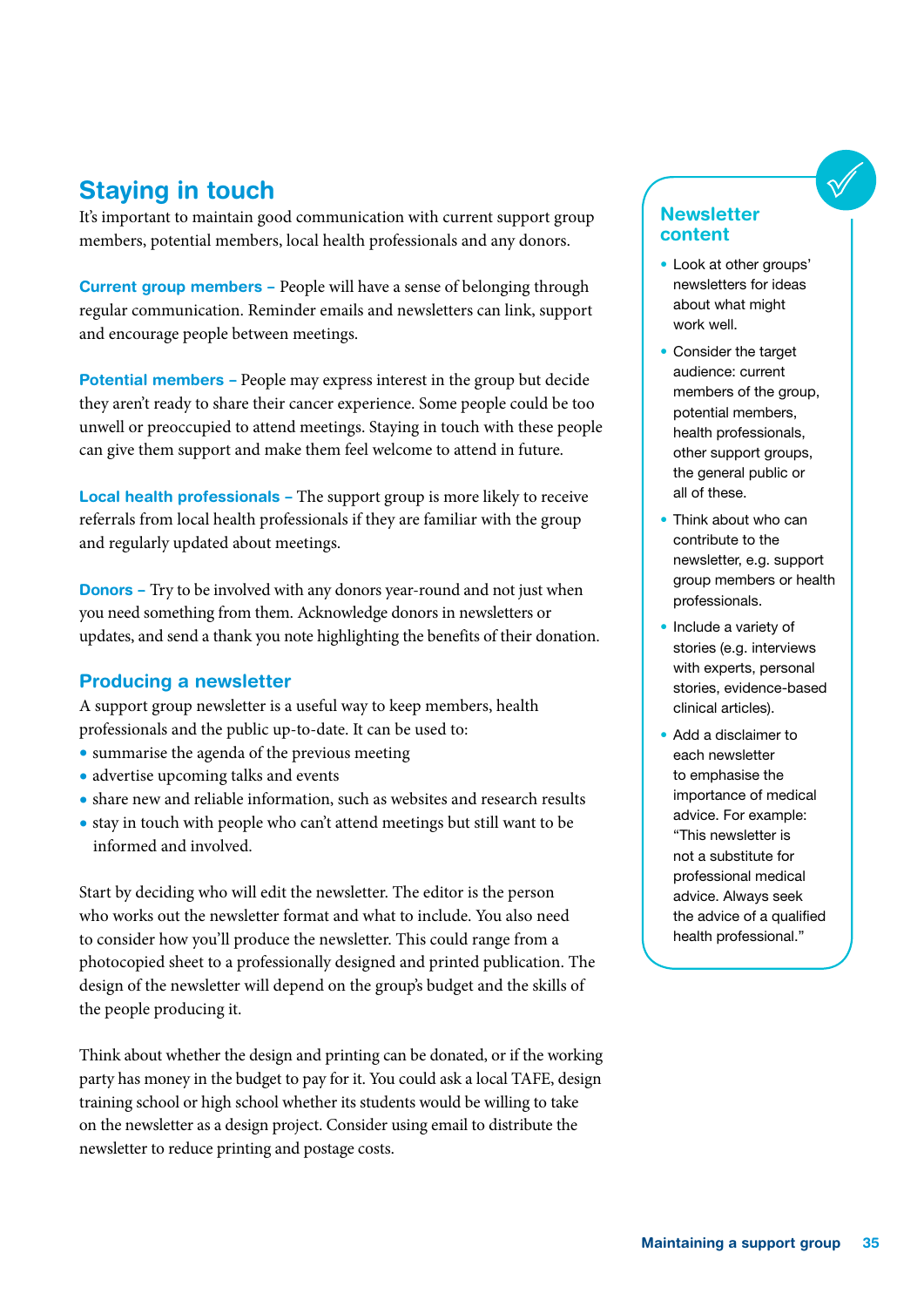## Staying in touch

It's important to maintain good communication with current support group members, potential members, local health professionals and any donors.

**Current group members –** People will have a sense of belonging through regular communication. Reminder emails and newsletters can link, support and encourage people between meetings.

**Potential members –** People may express interest in the group but decide they aren't ready to share their cancer experience. Some people could be too unwell or preoccupied to attend meetings. Staying in touch with these people can give them support and make them feel welcome to attend in future.

**Local health professionals –** The support group is more likely to receive referrals from local health professionals if they are familiar with the group and regularly updated about meetings.

**Donors –** Try to be involved with any donors year-round and not just when you need something from them. Acknowledge donors in newsletters or updates, and send a thank you note highlighting the benefits of their donation.

### Producing a newsletter

A support group newsletter is a useful way to keep members, health professionals and the public up-to-date. It can be used to:

- summarise the agenda of the previous meeting
- advertise upcoming talks and events
- share new and reliable information, such as websites and research results
- stay in touch with people who can't attend meetings but still want to be informed and involved.

Start by deciding who will edit the newsletter. The editor is the person who works out the newsletter format and what to include. You also need to consider how you'll produce the newsletter. This could range from a photocopied sheet to a professionally designed and printed publication. The design of the newsletter will depend on the group's budget and the skills of the people producing it.

Think about whether the design and printing can be donated, or if the working party has money in the budget to pay for it. You could ask a local TAFE, design training school or high school whether its students would be willing to take on the newsletter as a design project. Consider using email to distribute the newsletter to reduce printing and postage costs.

### Newsletter content

- Look at other groups' newsletters for ideas about what might work well.
- Consider the target audience: current members of the group, potential members, health professionals, other support groups, the general public or all of these.
- Think about who can contribute to the newsletter, e.g. support group members or health professionals.
- Include a variety of stories (e.g. interviews with experts, personal stories, evidence-based clinical articles).
- Add a disclaimer to each newsletter to emphasise the importance of medical advice. For example: "This newsletter is not a substitute for professional medical advice. Always seek the advice of a qualified health professional."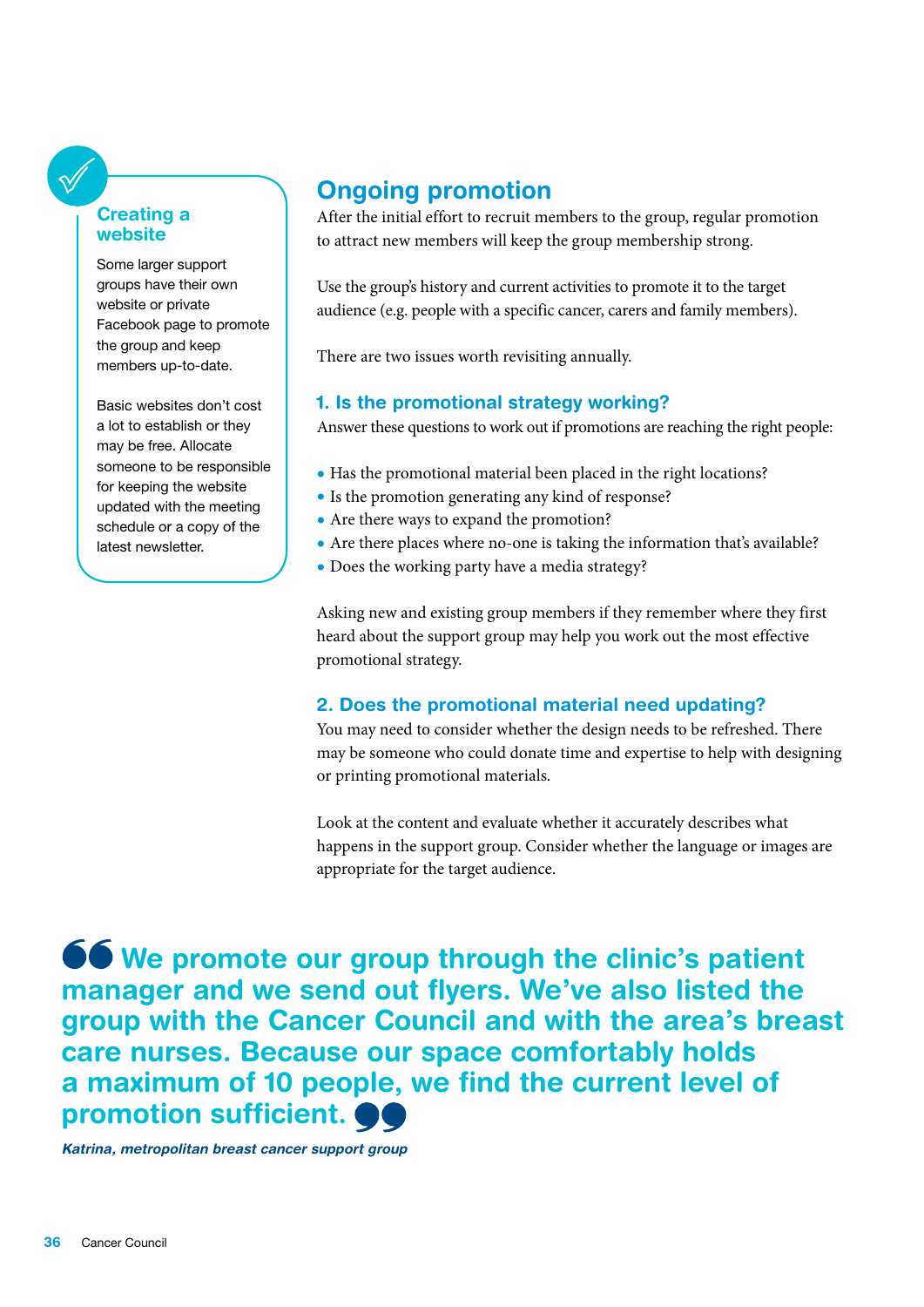### Creating a website

Some larger support groups have their own website or private Facebook page to promote the group and keep members up-to-date.

Basic websites don't cost a lot to establish or they may be free. Allocate someone to be responsible for keeping the website updated with the meeting schedule or a copy of the latest newsletter.

## Ongoing promotion

After the initial effort to recruit members to the group, regular promotion to attract new members will keep the group membership strong.

Use the group's history and current activities to promote it to the target audience (e.g. people with a specific cancer, carers and family members).

There are two issues worth revisiting annually.

### 1. Is the promotional strategy working?

Answer these questions to work out if promotions are reaching the right people:

- Has the promotional material been placed in the right locations?
- Is the promotion generating any kind of response?
- Are there ways to expand the promotion?
- Are there places where no-one is taking the information that's available?
- Does the working party have a media strategy?

Asking new and existing group members if they remember where they first heard about the support group may help you work out the most effective promotional strategy.

### 2. Does the promotional material need updating?

You may need to consider whether the design needs to be refreshed. There may be someone who could donate time and expertise to help with designing or printing promotional materials.

Look at the content and evaluate whether it accurately describes what happens in the support group. Consider whether the language or images are appropriate for the target audience.

> **"We promote our group through the clinic's patient manager and we send out flyers. We've also listed the group with the Cancer Council and with the area's breast care nurses. Because our space comfortably holds a maximum of 10 people, we find the current level of promotion sufficient."**
>
> ***Katrina, metropolitan breast cancer support group***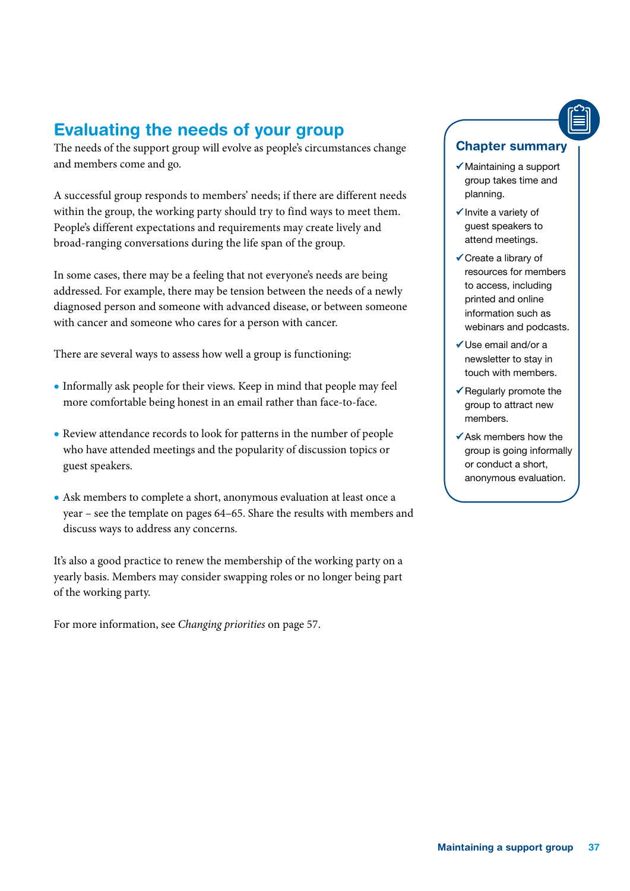## Evaluating the needs of your group

The needs of the support group will evolve as people's circumstances change and members come and go.

A successful group responds to members' needs; if there are different needs within the group, the working party should try to find ways to meet them. People's different expectations and requirements may create lively and broad-ranging conversations during the life span of the group.

In some cases, there may be a feeling that not everyone's needs are being addressed. For example, there may be tension between the needs of a newly diagnosed person and someone with advanced disease, or between someone with cancer and someone who cares for a person with cancer.

There are several ways to assess how well a group is functioning:

- Informally ask people for their views. Keep in mind that people may feel more comfortable being honest in an email rather than face-to-face.
- Review attendance records to look for patterns in the number of people who have attended meetings and the popularity of discussion topics or guest speakers.
- Ask members to complete a short, anonymous evaluation at least once a year – see the template on pages 64–65. Share the results with members and discuss ways to address any concerns.

It's also a good practice to renew the membership of the working party on a yearly basis. Members may consider swapping roles or no longer being part of the working party.

For more information, see *Changing priorities* on page 57.

### Chapter summary

- ✓ Maintaining a support group takes time and planning.
- ✓ Invite a variety of guest speakers to attend meetings.
- ✓ Create a library of resources for members to access, including printed and online information such as webinars and podcasts.
- ✓ Use email and/or a newsletter to stay in touch with members.
- ✓ Regularly promote the group to attract new members.
- ✓ Ask members how the group is going informally or conduct a short, anonymous evaluation.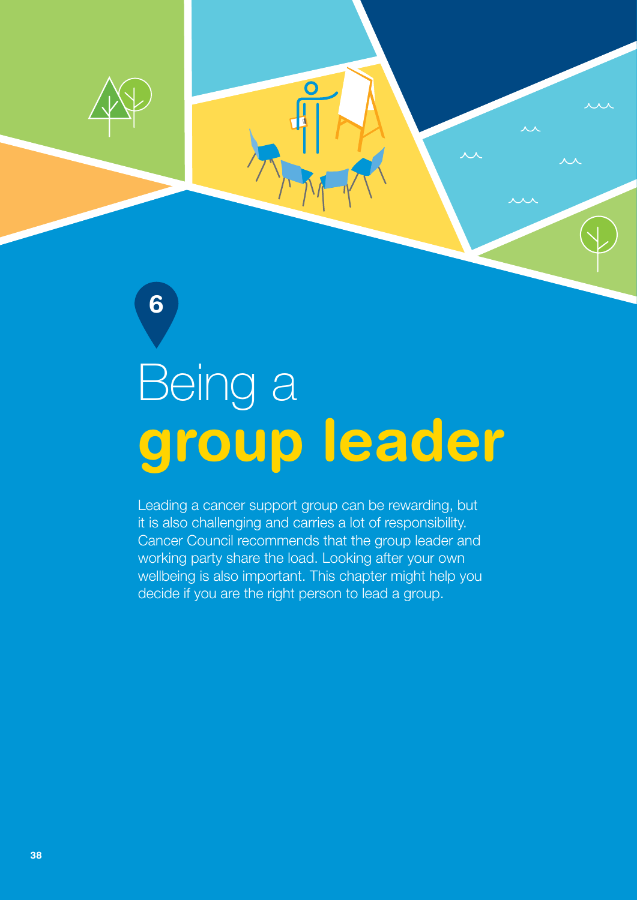6

# Being a **group leader**

Leading a cancer support group can be rewarding, but it is also challenging and carries a lot of responsibility. Cancer Council recommends that the group leader and working party share the load. Looking after your own wellbeing is also important. This chapter might help you decide if you are the right person to lead a group.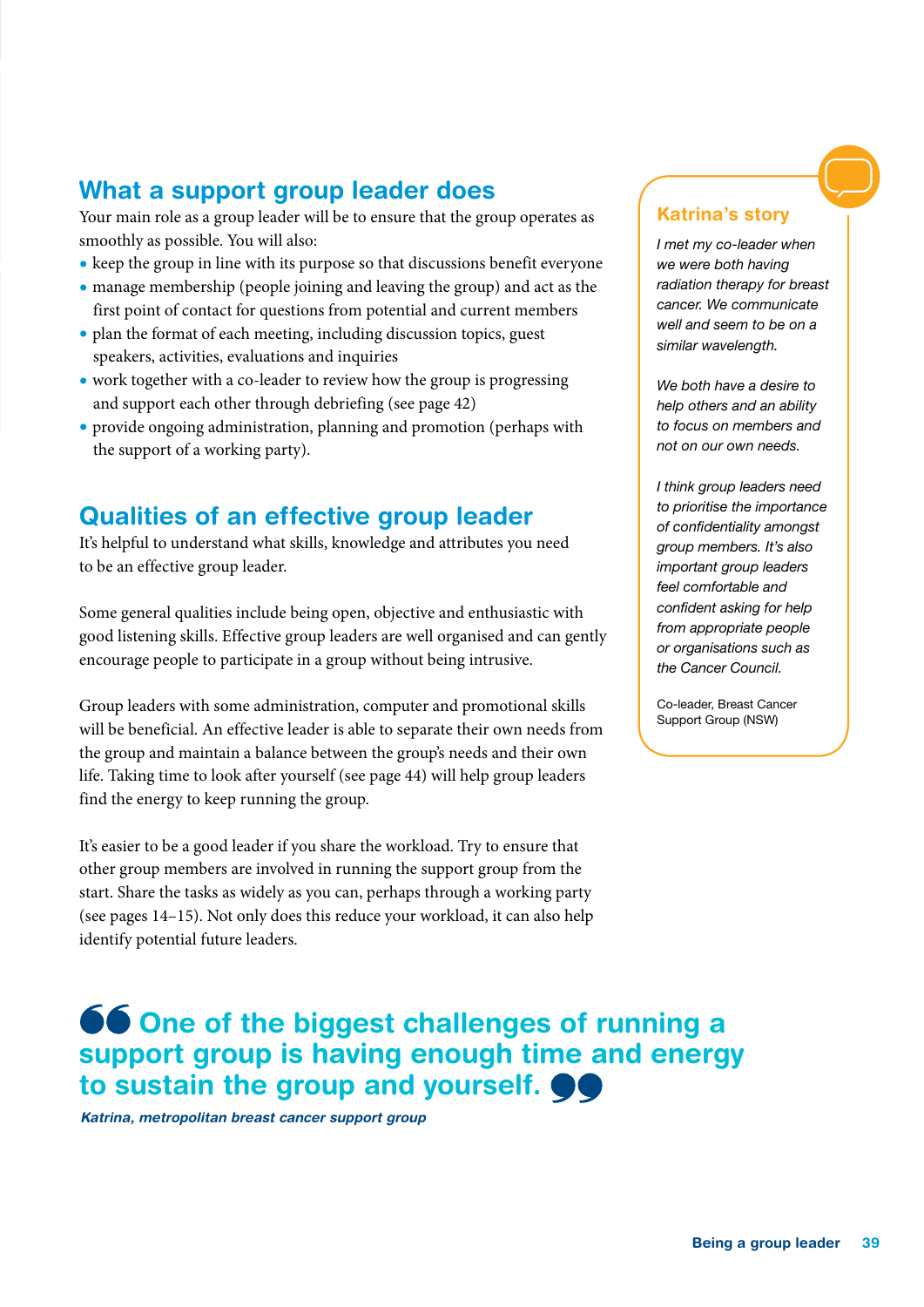## What a support group leader does

Your main role as a group leader will be to ensure that the group operates as smoothly as possible. You will also:

- keep the group in line with its purpose so that discussions benefit everyone
- manage membership (people joining and leaving the group) and act as the first point of contact for questions from potential and current members
- plan the format of each meeting, including discussion topics, guest speakers, activities, evaluations and inquiries
- work together with a co-leader to review how the group is progressing and support each other through debriefing (see page 42)
- provide ongoing administration, planning and promotion (perhaps with the support of a working party).

## Qualities of an effective group leader

It's helpful to understand what skills, knowledge and attributes you need to be an effective group leader.

Some general qualities include being open, objective and enthusiastic with good listening skills. Effective group leaders are well organised and can gently encourage people to participate in a group without being intrusive.

Group leaders with some administration, computer and promotional skills will be beneficial. An effective leader is able to separate their own needs from the group and maintain a balance between the group's needs and their own life. Taking time to look after yourself (see page 44) will help group leaders find the energy to keep running the group.

It's easier to be a good leader if you share the workload. Try to ensure that other group members are involved in running the support group from the start. Share the tasks as widely as you can, perhaps through a working party (see pages 14–15). Not only does this reduce your workload, it can also help identify potential future leaders.

### Katrina's story

*I met my co-leader when we were both having radiation therapy for breast cancer. We communicate well and seem to be on a similar wavelength.*

*We both have a desire to help others and an ability to focus on members and not on our own needs.*

*I think group leaders need to prioritise the importance of confidentiality amongst group members. It's also important group leaders feel comfortable and confident asking for help from appropriate people or organisations such as the Cancer Council.*

Co-leader, Breast Cancer Support Group (NSW)

> **"One of the biggest challenges of running a support group is having enough time and energy to sustain the group and yourself."**
>
> ***Katrina, metropolitan breast cancer support group***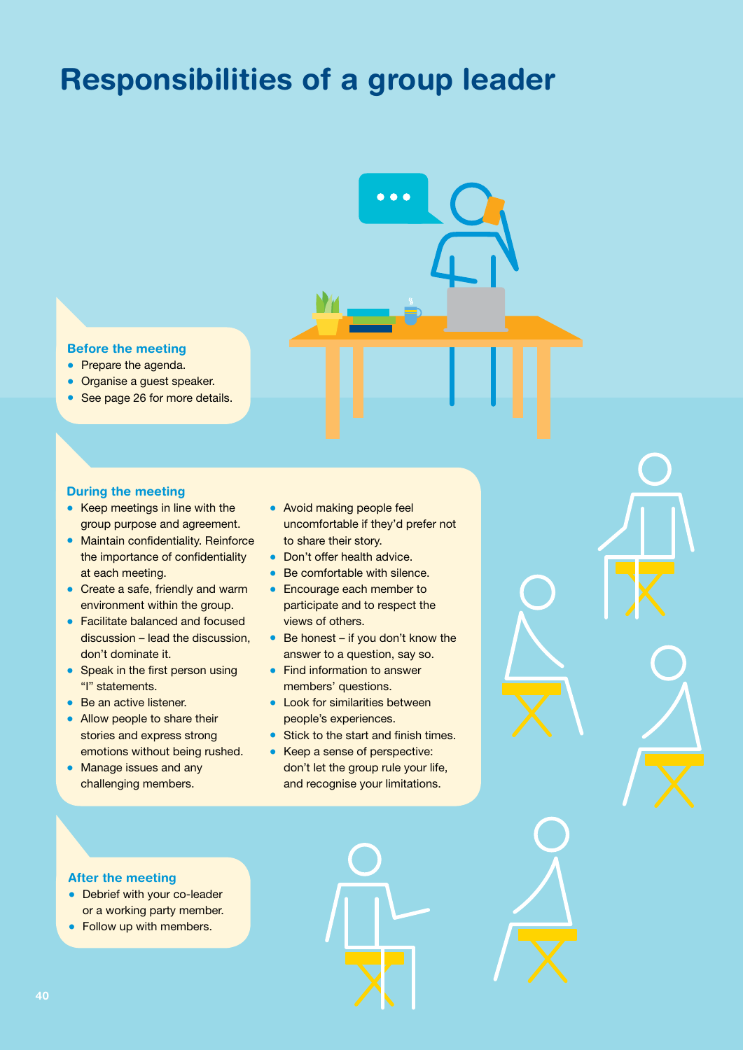# Responsibilities of a group leader

### Before the meeting

- Prepare the agenda.
- Organise a guest speaker.
- See page 26 for more details.

### During the meeting

- Keep meetings in line with the group purpose and agreement.
- Maintain confidentiality. Reinforce the importance of confidentiality at each meeting.
- Create a safe, friendly and warm environment within the group.
- Facilitate balanced and focused discussion – lead the discussion, don't dominate it.
- Speak in the first person using "I" statements.
- Be an active listener.
- Allow people to share their stories and express strong emotions without being rushed.
- Manage issues and any challenging members.
- Avoid making people feel uncomfortable if they'd prefer not to share their story.
- Don't offer health advice.
- Be comfortable with silence.
- Encourage each member to participate and to respect the views of others.
- Be honest – if you don't know the answer to a question, say so.
- Find information to answer members' questions.
- Look for similarities between people's experiences.
- Stick to the start and finish times.
- Keep a sense of perspective: don't let the group rule your life, and recognise your limitations.

### After the meeting

- Debrief with your co-leader or a working party member.
- Follow up with members.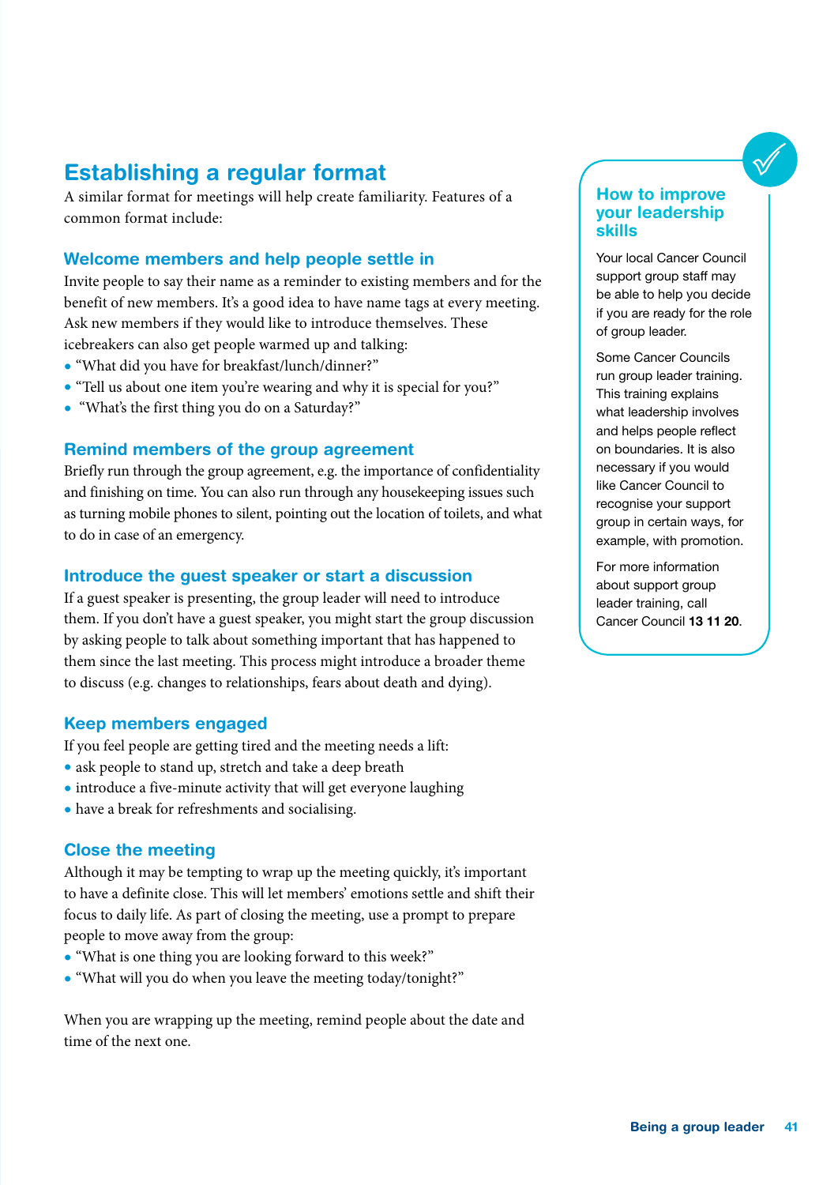## Establishing a regular format

A similar format for meetings will help create familiarity. Features of a common format include:

### Welcome members and help people settle in

Invite people to say their name as a reminder to existing members and for the benefit of new members. It's a good idea to have name tags at every meeting. Ask new members if they would like to introduce themselves. These icebreakers can also get people warmed up and talking:

- "What did you have for breakfast/lunch/dinner?"
- "Tell us about one item you're wearing and why it is special for you?"
- "What's the first thing you do on a Saturday?"

### Remind members of the group agreement

Briefly run through the group agreement, e.g. the importance of confidentiality and finishing on time. You can also run through any housekeeping issues such as turning mobile phones to silent, pointing out the location of toilets, and what to do in case of an emergency.

### Introduce the guest speaker or start a discussion

If a guest speaker is presenting, the group leader will need to introduce them. If you don't have a guest speaker, you might start the group discussion by asking people to talk about something important that has happened to them since the last meeting. This process might introduce a broader theme to discuss (e.g. changes to relationships, fears about death and dying).

### Keep members engaged

If you feel people are getting tired and the meeting needs a lift:

- ask people to stand up, stretch and take a deep breath
- introduce a five-minute activity that will get everyone laughing
- have a break for refreshments and socialising.

### Close the meeting

Although it may be tempting to wrap up the meeting quickly, it's important to have a definite close. This will let members' emotions settle and shift their focus to daily life. As part of closing the meeting, use a prompt to prepare people to move away from the group:

- "What is one thing you are looking forward to this week?"
- "What will you do when you leave the meeting today/tonight?"

When you are wrapping up the meeting, remind people about the date and time of the next one.

### How to improve your leadership skills

Your local Cancer Council support group staff may be able to help you decide if you are ready for the role of group leader.

Some Cancer Councils run group leader training. This training explains what leadership involves and helps people reflect on boundaries. It is also necessary if you would like Cancer Council to recognise your support group in certain ways, for example, with promotion.

For more information about support group leader training, call Cancer Council **13 11 20**.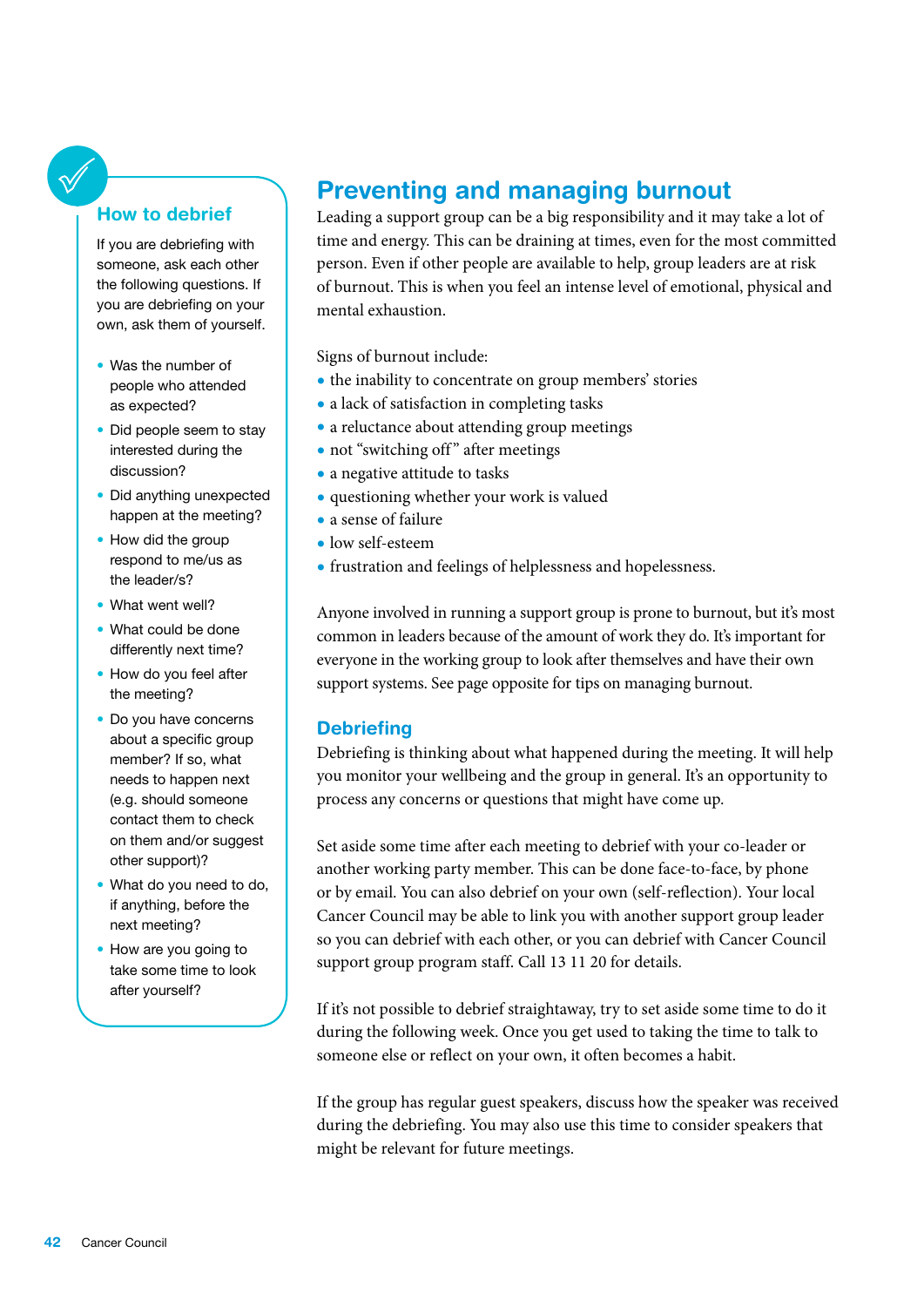## Preventing and managing burnout

Leading a support group can be a big responsibility and it may take a lot of time and energy. This can be draining at times, even for the most committed person. Even if other people are available to help, group leaders are at risk of burnout. This is when you feel an intense level of emotional, physical and mental exhaustion.

Signs of burnout include:

- the inability to concentrate on group members' stories
- a lack of satisfaction in completing tasks
- a reluctance about attending group meetings
- not "switching off" after meetings
- a negative attitude to tasks
- questioning whether your work is valued
- a sense of failure
- low self-esteem
- frustration and feelings of helplessness and hopelessness.

Anyone involved in running a support group is prone to burnout, but it's most common in leaders because of the amount of work they do. It's important for everyone in the working group to look after themselves and have their own support systems. See page opposite for tips on managing burnout.

### Debriefing

Debriefing is thinking about what happened during the meeting. It will help you monitor your wellbeing and the group in general. It's an opportunity to process any concerns or questions that might have come up.

Set aside some time after each meeting to debrief with your co-leader or another working party member. This can be done face-to-face, by phone or by email. You can also debrief on your own (self-reflection). Your local Cancer Council may be able to link you with another support group leader so you can debrief with each other, or you can debrief with Cancer Council support group program staff. Call 13 11 20 for details.

If it's not possible to debrief straightaway, try to set aside some time to do it during the following week. Once you get used to taking the time to talk to someone else or reflect on your own, it often becomes a habit.

If the group has regular guest speakers, discuss how the speaker was received during the debriefing. You may also use this time to consider speakers that might be relevant for future meetings.

### How to debrief

If you are debriefing with someone, ask each other the following questions. If you are debriefing on your own, ask them of yourself.

- Was the number of people who attended as expected?
- Did people seem to stay interested during the discussion?
- Did anything unexpected happen at the meeting?
- How did the group respond to me/us as the leader/s?
- What went well?
- What could be done differently next time?
- How do you feel after the meeting?
- Do you have concerns about a specific group member? If so, what needs to happen next (e.g. should someone contact them to check on them and/or suggest other support)?
- What do you need to do, if anything, before the next meeting?
- How are you going to take some time to look after yourself?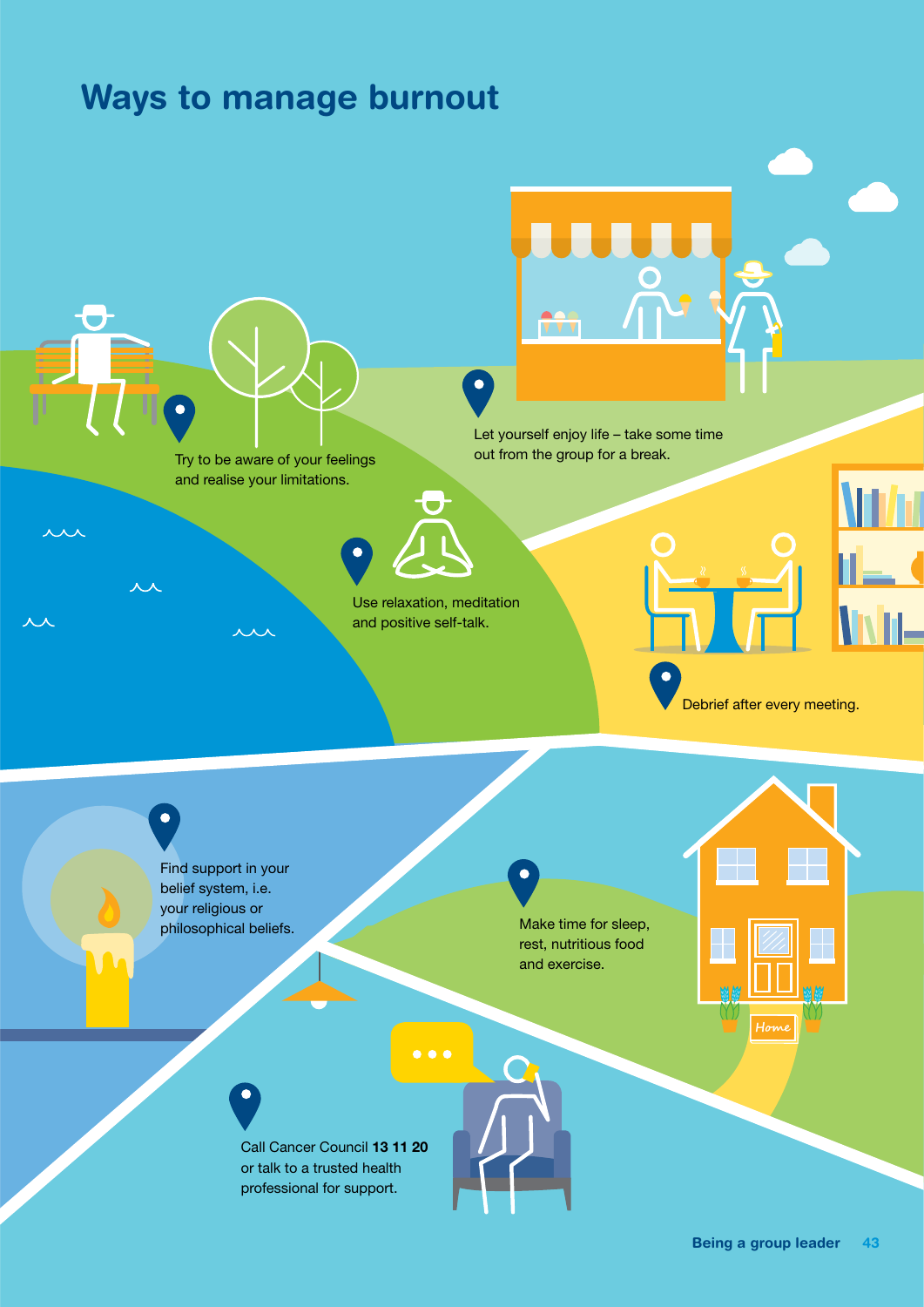# Ways to manage burnout

- Try to be aware of your feelings and realise your limitations.
- Let yourself enjoy life – take some time out from the group for a break.
- Use relaxation, meditation and positive self-talk.
- Debrief after every meeting.
- Find support in your belief system, i.e. your religious or philosophical beliefs.
- Make time for sleep, rest, nutritious food and exercise.
- Call Cancer Council **13 11 20** or talk to a trusted health professional for support.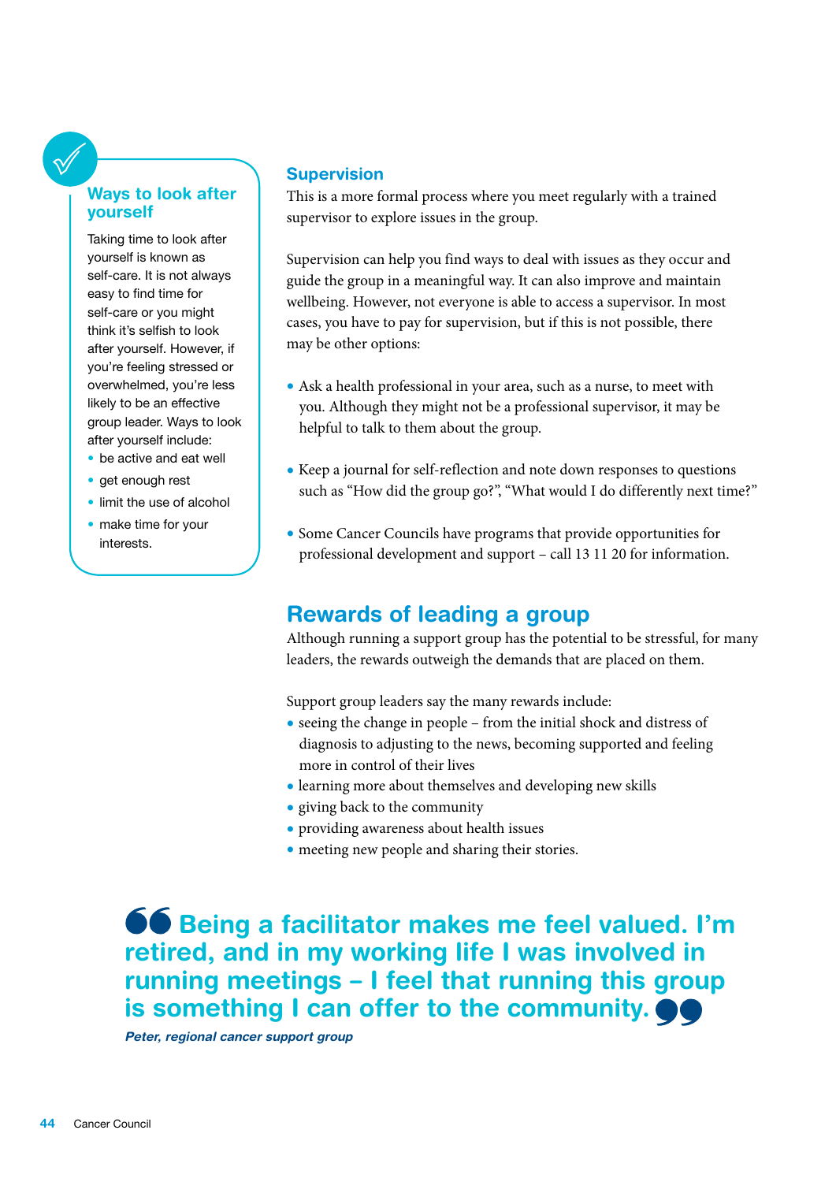### Ways to look after yourself

Taking time to look after yourself is known as self-care. It is not always easy to find time for self-care or you might think it's selfish to look after yourself. However, if you're feeling stressed or overwhelmed, you're less likely to be an effective group leader. Ways to look after yourself include:

- be active and eat well
- get enough rest
- limit the use of alcohol
- make time for your interests.

### Supervision

This is a more formal process where you meet regularly with a trained supervisor to explore issues in the group.

Supervision can help you find ways to deal with issues as they occur and guide the group in a meaningful way. It can also improve and maintain wellbeing. However, not everyone is able to access a supervisor. In most cases, you have to pay for supervision, but if this is not possible, there may be other options:

- Ask a health professional in your area, such as a nurse, to meet with you. Although they might not be a professional supervisor, it may be helpful to talk to them about the group.
- Keep a journal for self-reflection and note down responses to questions such as "How did the group go?", "What would I do differently next time?"
- Some Cancer Councils have programs that provide opportunities for professional development and support – call 13 11 20 for information.

## Rewards of leading a group

Although running a support group has the potential to be stressful, for many leaders, the rewards outweigh the demands that are placed on them.

Support group leaders say the many rewards include:

- seeing the change in people – from the initial shock and distress of diagnosis to adjusting to the news, becoming supported and feeling more in control of their lives
- learning more about themselves and developing new skills
- giving back to the community
- providing awareness about health issues
- meeting new people and sharing their stories.

> **"Being a facilitator makes me feel valued. I'm retired, and in my working life I was involved in running meetings – I feel that running this group is something I can offer to the community."**
>
> *Peter, regional cancer support group*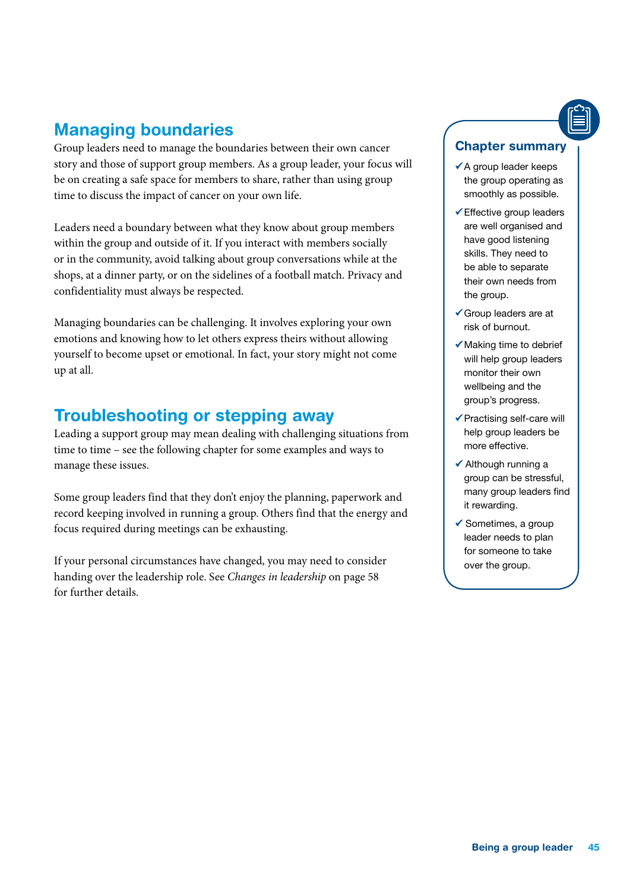## Managing boundaries

Group leaders need to manage the boundaries between their own cancer story and those of support group members. As a group leader, your focus will be on creating a safe space for members to share, rather than using group time to discuss the impact of cancer on your own life.

Leaders need a boundary between what they know about group members within the group and outside of it. If you interact with members socially or in the community, avoid talking about group conversations while at the shops, at a dinner party, or on the sidelines of a football match. Privacy and confidentiality must always be respected.

Managing boundaries can be challenging. It involves exploring your own emotions and knowing how to let others express theirs without allowing yourself to become upset or emotional. In fact, your story might not come up at all.

## Troubleshooting or stepping away

Leading a support group may mean dealing with challenging situations from time to time – see the following chapter for some examples and ways to manage these issues.

Some group leaders find that they don't enjoy the planning, paperwork and record keeping involved in running a group. Others find that the energy and focus required during meetings can be exhausting.

If your personal circumstances have changed, you may need to consider handing over the leadership role. See *Changes in leadership* on page 58 for further details.

### Chapter summary

- ✓ A group leader keeps the group operating as smoothly as possible.
- ✓ Effective group leaders are well organised and have good listening skills. They need to be able to separate their own needs from the group.
- ✓ Group leaders are at risk of burnout.
- ✓ Making time to debrief will help group leaders monitor their own wellbeing and the group's progress.
- ✓ Practising self-care will help group leaders be more effective.
- ✓ Although running a group can be stressful, many group leaders find it rewarding.
- ✓ Sometimes, a group leader needs to plan for someone to take over the group.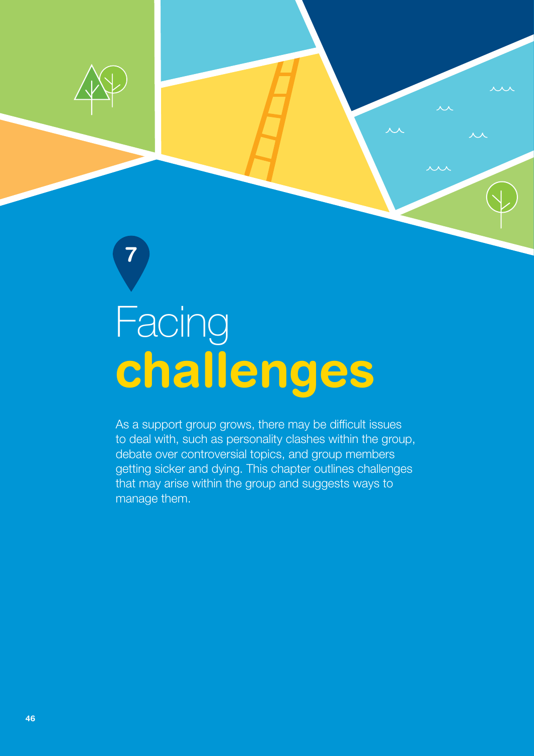7

# Facing **challenges**

As a support group grows, there may be difficult issues to deal with, such as personality clashes within the group, debate over controversial topics, and group members getting sicker and dying. This chapter outlines challenges that may arise within the group and suggests ways to manage them.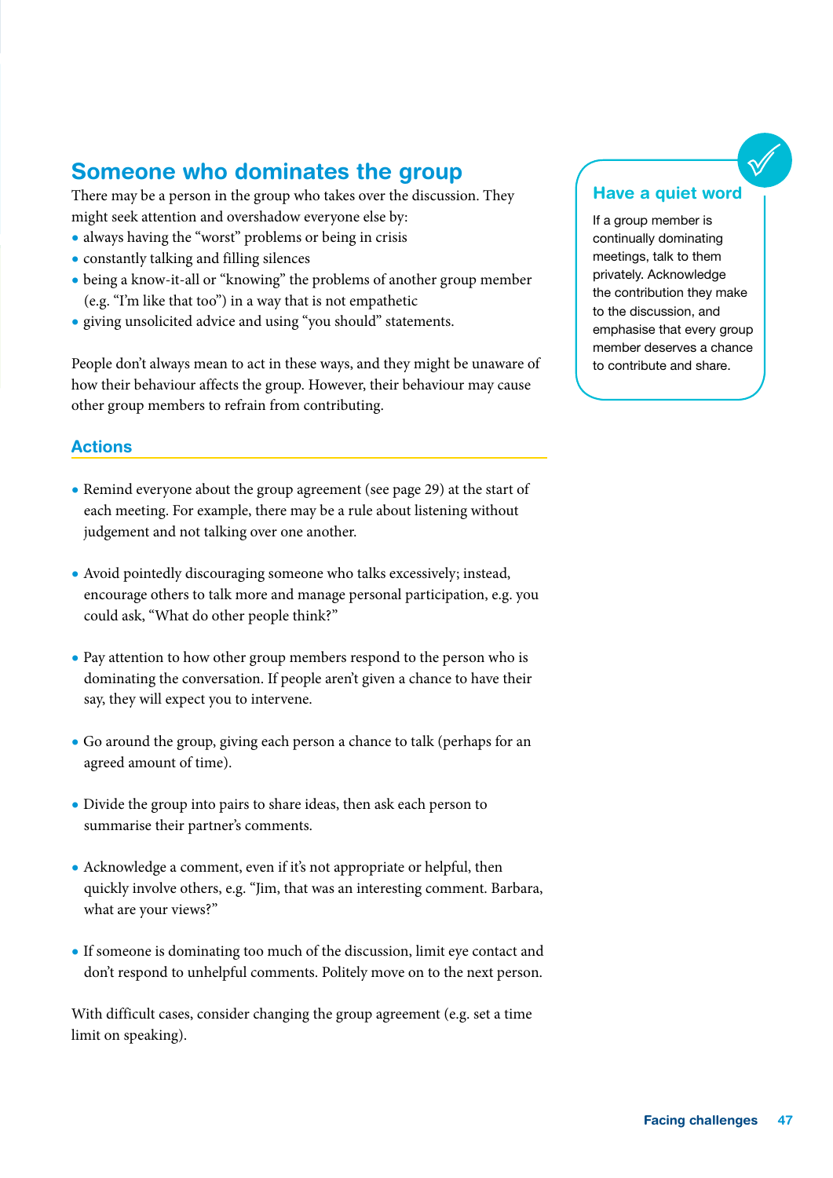## Someone who dominates the group

There may be a person in the group who takes over the discussion. They might seek attention and overshadow everyone else by:

- always having the "worst" problems or being in crisis
- constantly talking and filling silences
- being a know-it-all or "knowing" the problems of another group member (e.g. "I'm like that too") in a way that is not empathetic
- giving unsolicited advice and using "you should" statements.

People don't always mean to act in these ways, and they might be unaware of how their behaviour affects the group. However, their behaviour may cause other group members to refrain from contributing.

### Actions

- Remind everyone about the group agreement (see page 29) at the start of each meeting. For example, there may be a rule about listening without judgement and not talking over one another.

- Avoid pointedly discouraging someone who talks excessively; instead, encourage others to talk more and manage personal participation, e.g. you could ask, "What do other people think?"

- Pay attention to how other group members respond to the person who is dominating the conversation. If people aren't given a chance to have their say, they will expect you to intervene.

- Go around the group, giving each person a chance to talk (perhaps for an agreed amount of time).

- Divide the group into pairs to share ideas, then ask each person to summarise their partner's comments.

- Acknowledge a comment, even if it's not appropriate or helpful, then quickly involve others, e.g. "Jim, that was an interesting comment. Barbara, what are your views?"

- If someone is dominating too much of the discussion, limit eye contact and don't respond to unhelpful comments. Politely move on to the next person.

With difficult cases, consider changing the group agreement (e.g. set a time limit on speaking).

### Have a quiet word

If a group member is continually dominating meetings, talk to them privately. Acknowledge the contribution they make to the discussion, and emphasise that every group member deserves a chance to contribute and share.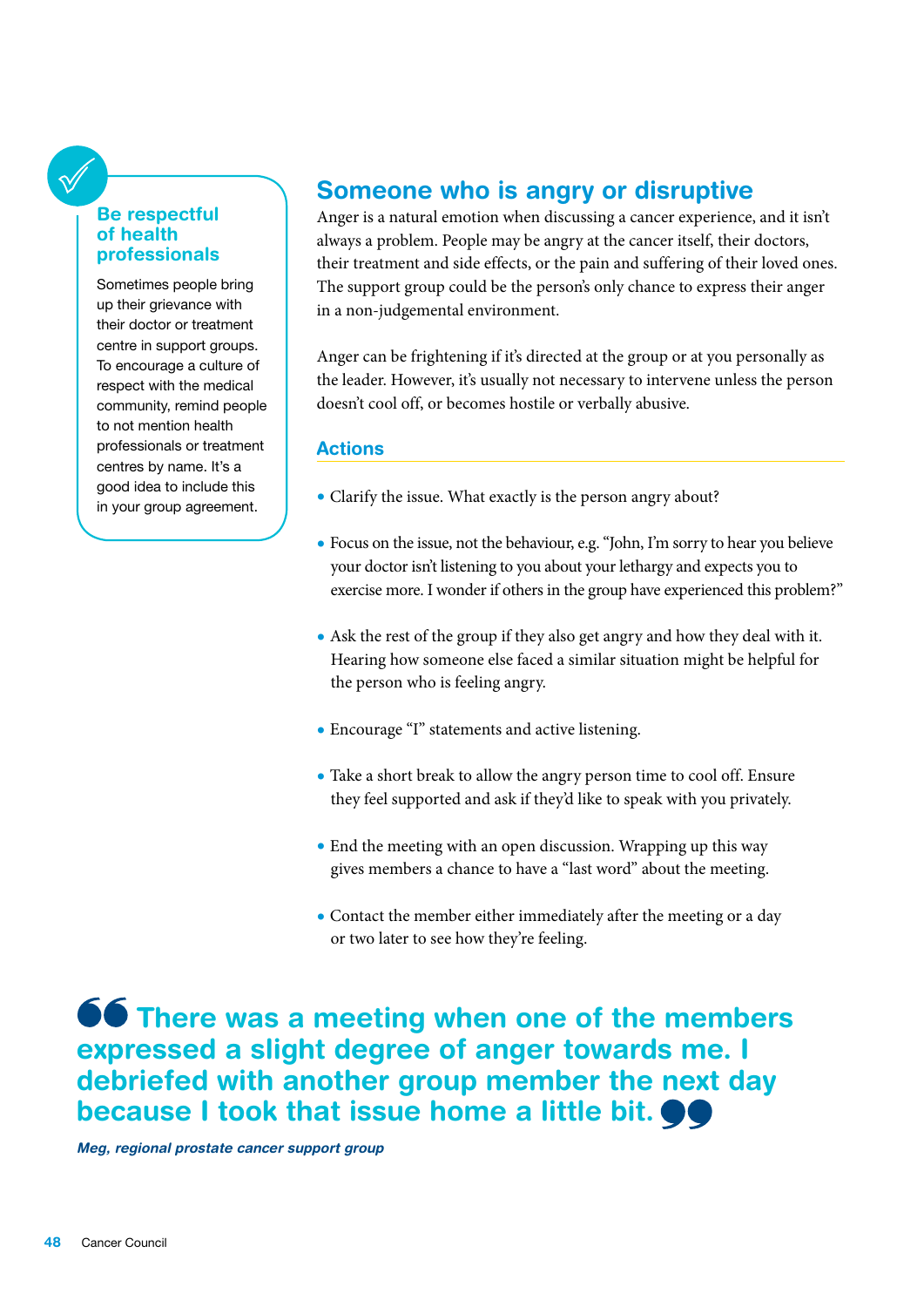### Be respectful of health professionals

Sometimes people bring up their grievance with their doctor or treatment centre in support groups. To encourage a culture of respect with the medical community, remind people to not mention health professionals or treatment centres by name. It's a good idea to include this in your group agreement.

## Someone who is angry or disruptive

Anger is a natural emotion when discussing a cancer experience, and it isn't always a problem. People may be angry at the cancer itself, their doctors, their treatment and side effects, or the pain and suffering of their loved ones. The support group could be the person's only chance to express their anger in a non-judgemental environment.

Anger can be frightening if it's directed at the group or at you personally as the leader. However, it's usually not necessary to intervene unless the person doesn't cool off, or becomes hostile or verbally abusive.

### Actions

- Clarify the issue. What exactly is the person angry about?
- Focus on the issue, not the behaviour, e.g. "John, I'm sorry to hear you believe your doctor isn't listening to you about your lethargy and expects you to exercise more. I wonder if others in the group have experienced this problem?"
- Ask the rest of the group if they also get angry and how they deal with it. Hearing how someone else faced a similar situation might be helpful for the person who is feeling angry.
- Encourage "I" statements and active listening.
- Take a short break to allow the angry person time to cool off. Ensure they feel supported and ask if they'd like to speak with you privately.
- End the meeting with an open discussion. Wrapping up this way gives members a chance to have a "last word" about the meeting.
- Contact the member either immediately after the meeting or a day or two later to see how they're feeling.

> **"There was a meeting when one of the members expressed a slight degree of anger towards me. I debriefed with another group member the next day because I took that issue home a little bit."**
>
> *Meg, regional prostate cancer support group*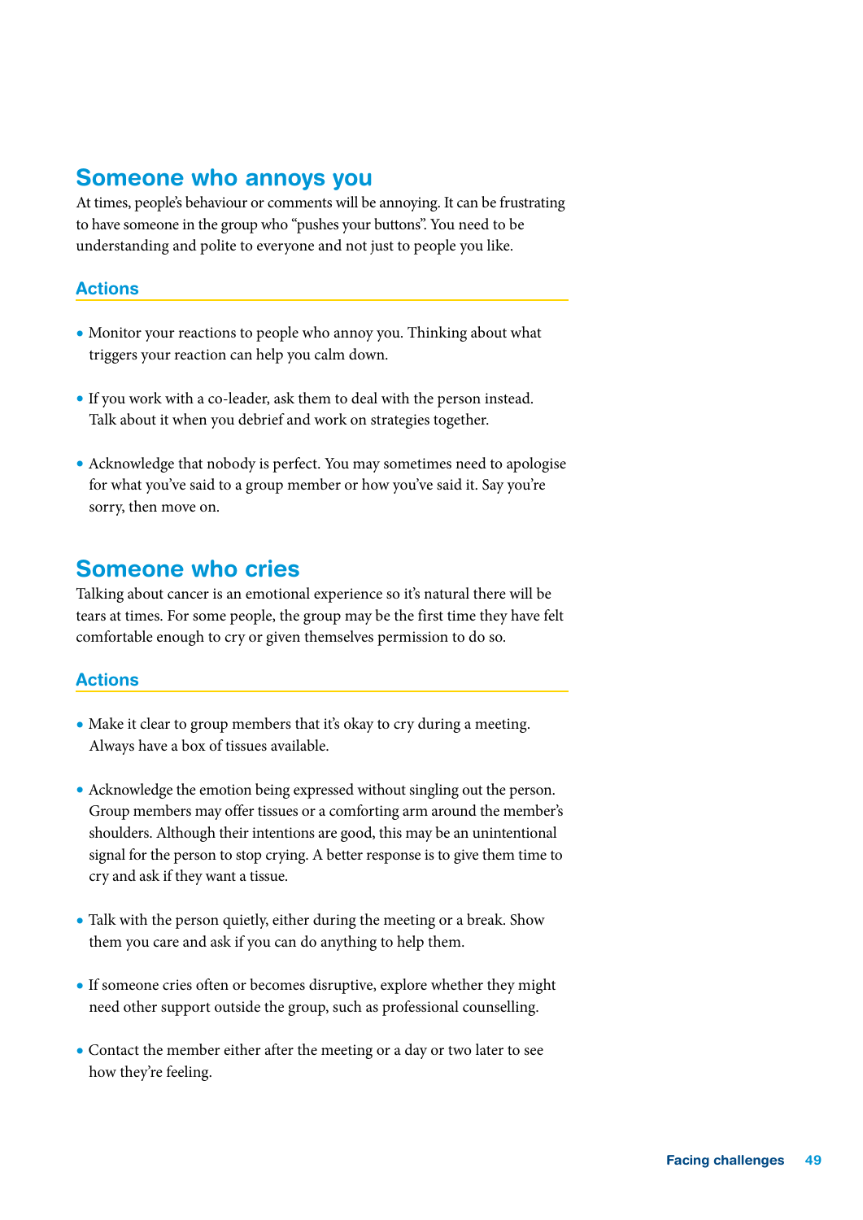## Someone who annoys you

At times, people's behaviour or comments will be annoying. It can be frustrating to have someone in the group who "pushes your buttons". You need to be understanding and polite to everyone and not just to people you like.

### Actions

- Monitor your reactions to people who annoy you. Thinking about what triggers your reaction can help you calm down.
- If you work with a co-leader, ask them to deal with the person instead. Talk about it when you debrief and work on strategies together.
- Acknowledge that nobody is perfect. You may sometimes need to apologise for what you've said to a group member or how you've said it. Say you're sorry, then move on.

## Someone who cries

Talking about cancer is an emotional experience so it's natural there will be tears at times. For some people, the group may be the first time they have felt comfortable enough to cry or given themselves permission to do so.

### Actions

- Make it clear to group members that it's okay to cry during a meeting. Always have a box of tissues available.
- Acknowledge the emotion being expressed without singling out the person. Group members may offer tissues or a comforting arm around the member's shoulders. Although their intentions are good, this may be an unintentional signal for the person to stop crying. A better response is to give them time to cry and ask if they want a tissue.
- Talk with the person quietly, either during the meeting or a break. Show them you care and ask if you can do anything to help them.
- If someone cries often or becomes disruptive, explore whether they might need other support outside the group, such as professional counselling.
- Contact the member either after the meeting or a day or two later to see how they're feeling.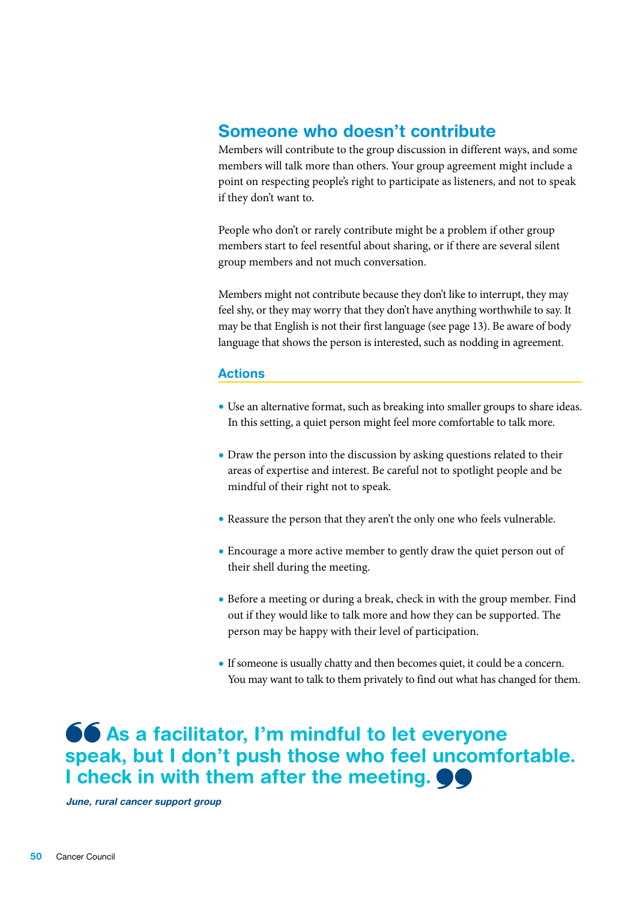## Someone who doesn't contribute

Members will contribute to the group discussion in different ways, and some members will talk more than others. Your group agreement might include a point on respecting people's right to participate as listeners, and not to speak if they don't want to.

People who don't or rarely contribute might be a problem if other group members start to feel resentful about sharing, or if there are several silent group members and not much conversation.

Members might not contribute because they don't like to interrupt, they may feel shy, or they may worry that they don't have anything worthwhile to say. It may be that English is not their first language (see page 13). Be aware of body language that shows the person is interested, such as nodding in agreement.

### Actions

- Use an alternative format, such as breaking into smaller groups to share ideas. In this setting, a quiet person might feel more comfortable to talk more.
- Draw the person into the discussion by asking questions related to their areas of expertise and interest. Be careful not to spotlight people and be mindful of their right not to speak.
- Reassure the person that they aren't the only one who feels vulnerable.
- Encourage a more active member to gently draw the quiet person out of their shell during the meeting.
- Before a meeting or during a break, check in with the group member. Find out if they would like to talk more and how they can be supported. The person may be happy with their level of participation.
- If someone is usually chatty and then becomes quiet, it could be a concern. You may want to talk to them privately to find out what has changed for them.

> **"As a facilitator, I'm mindful to let everyone speak, but I don't push those who feel uncomfortable. I check in with them after the meeting."**
>
> *June, rural cancer support group*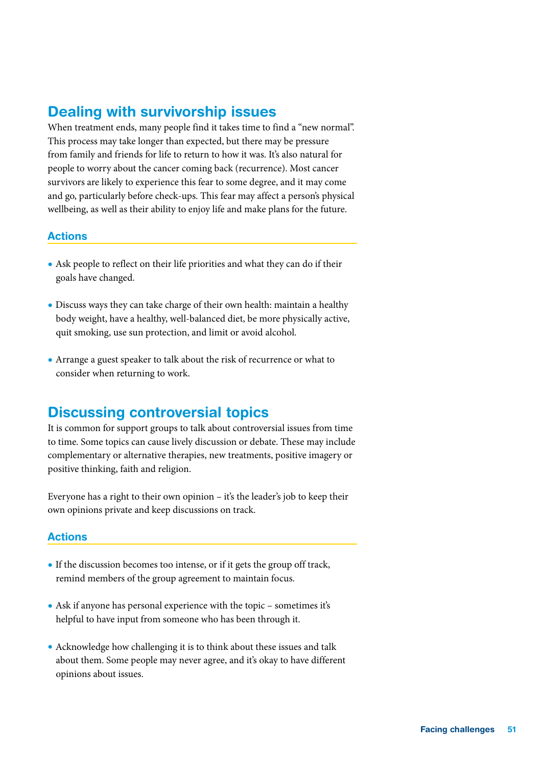## Dealing with survivorship issues

When treatment ends, many people find it takes time to find a "new normal". This process may take longer than expected, but there may be pressure from family and friends for life to return to how it was. It's also natural for people to worry about the cancer coming back (recurrence). Most cancer survivors are likely to experience this fear to some degree, and it may come and go, particularly before check-ups. This fear may affect a person's physical wellbeing, as well as their ability to enjoy life and make plans for the future.

### Actions

- Ask people to reflect on their life priorities and what they can do if their goals have changed.
- Discuss ways they can take charge of their own health: maintain a healthy body weight, have a healthy, well-balanced diet, be more physically active, quit smoking, use sun protection, and limit or avoid alcohol.
- Arrange a guest speaker to talk about the risk of recurrence or what to consider when returning to work.

## Discussing controversial topics

It is common for support groups to talk about controversial issues from time to time. Some topics can cause lively discussion or debate. These may include complementary or alternative therapies, new treatments, positive imagery or positive thinking, faith and religion.

Everyone has a right to their own opinion – it's the leader's job to keep their own opinions private and keep discussions on track.

### Actions

- If the discussion becomes too intense, or if it gets the group off track, remind members of the group agreement to maintain focus.
- Ask if anyone has personal experience with the topic – sometimes it's helpful to have input from someone who has been through it.
- Acknowledge how challenging it is to think about these issues and talk about them. Some people may never agree, and it's okay to have different opinions about issues.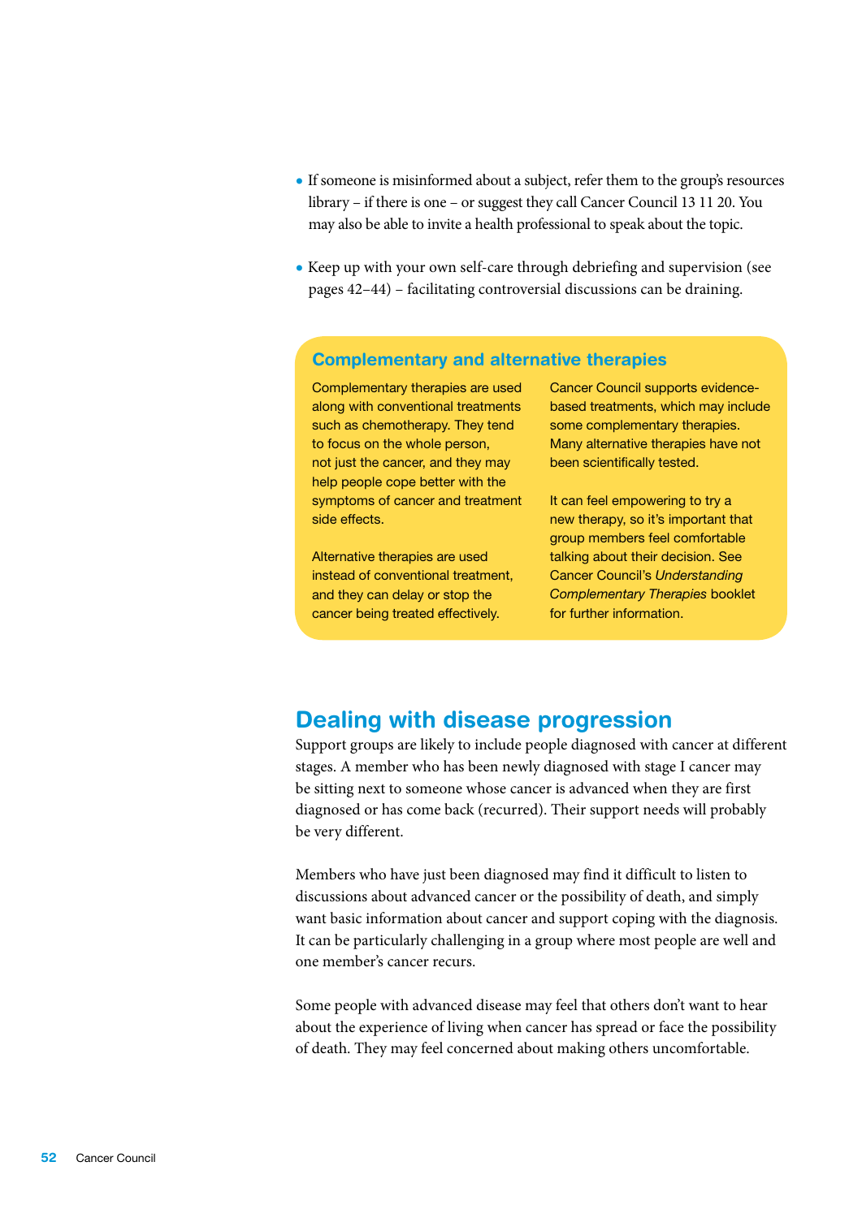- If someone is misinformed about a subject, refer them to the group's resources library – if there is one – or suggest they call Cancer Council 13 11 20. You may also be able to invite a health professional to speak about the topic.

- Keep up with your own self-care through debriefing and supervision (see pages 42–44) – facilitating controversial discussions can be draining.

### Complementary and alternative therapies

Complementary therapies are used along with conventional treatments such as chemotherapy. They tend to focus on the whole person, not just the cancer, and they may help people cope better with the symptoms of cancer and treatment side effects.

Alternative therapies are used instead of conventional treatment, and they can delay or stop the cancer being treated effectively.

Cancer Council supports evidence-based treatments, which may include some complementary therapies. Many alternative therapies have not been scientifically tested.

It can feel empowering to try a new therapy, so it's important that group members feel comfortable talking about their decision. See Cancer Council's *Understanding Complementary Therapies* booklet for further information.

## Dealing with disease progression

Support groups are likely to include people diagnosed with cancer at different stages. A member who has been newly diagnosed with stage I cancer may be sitting next to someone whose cancer is advanced when they are first diagnosed or has come back (recurred). Their support needs will probably be very different.

Members who have just been diagnosed may find it difficult to listen to discussions about advanced cancer or the possibility of death, and simply want basic information about cancer and support coping with the diagnosis. It can be particularly challenging in a group where most people are well and one member's cancer recurs.

Some people with advanced disease may feel that others don't want to hear about the experience of living when cancer has spread or face the possibility of death. They may feel concerned about making others uncomfortable.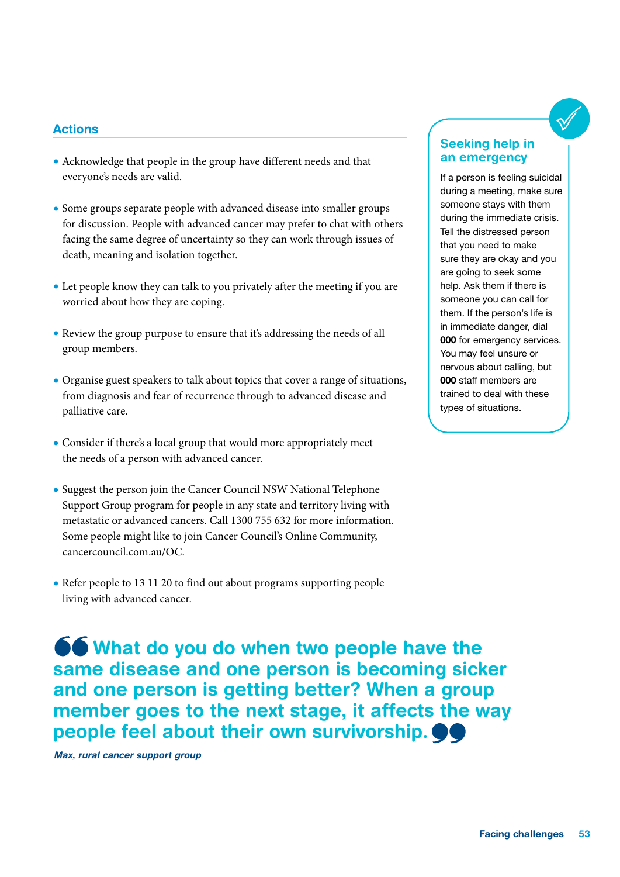## Actions

- Acknowledge that people in the group have different needs and that everyone's needs are valid.
- Some groups separate people with advanced disease into smaller groups for discussion. People with advanced cancer may prefer to chat with others facing the same degree of uncertainty so they can work through issues of death, meaning and isolation together.
- Let people know they can talk to you privately after the meeting if you are worried about how they are coping.
- Review the group purpose to ensure that it's addressing the needs of all group members.
- Organise guest speakers to talk about topics that cover a range of situations, from diagnosis and fear of recurrence through to advanced disease and palliative care.
- Consider if there's a local group that would more appropriately meet the needs of a person with advanced cancer.
- Suggest the person join the Cancer Council NSW National Telephone Support Group program for people in any state and territory living with metastatic or advanced cancers. Call 1300 755 632 for more information. Some people might like to join Cancer Council's Online Community, cancercouncil.com.au/OC.
- Refer people to 13 11 20 to find out about programs supporting people living with advanced cancer.

### Seeking help in an emergency

If a person is feeling suicidal during a meeting, make sure someone stays with them during the immediate crisis. Tell the distressed person that you need to make sure they are okay and you are going to seek some help. Ask them if there is someone you can call for them. If the person's life is in immediate danger, dial **000** for emergency services. You may feel unsure or nervous about calling, but **000** staff members are trained to deal with these types of situations.

> **"What do you do when two people have the same disease and one person is becoming sicker and one person is getting better? When a group member goes to the next stage, it affects the way people feel about their own survivorship."**
>
> *Max, rural cancer support group*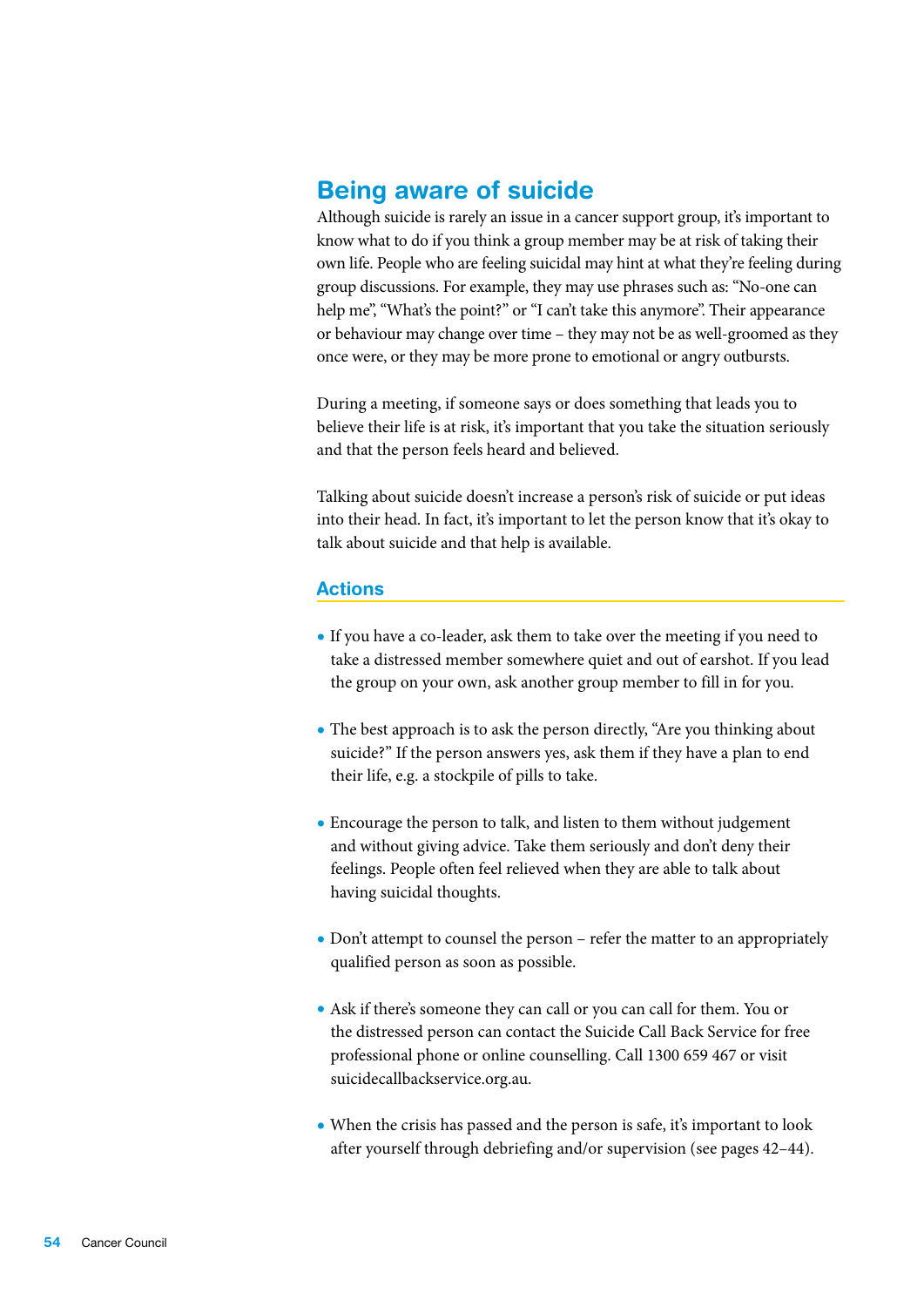## Being aware of suicide

Although suicide is rarely an issue in a cancer support group, it's important to know what to do if you think a group member may be at risk of taking their own life. People who are feeling suicidal may hint at what they're feeling during group discussions. For example, they may use phrases such as: "No-one can help me", "What's the point?" or "I can't take this anymore". Their appearance or behaviour may change over time – they may not be as well-groomed as they once were, or they may be more prone to emotional or angry outbursts.

During a meeting, if someone says or does something that leads you to believe their life is at risk, it's important that you take the situation seriously and that the person feels heard and believed.

Talking about suicide doesn't increase a person's risk of suicide or put ideas into their head. In fact, it's important to let the person know that it's okay to talk about suicide and that help is available.

### Actions

- If you have a co-leader, ask them to take over the meeting if you need to take a distressed member somewhere quiet and out of earshot. If you lead the group on your own, ask another group member to fill in for you.
- The best approach is to ask the person directly, "Are you thinking about suicide?" If the person answers yes, ask them if they have a plan to end their life, e.g. a stockpile of pills to take.
- Encourage the person to talk, and listen to them without judgement and without giving advice. Take them seriously and don't deny their feelings. People often feel relieved when they are able to talk about having suicidal thoughts.
- Don't attempt to counsel the person – refer the matter to an appropriately qualified person as soon as possible.
- Ask if there's someone they can call or you can call for them. You or the distressed person can contact the Suicide Call Back Service for free professional phone or online counselling. Call 1300 659 467 or visit suicidecallbackservice.org.au.
- When the crisis has passed and the person is safe, it's important to look after yourself through debriefing and/or supervision (see pages 42–44).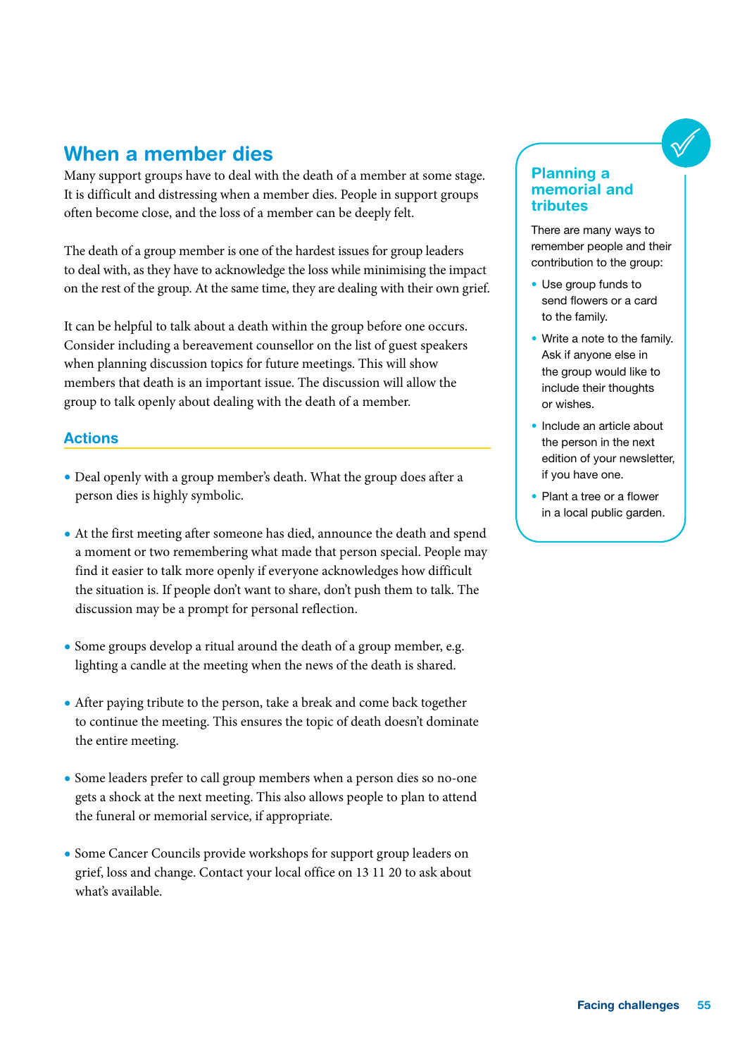## When a member dies

Many support groups have to deal with the death of a member at some stage. It is difficult and distressing when a member dies. People in support groups often become close, and the loss of a member can be deeply felt.

The death of a group member is one of the hardest issues for group leaders to deal with, as they have to acknowledge the loss while minimising the impact on the rest of the group. At the same time, they are dealing with their own grief.

It can be helpful to talk about a death within the group before one occurs. Consider including a bereavement counsellor on the list of guest speakers when planning discussion topics for future meetings. This will show members that death is an important issue. The discussion will allow the group to talk openly about dealing with the death of a member.

### Actions

- Deal openly with a group member's death. What the group does after a person dies is highly symbolic.
- At the first meeting after someone has died, announce the death and spend a moment or two remembering what made that person special. People may find it easier to talk more openly if everyone acknowledges how difficult the situation is. If people don't want to share, don't push them to talk. The discussion may be a prompt for personal reflection.
- Some groups develop a ritual around the death of a group member, e.g. lighting a candle at the meeting when the news of the death is shared.
- After paying tribute to the person, take a break and come back together to continue the meeting. This ensures the topic of death doesn't dominate the entire meeting.
- Some leaders prefer to call group members when a person dies so no-one gets a shock at the next meeting. This also allows people to plan to attend the funeral or memorial service, if appropriate.
- Some Cancer Councils provide workshops for support group leaders on grief, loss and change. Contact your local office on 13 11 20 to ask about what's available.

### Planning a memorial and tributes

There are many ways to remember people and their contribution to the group:

- Use group funds to send flowers or a card to the family.
- Write a note to the family. Ask if anyone else in the group would like to include their thoughts or wishes.
- Include an article about the person in the next edition of your newsletter, if you have one.
- Plant a tree or a flower in a local public garden.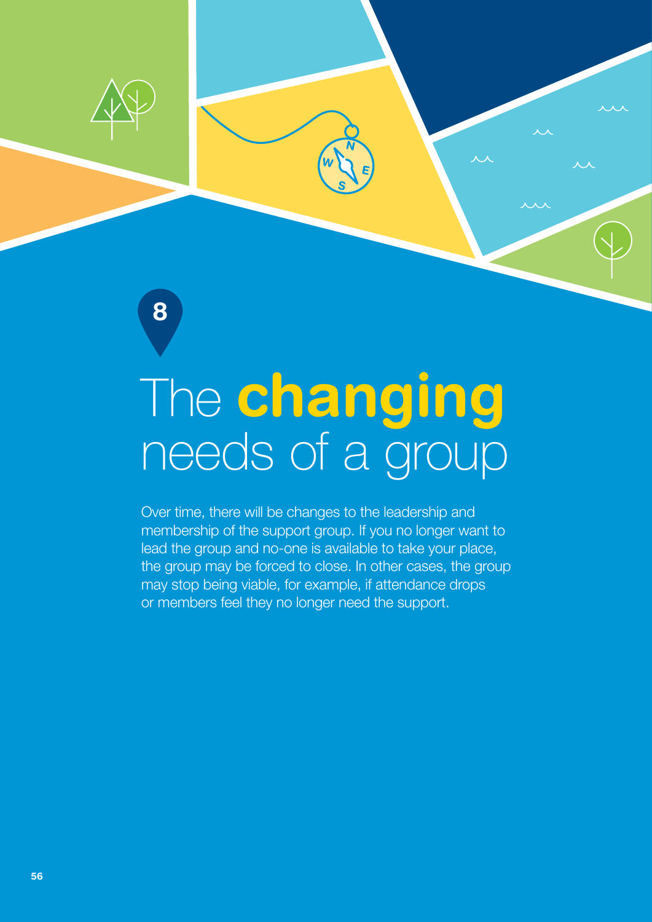# 8 The **changing** needs of a group

Over time, there will be changes to the leadership and membership of the support group. If you no longer want to lead the group and no-one is available to take your place, the group may be forced to close. In other cases, the group may stop being viable, for example, if attendance drops or members feel they no longer need the support.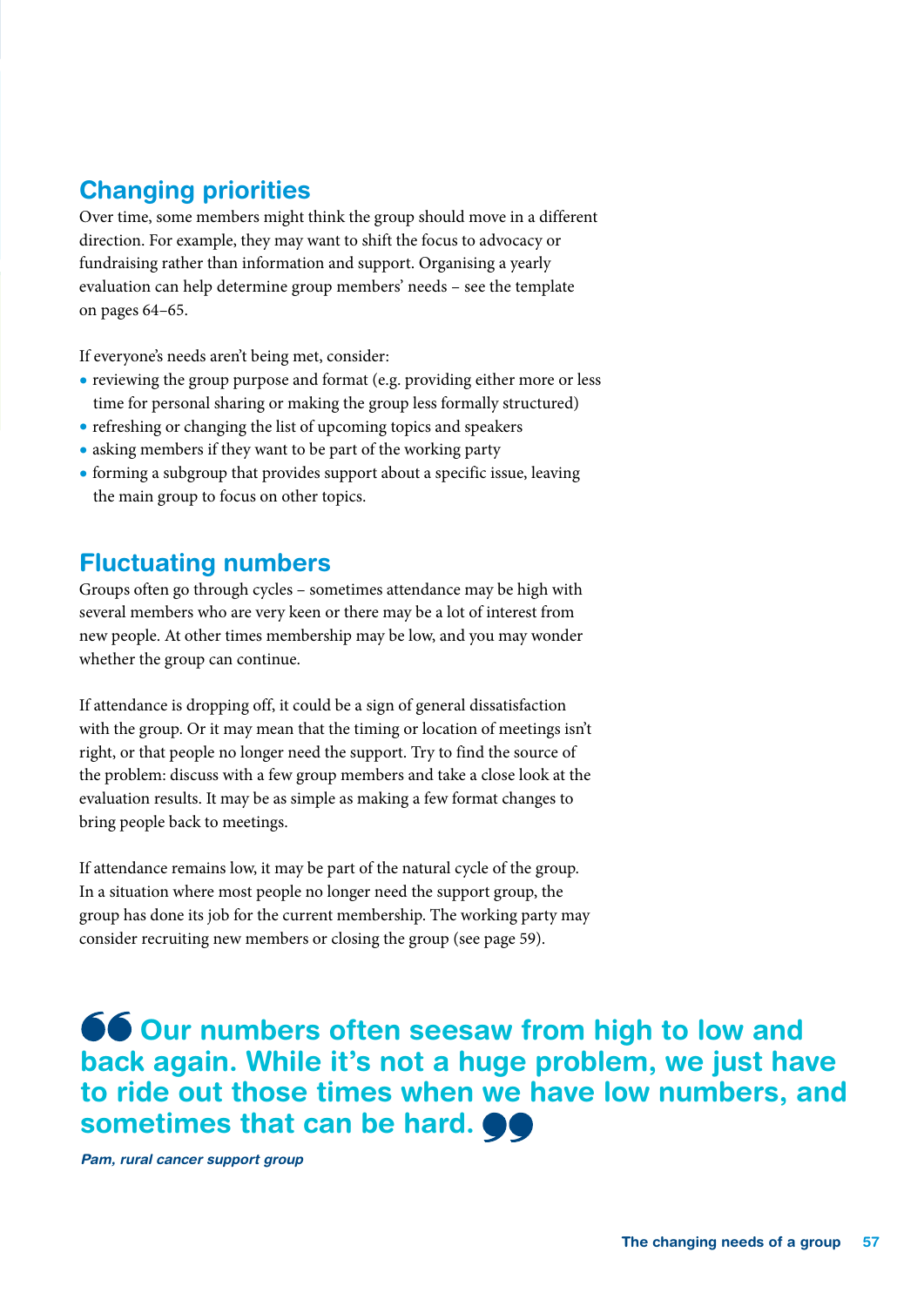## Changing priorities

Over time, some members might think the group should move in a different direction. For example, they may want to shift the focus to advocacy or fundraising rather than information and support. Organising a yearly evaluation can help determine group members' needs – see the template on pages 64–65.

If everyone's needs aren't being met, consider:

- reviewing the group purpose and format (e.g. providing either more or less time for personal sharing or making the group less formally structured)
- refreshing or changing the list of upcoming topics and speakers
- asking members if they want to be part of the working party
- forming a subgroup that provides support about a specific issue, leaving the main group to focus on other topics.

## Fluctuating numbers

Groups often go through cycles – sometimes attendance may be high with several members who are very keen or there may be a lot of interest from new people. At other times membership may be low, and you may wonder whether the group can continue.

If attendance is dropping off, it could be a sign of general dissatisfaction with the group. Or it may mean that the timing or location of meetings isn't right, or that people no longer need the support. Try to find the source of the problem: discuss with a few group members and take a close look at the evaluation results. It may be as simple as making a few format changes to bring people back to meetings.

If attendance remains low, it may be part of the natural cycle of the group. In a situation where most people no longer need the support group, the group has done its job for the current membership. The working party may consider recruiting new members or closing the group (see page 59).

> **"Our numbers often seesaw from high to low and back again. While it's not a huge problem, we just have to ride out those times when we have low numbers, and sometimes that can be hard."**
>
> ***Pam, rural cancer support group***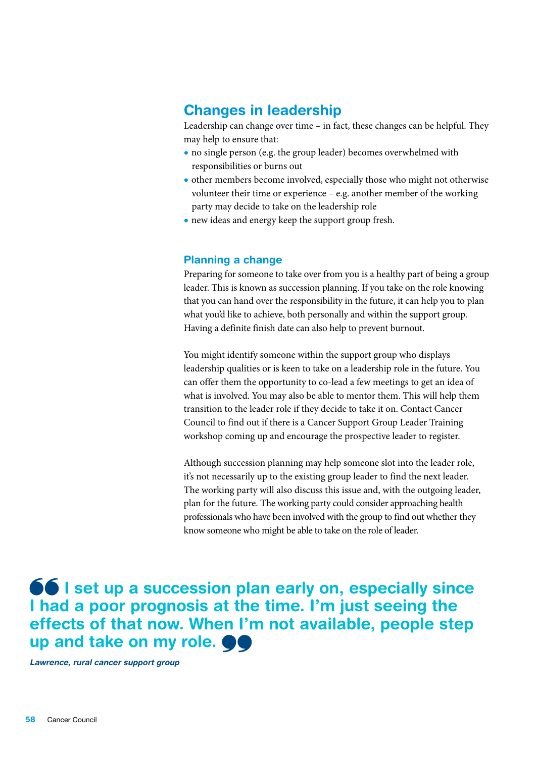## Changes in leadership

Leadership can change over time – in fact, these changes can be helpful. They may help to ensure that:

- no single person (e.g. the group leader) becomes overwhelmed with responsibilities or burns out
- other members become involved, especially those who might not otherwise volunteer their time or experience – e.g. another member of the working party may decide to take on the leadership role
- new ideas and energy keep the support group fresh.

### Planning a change

Preparing for someone to take over from you is a healthy part of being a group leader. This is known as succession planning. If you take on the role knowing that you can hand over the responsibility in the future, it can help you to plan what you'd like to achieve, both personally and within the support group. Having a definite finish date can also help to prevent burnout.

You might identify someone within the support group who displays leadership qualities or is keen to take on a leadership role in the future. You can offer them the opportunity to co-lead a few meetings to get an idea of what is involved. You may also be able to mentor them. This will help them transition to the leader role if they decide to take it on. Contact Cancer Council to find out if there is a Cancer Support Group Leader Training workshop coming up and encourage the prospective leader to register.

Although succession planning may help someone slot into the leader role, it's not necessarily up to the existing group leader to find the next leader. The working party will also discuss this issue and, with the outgoing leader, plan for the future. The working party could consider approaching health professionals who have been involved with the group to find out whether they know someone who might be able to take on the role of leader.

> **I set up a succession plan early on, especially since I had a poor prognosis at the time. I'm just seeing the effects of that now. When I'm not available, people step up and take on my role.**
>
> *Lawrence, rural cancer support group*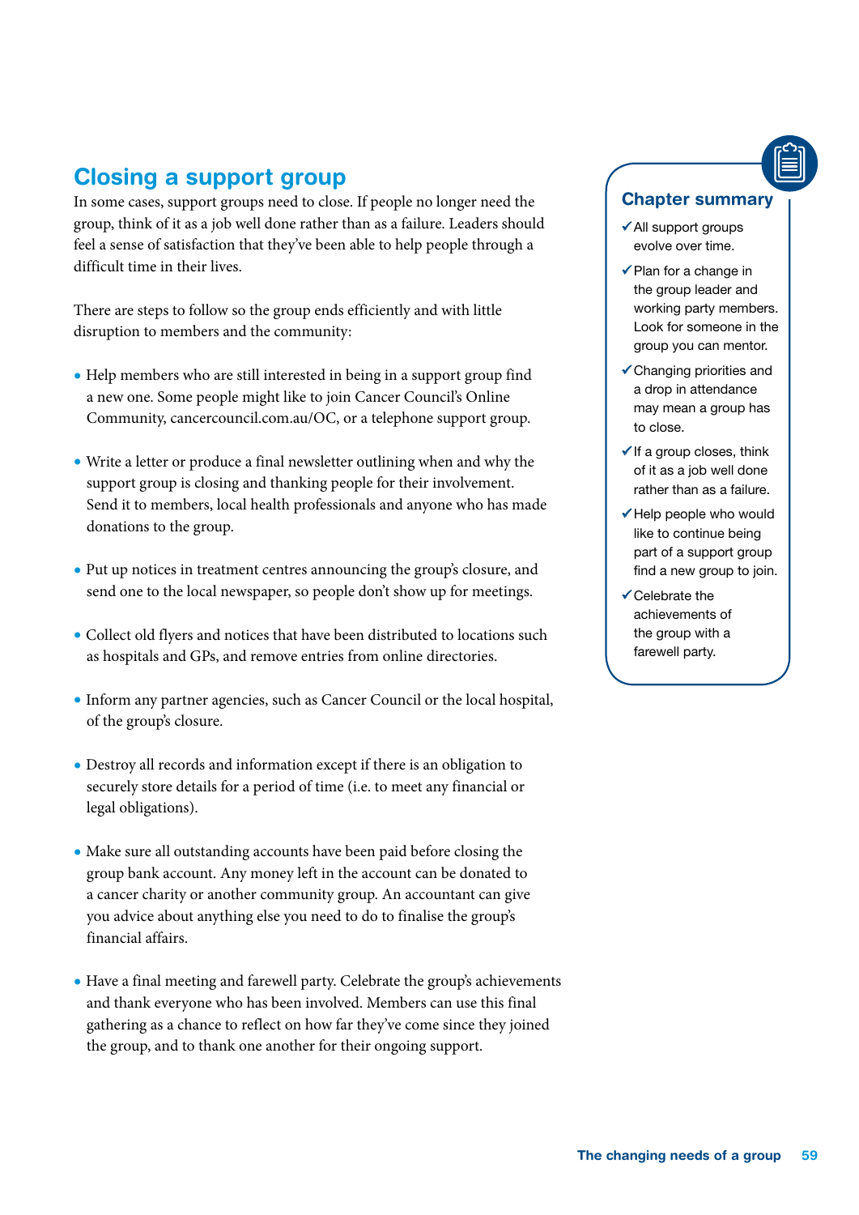## Closing a support group

In some cases, support groups need to close. If people no longer need the group, think of it as a job well done rather than as a failure. Leaders should feel a sense of satisfaction that they've been able to help people through a difficult time in their lives.

There are steps to follow so the group ends efficiently and with little disruption to members and the community:

- Help members who are still interested in being in a support group find a new one. Some people might like to join Cancer Council's Online Community, cancercouncil.com.au/OC, or a telephone support group.
- Write a letter or produce a final newsletter outlining when and why the support group is closing and thanking people for their involvement. Send it to members, local health professionals and anyone who has made donations to the group.
- Put up notices in treatment centres announcing the group's closure, and send one to the local newspaper, so people don't show up for meetings.
- Collect old flyers and notices that have been distributed to locations such as hospitals and GPs, and remove entries from online directories.
- Inform any partner agencies, such as Cancer Council or the local hospital, of the group's closure.
- Destroy all records and information except if there is an obligation to securely store details for a period of time (i.e. to meet any financial or legal obligations).
- Make sure all outstanding accounts have been paid before closing the group bank account. Any money left in the account can be donated to a cancer charity or another community group. An accountant can give you advice about anything else you need to do to finalise the group's financial affairs.
- Have a final meeting and farewell party. Celebrate the group's achievements and thank everyone who has been involved. Members can use this final gathering as a chance to reflect on how far they've come since they joined the group, and to thank one another for their ongoing support.

### Chapter summary

- ✓ All support groups evolve over time.
- ✓ Plan for a change in the group leader and working party members. Look for someone in the group you can mentor.
- ✓ Changing priorities and a drop in attendance may mean a group has to close.
- ✓ If a group closes, think of it as a job well done rather than as a failure.
- ✓ Help people who would like to continue being part of a support group find a new group to join.
- ✓ Celebrate the achievements of the group with a farewell party.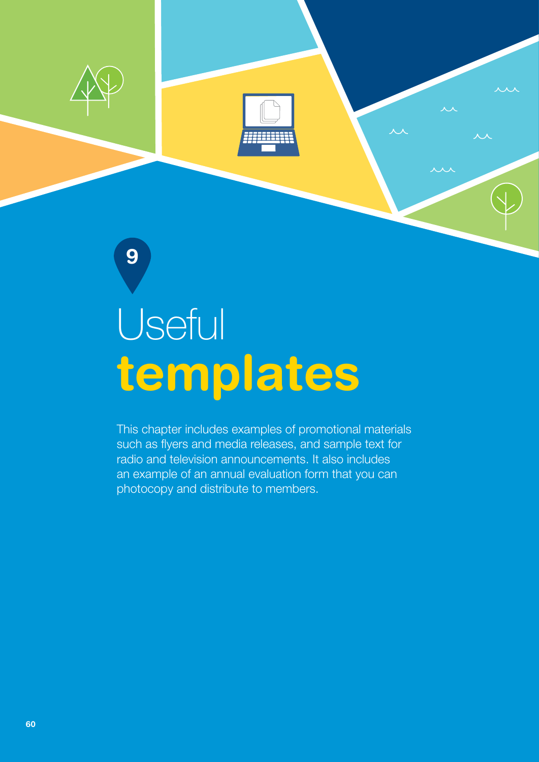# 9 Useful templates

This chapter includes examples of promotional materials such as flyers and media releases, and sample text for radio and television announcements. It also includes an example of an annual evaluation form that you can photocopy and distribute to members.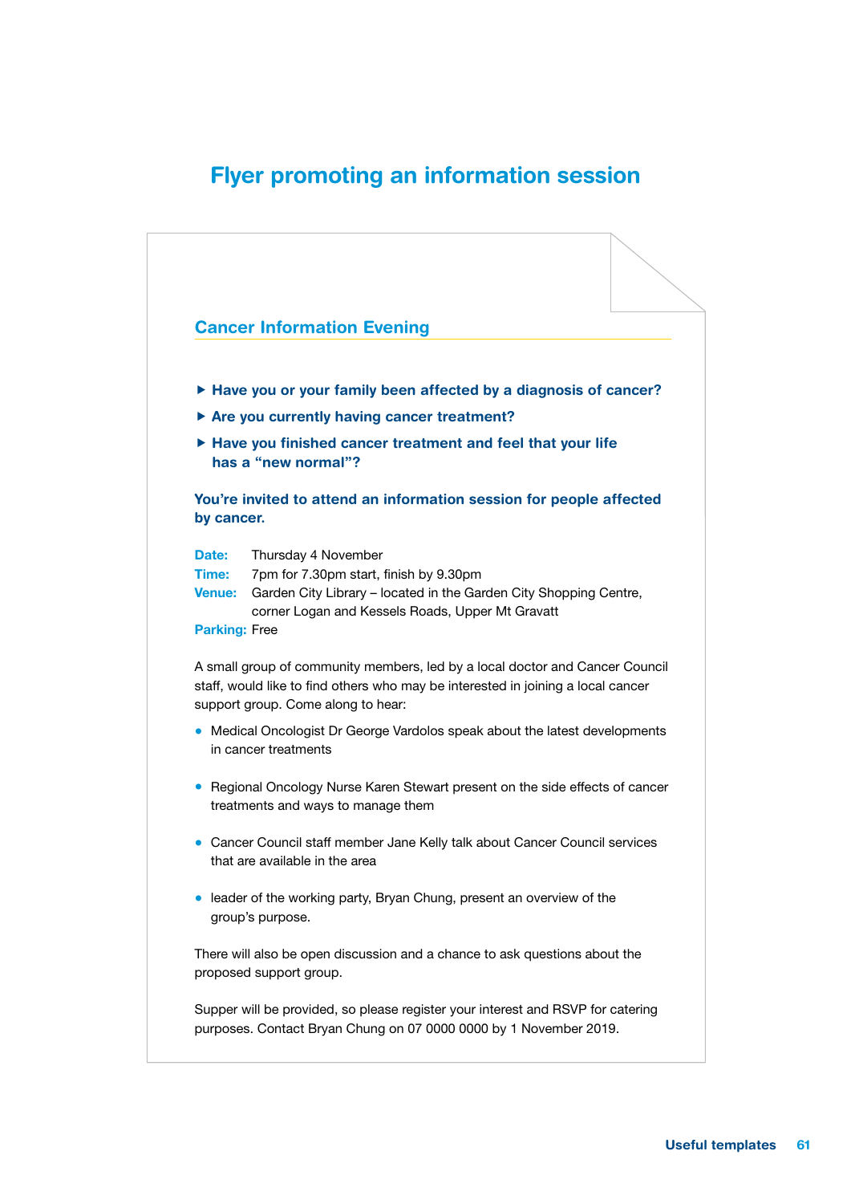# Flyer promoting an information session

## Cancer Information Evening

- **Have you or your family been affected by a diagnosis of cancer?**
- **Are you currently having cancer treatment?**
- **Have you finished cancer treatment and feel that your life has a “new normal”?**

**You’re invited to attend an information session for people affected by cancer.**

**Date:** Thursday 4 November
**Time:** 7pm for 7.30pm start, finish by 9.30pm
**Venue:** Garden City Library – located in the Garden City Shopping Centre, corner Logan and Kessels Roads, Upper Mt Gravatt
**Parking:** Free

A small group of community members, led by a local doctor and Cancer Council staff, would like to find others who may be interested in joining a local cancer support group. Come along to hear:

- Medical Oncologist Dr George Vardolos speak about the latest developments in cancer treatments
- Regional Oncology Nurse Karen Stewart present on the side effects of cancer treatments and ways to manage them
- Cancer Council staff member Jane Kelly talk about Cancer Council services that are available in the area
- leader of the working party, Bryan Chung, present an overview of the group’s purpose.

There will also be open discussion and a chance to ask questions about the proposed support group.

Supper will be provided, so please register your interest and RSVP for catering purposes. Contact Bryan Chung on 07 0000 0000 by 1 November 2019.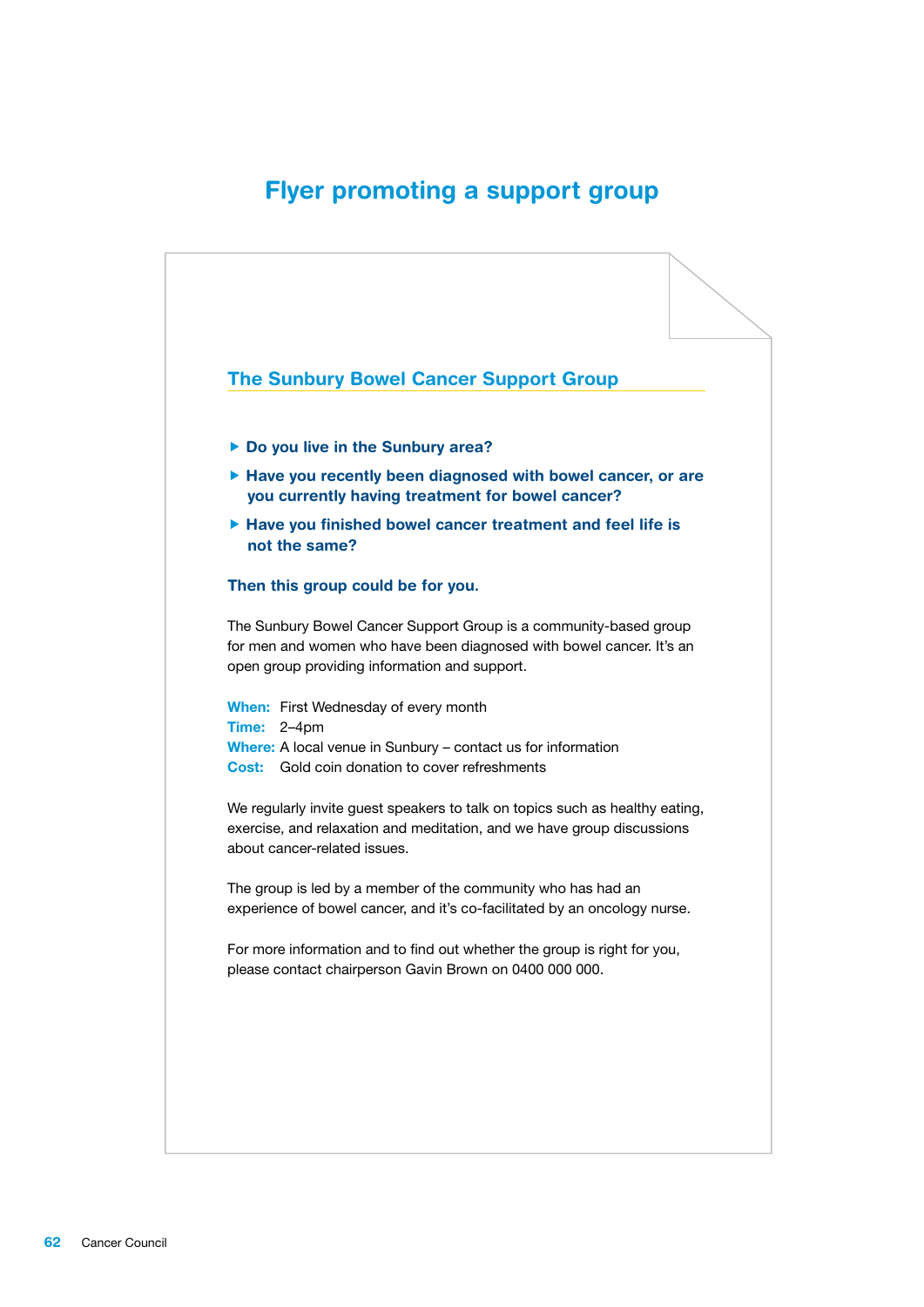# Flyer promoting a support group

## The Sunbury Bowel Cancer Support Group

- **Do you live in the Sunbury area?**
- **Have you recently been diagnosed with bowel cancer, or are you currently having treatment for bowel cancer?**
- **Have you finished bowel cancer treatment and feel life is not the same?**

**Then this group could be for you.**

The Sunbury Bowel Cancer Support Group is a community-based group for men and women who have been diagnosed with bowel cancer. It's an open group providing information and support.

**When:** First Wednesday of every month
**Time:** 2–4pm
**Where:** A local venue in Sunbury – contact us for information
**Cost:** Gold coin donation to cover refreshments

We regularly invite guest speakers to talk on topics such as healthy eating, exercise, and relaxation and meditation, and we have group discussions about cancer-related issues.

The group is led by a member of the community who has had an experience of bowel cancer, and it's co-facilitated by an oncology nurse.

For more information and to find out whether the group is right for you, please contact chairperson Gavin Brown on 0400 000 000.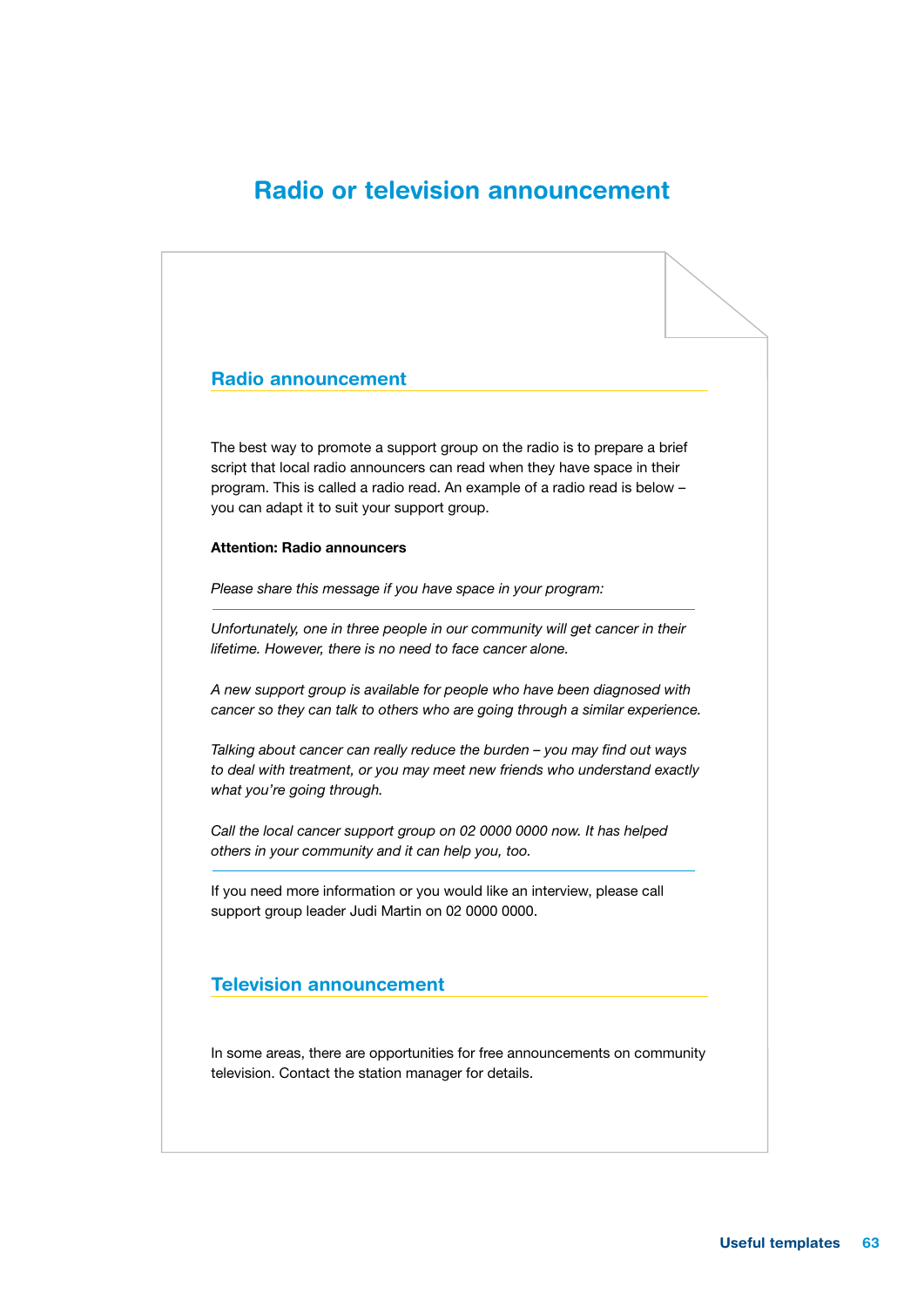# Radio or television announcement

## Radio announcement

The best way to promote a support group on the radio is to prepare a brief script that local radio announcers can read when they have space in their program. This is called a radio read. An example of a radio read is below – you can adapt it to suit your support group.

**Attention: Radio announcers**

*Please share this message if you have space in your program:*

---

*Unfortunately, one in three people in our community will get cancer in their lifetime. However, there is no need to face cancer alone.*

*A new support group is available for people who have been diagnosed with cancer so they can talk to others who are going through a similar experience.*

*Talking about cancer can really reduce the burden – you may find out ways to deal with treatment, or you may meet new friends who understand exactly what you're going through.*

*Call the local cancer support group on 02 0000 0000 now. It has helped others in your community and it can help you, too.*

---

If you need more information or you would like an interview, please call support group leader Judi Martin on 02 0000 0000.

## Television announcement

In some areas, there are opportunities for free announcements on community television. Contact the station manager for details.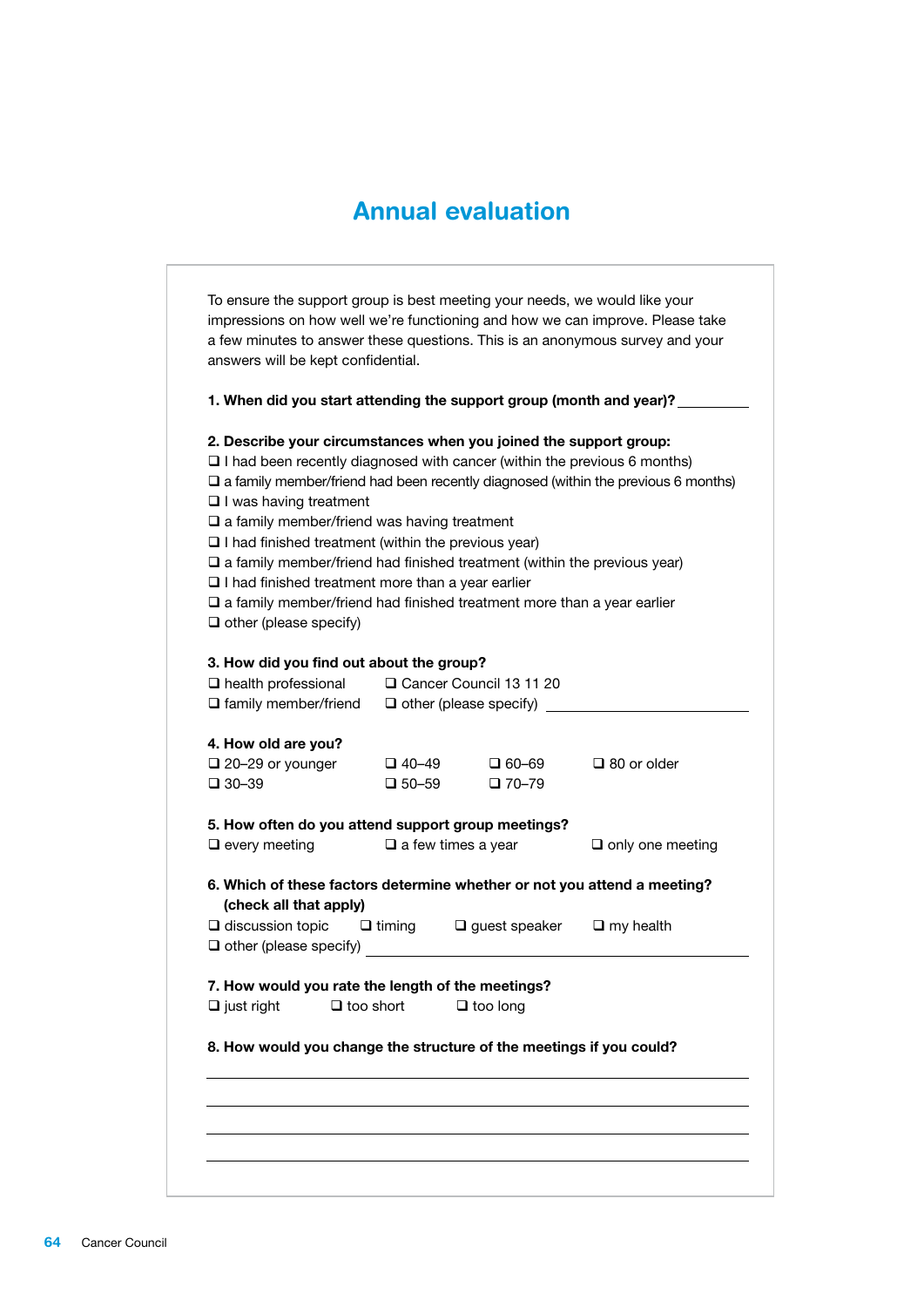# Annual evaluation

To ensure the support group is best meeting your needs, we would like your impressions on how well we're functioning and how we can improve. Please take a few minutes to answer these questions. This is an anonymous survey and your answers will be kept confidential.

**1. When did you start attending the support group (month and year)?** __________

**2. Describe your circumstances when you joined the support group:**

- ❑ I had been recently diagnosed with cancer (within the previous 6 months)
- ❑ a family member/friend had been recently diagnosed (within the previous 6 months)
- ❑ I was having treatment
- ❑ a family member/friend was having treatment
- ❑ I had finished treatment (within the previous year)
- ❑ a family member/friend had finished treatment (within the previous year)
- ❑ I had finished treatment more than a year earlier
- ❑ a family member/friend had finished treatment more than a year earlier
- ❑ other (please specify)

**3. How did you find out about the group?**

- ❑ health professional
- ❑ Cancer Council 13 11 20
- ❑ family member/friend
- ❑ other (please specify) ____________________

**4. How old are you?**

- ❑ 20–29 or younger
- ❑ 30–39
- ❑ 40–49
- ❑ 50–59
- ❑ 60–69
- ❑ 70–79
- ❑ 80 or older

**5. How often do you attend support group meetings?**

- ❑ every meeting
- ❑ a few times a year
- ❑ only one meeting

**6. Which of these factors determine whether or not you attend a meeting? (check all that apply)**

- ❑ discussion topic
- ❑ timing
- ❑ guest speaker
- ❑ my health
- ❑ other (please specify) ____________________

**7. How would you rate the length of the meetings?**

- ❑ just right
- ❑ too short
- ❑ too long

**8. How would you change the structure of the meetings if you could?**

____________________________________________

____________________________________________

____________________________________________

____________________________________________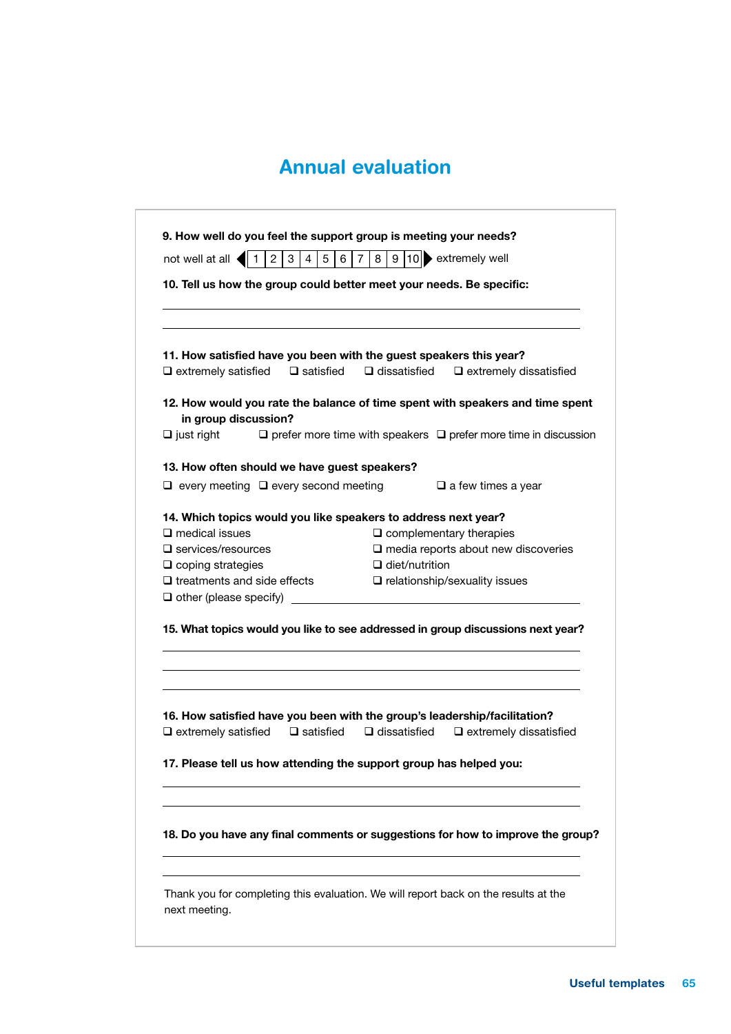# Annual evaluation

**9. How well do you feel the support group is meeting your needs?**

not well at all ◀ 1 | 2 | 3 | 4 | 5 | 6 | 7 | 8 | 9 | 10 ▶ extremely well

**10. Tell us how the group could better meet your needs. Be specific:**

\_\_\_\_\_\_\_\_\_\_\_\_\_\_\_\_\_\_\_\_\_\_\_\_\_\_\_\_\_\_\_\_\_\_\_\_\_\_\_\_

\_\_\_\_\_\_\_\_\_\_\_\_\_\_\_\_\_\_\_\_\_\_\_\_\_\_\_\_\_\_\_\_\_\_\_\_\_\_\_\_

**11. How satisfied have you been with the guest speakers this year?**

❑ extremely satisfied ❑ satisfied ❑ dissatisfied ❑ extremely dissatisfied

**12. How would you rate the balance of time spent with speakers and time spent in group discussion?**

❑ just right ❑ prefer more time with speakers ❑ prefer more time in discussion

**13. How often should we have guest speakers?**

❑ every meeting ❑ every second meeting ❑ a few times a year

**14. Which topics would you like speakers to address next year?**

❑ medical issues
❑ services/resources
❑ coping strategies
❑ treatments and side effects
❑ complementary therapies
❑ media reports about new discoveries
❑ diet/nutrition
❑ relationship/sexuality issues
❑ other (please specify) \_\_\_\_\_\_\_\_\_\_\_\_\_\_\_\_\_\_\_\_\_\_\_\_\_\_

**15. What topics would you like to see addressed in group discussions next year?**

\_\_\_\_\_\_\_\_\_\_\_\_\_\_\_\_\_\_\_\_\_\_\_\_\_\_\_\_\_\_\_\_\_\_\_\_\_\_\_\_

\_\_\_\_\_\_\_\_\_\_\_\_\_\_\_\_\_\_\_\_\_\_\_\_\_\_\_\_\_\_\_\_\_\_\_\_\_\_\_\_

\_\_\_\_\_\_\_\_\_\_\_\_\_\_\_\_\_\_\_\_\_\_\_\_\_\_\_\_\_\_\_\_\_\_\_\_\_\_\_\_

**16. How satisfied have you been with the group's leadership/facilitation?**

❑ extremely satisfied ❑ satisfied ❑ dissatisfied ❑ extremely dissatisfied

**17. Please tell us how attending the support group has helped you:**

\_\_\_\_\_\_\_\_\_\_\_\_\_\_\_\_\_\_\_\_\_\_\_\_\_\_\_\_\_\_\_\_\_\_\_\_\_\_\_\_

\_\_\_\_\_\_\_\_\_\_\_\_\_\_\_\_\_\_\_\_\_\_\_\_\_\_\_\_\_\_\_\_\_\_\_\_\_\_\_\_

**18. Do you have any final comments or suggestions for how to improve the group?**

\_\_\_\_\_\_\_\_\_\_\_\_\_\_\_\_\_\_\_\_\_\_\_\_\_\_\_\_\_\_\_\_\_\_\_\_\_\_\_\_

\_\_\_\_\_\_\_\_\_\_\_\_\_\_\_\_\_\_\_\_\_\_\_\_\_\_\_\_\_\_\_\_\_\_\_\_\_\_\_\_

Thank you for completing this evaluation. We will report back on the results at the next meeting.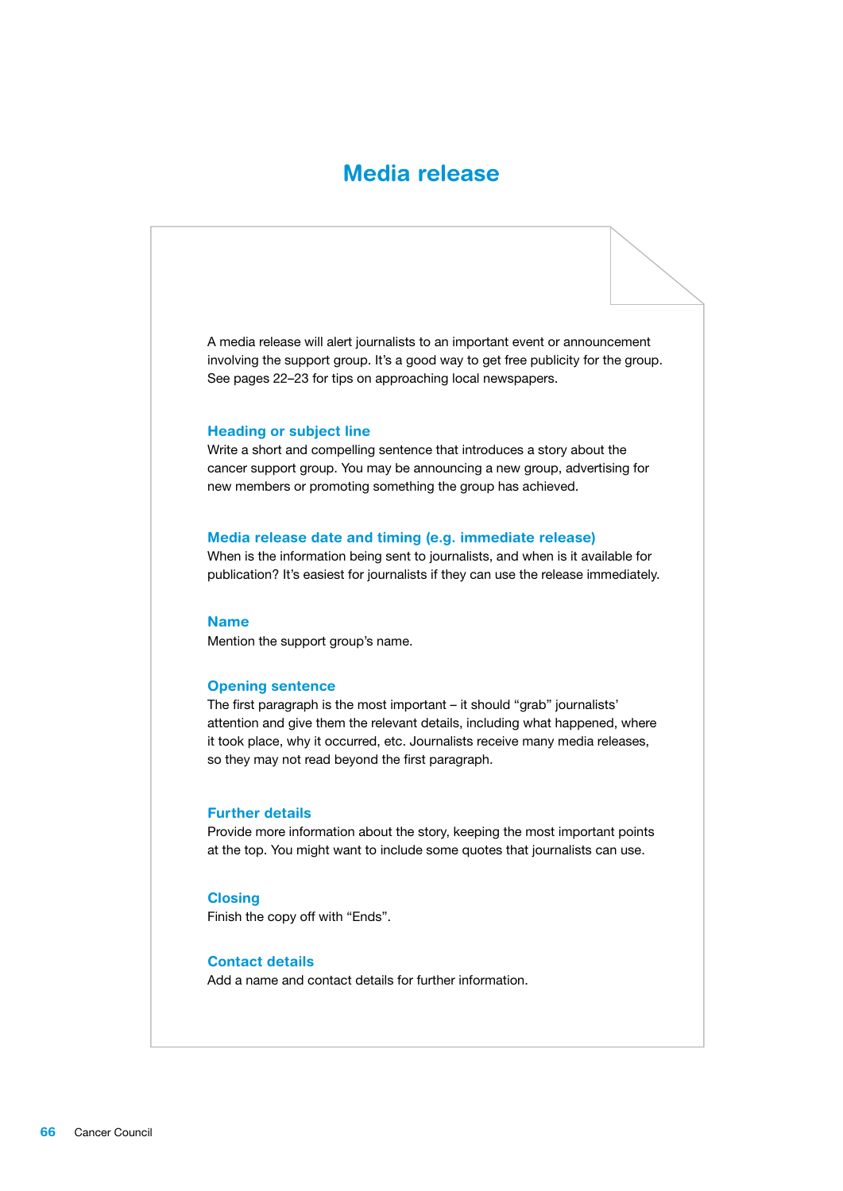# Media release

A media release will alert journalists to an important event or announcement involving the support group. It's a good way to get free publicity for the group. See pages 22–23 for tips on approaching local newspapers.

### Heading or subject line

Write a short and compelling sentence that introduces a story about the cancer support group. You may be announcing a new group, advertising for new members or promoting something the group has achieved.

### Media release date and timing (e.g. immediate release)

When is the information being sent to journalists, and when is it available for publication? It's easiest for journalists if they can use the release immediately.

### Name

Mention the support group's name.

### Opening sentence

The first paragraph is the most important – it should "grab" journalists' attention and give them the relevant details, including what happened, where it took place, why it occurred, etc. Journalists receive many media releases, so they may not read beyond the first paragraph.

### Further details

Provide more information about the story, keeping the most important points at the top. You might want to include some quotes that journalists can use.

### Closing

Finish the copy off with "Ends".

### Contact details

Add a name and contact details for further information.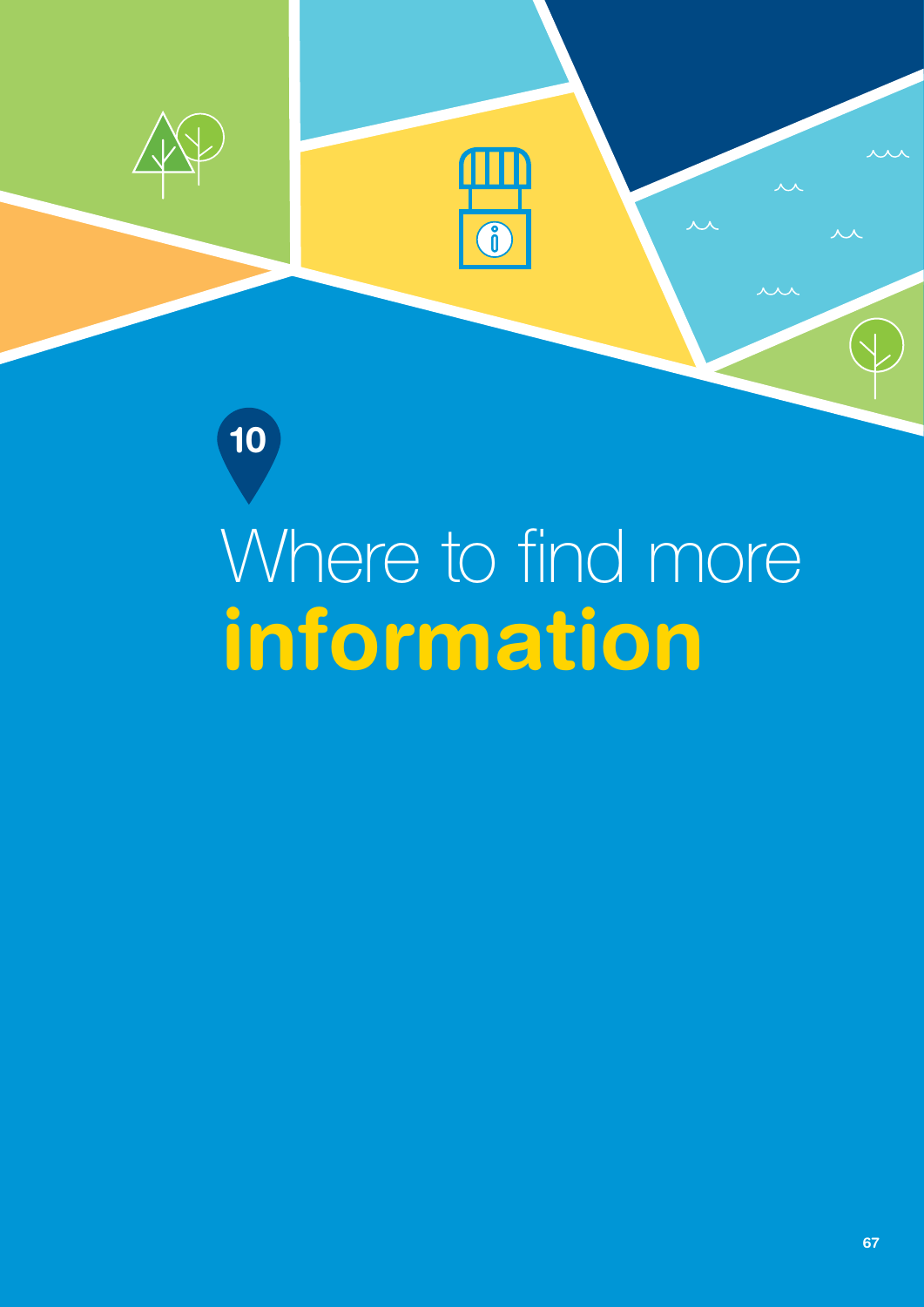10

# Where to find more **information**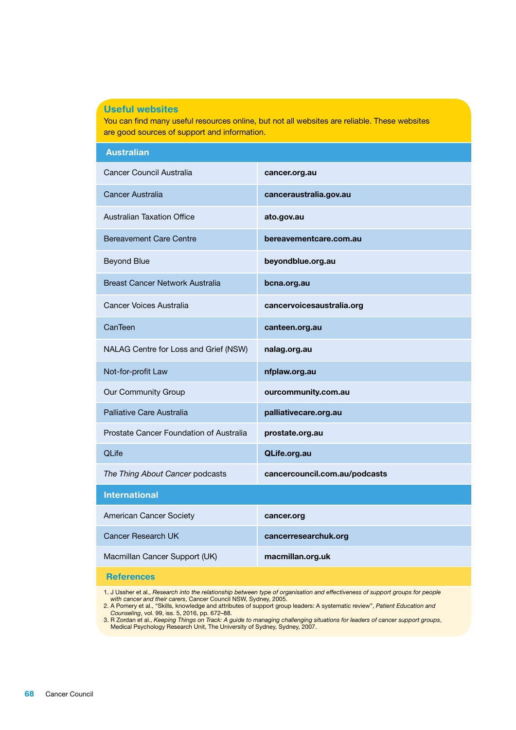## Useful websites

You can find many useful resources online, but not all websites are reliable. These websites are good sources of support and information.

| Australian | |
|---|---|
| Cancer Council Australia | **cancer.org.au** |
| Cancer Australia | **canceraustralia.gov.au** |
| Australian Taxation Office | **ato.gov.au** |
| Bereavement Care Centre | **bereavementcare.com.au** |
| Beyond Blue | **beyondblue.org.au** |
| Breast Cancer Network Australia | **bcna.org.au** |
| Cancer Voices Australia | **cancervoicesaustralia.org** |
| CanTeen | **canteen.org.au** |
| NALAG Centre for Loss and Grief (NSW) | **nalag.org.au** |
| Not-for-profit Law | **nfplaw.org.au** |
| Our Community Group | **ourcommunity.com.au** |
| Palliative Care Australia | **palliativecare.org.au** |
| Prostate Cancer Foundation of Australia | **prostate.org.au** |
| QLife | **QLife.org.au** |
| *The Thing About Cancer* podcasts | **cancercouncil.com.au/podcasts** |

| International | |
|---|---|
| American Cancer Society | **cancer.org** |
| Cancer Research UK | **cancerresearchuk.org** |
| Macmillan Cancer Support (UK) | **macmillan.org.uk** |

## References

1. J Ussher et al., *Research into the relationship between type of organisation and effectiveness of support groups for people with cancer and their carers*, Cancer Council NSW, Sydney, 2005.
2. A Pomery et al., "Skills, knowledge and attributes of support group leaders: A systematic review", *Patient Education and Counseling*, vol. 99, iss. 5, 2016, pp. 672–88.
3. R Zordan et al., *Keeping Things on Track: A guide to managing challenging situations for leaders of cancer support groups*, Medical Psychology Research Unit, The University of Sydney, Sydney, 2007.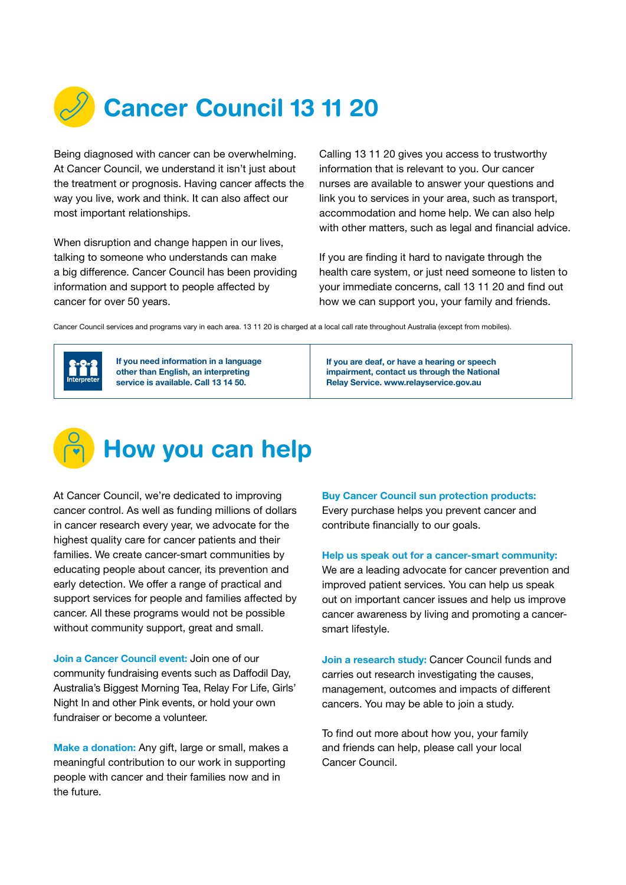# Cancer Council 13 11 20

Being diagnosed with cancer can be overwhelming. At Cancer Council, we understand it isn't just about the treatment or prognosis. Having cancer affects the way you live, work and think. It can also affect our most important relationships.

When disruption and change happen in our lives, talking to someone who understands can make a big difference. Cancer Council has been providing information and support to people affected by cancer for over 50 years.

Calling 13 11 20 gives you access to trustworthy information that is relevant to you. Our cancer nurses are available to answer your questions and link you to services in your area, such as transport, accommodation and home help. We can also help with other matters, such as legal and financial advice.

If you are finding it hard to navigate through the health care system, or just need someone to listen to your immediate concerns, call 13 11 20 and find out how we can support you, your family and friends.

Cancer Council services and programs vary in each area. 13 11 20 is charged at a local call rate throughout Australia (except from mobiles).

**If you need information in a language other than English, an interpreting service is available. Call 13 14 50.**

**If you are deaf, or have a hearing or speech impairment, contact us through the National Relay Service. www.relayservice.gov.au**

# How you can help

At Cancer Council, we're dedicated to improving cancer control. As well as funding millions of dollars in cancer research every year, we advocate for the highest quality care for cancer patients and their families. We create cancer-smart communities by educating people about cancer, its prevention and early detection. We offer a range of practical and support services for people and families affected by cancer. All these programs would not be possible without community support, great and small.

**Join a Cancer Council event:** Join one of our community fundraising events such as Daffodil Day, Australia's Biggest Morning Tea, Relay For Life, Girls' Night In and other Pink events, or hold your own fundraiser or become a volunteer.

**Make a donation:** Any gift, large or small, makes a meaningful contribution to our work in supporting people with cancer and their families now and in the future.

**Buy Cancer Council sun protection products:** Every purchase helps you prevent cancer and contribute financially to our goals.

**Help us speak out for a cancer-smart community:** We are a leading advocate for cancer prevention and improved patient services. You can help us speak out on important cancer issues and help us improve cancer awareness by living and promoting a cancer-smart lifestyle.

**Join a research study:** Cancer Council funds and carries out research investigating the causes, management, outcomes and impacts of different cancers. You may be able to join a study.

To find out more about how you, your family and friends can help, please call your local Cancer Council.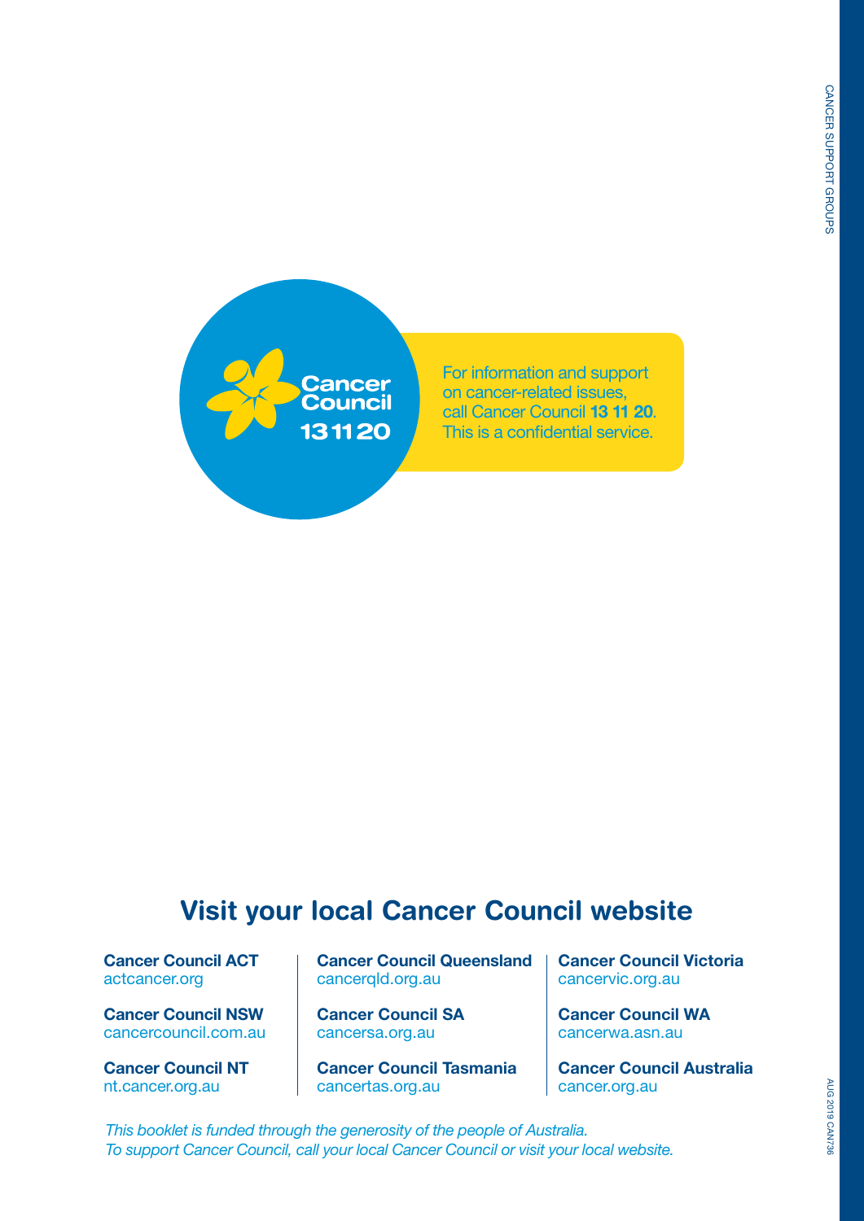Cancer Council 13 11 20

For information and support on cancer-related issues, call Cancer Council **13 11 20**. This is a confidential service.

## Visit your local Cancer Council website

**Cancer Council ACT**
actcancer.org

**Cancer Council NSW**
cancercouncil.com.au

**Cancer Council NT**
nt.cancer.org.au

**Cancer Council Queensland**
cancerqld.org.au

**Cancer Council SA**
cancersa.org.au

**Cancer Council Tasmania**
cancertas.org.au

**Cancer Council Victoria**
cancervic.org.au

**Cancer Council WA**
cancerwa.asn.au

**Cancer Council Australia**
cancer.org.au

*This booklet is funded through the generosity of the people of Australia.*
*To support Cancer Council, call your local Cancer Council or visit your local website.*

AUG 2019 CAN736